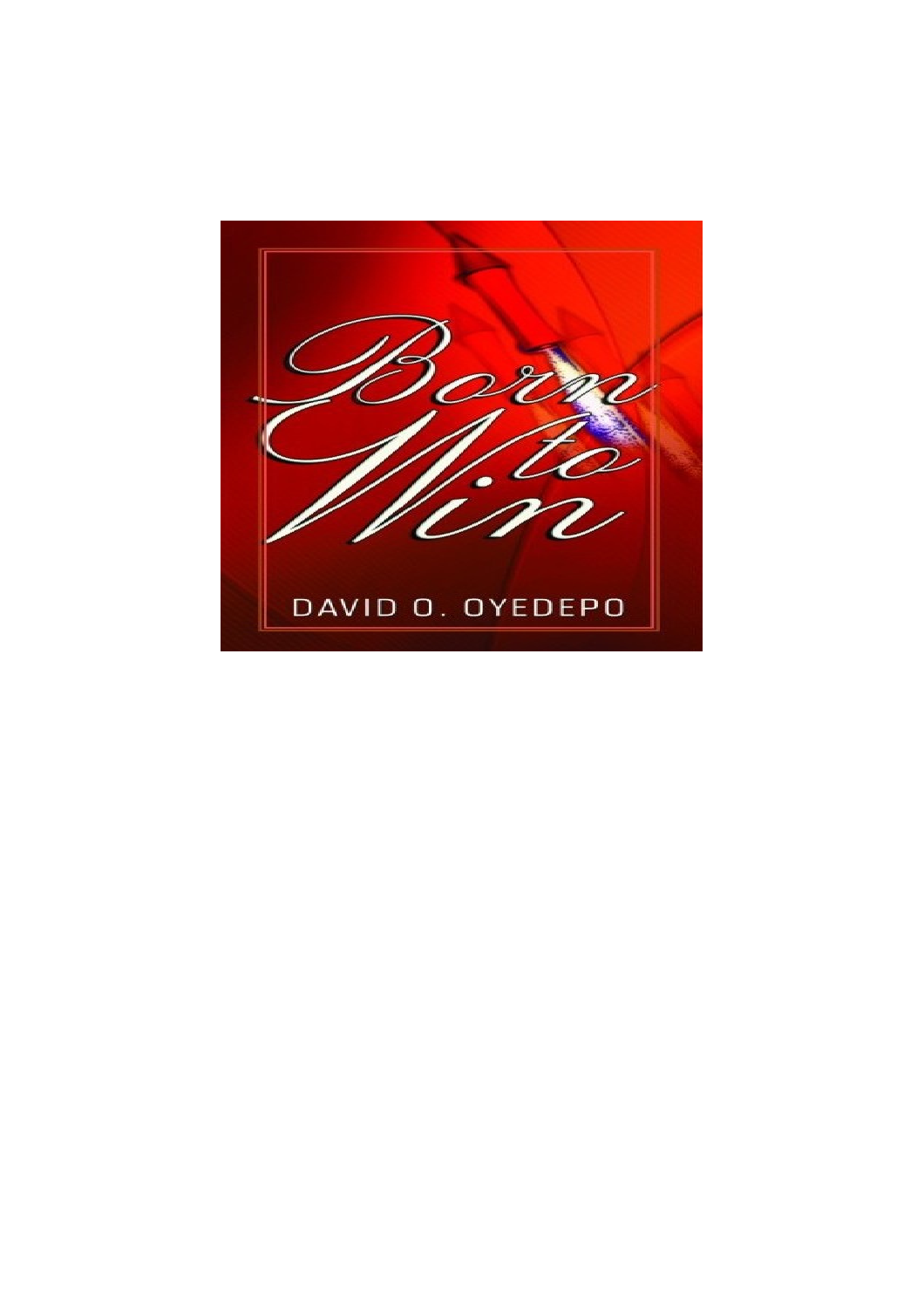# Born to Win

DAVID O. OYEDEPO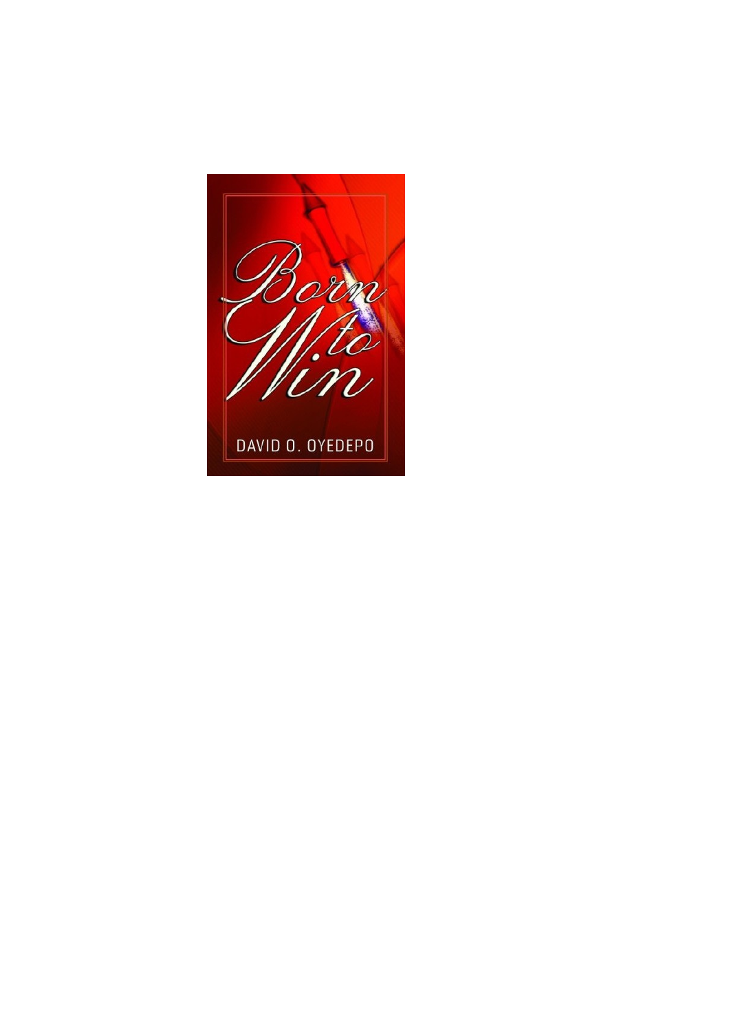# Born to Win

DAVID O. OYEDEPO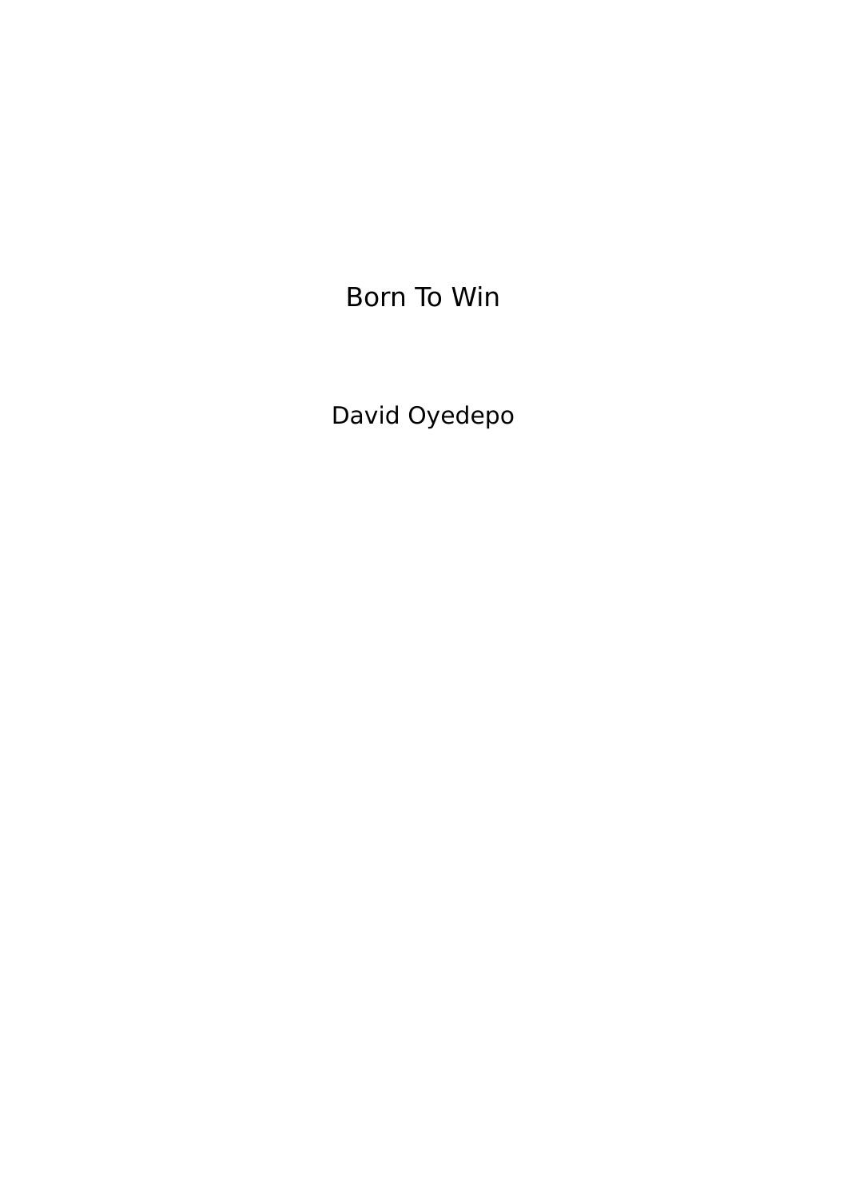# Born To Win

David Oyedepo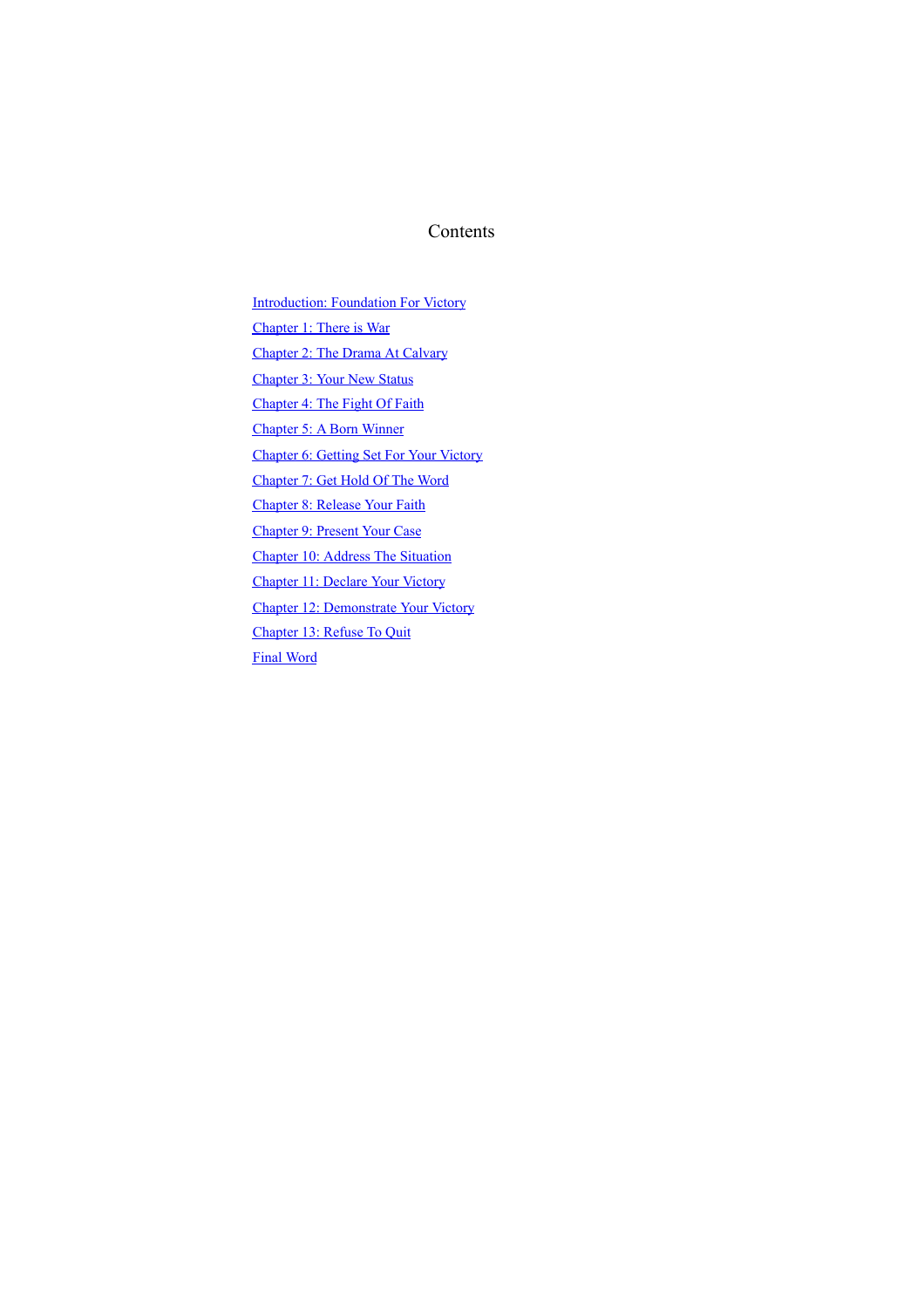# Contents

- Introduction: Foundation For Victory
- Chapter 1: There is War
- Chapter 2: The Drama At Calvary
- Chapter 3: Your New Status
- Chapter 4: The Fight Of Faith
- Chapter 5: A Born Winner
- Chapter 6: Getting Set For Your Victory
- Chapter 7: Get Hold Of The Word
- Chapter 8: Release Your Faith
- Chapter 9: Present Your Case
- Chapter 10: Address The Situation
- Chapter 11: Declare Your Victory
- Chapter 12: Demonstrate Your Victory
- Chapter 13: Refuse To Quit
- Final Word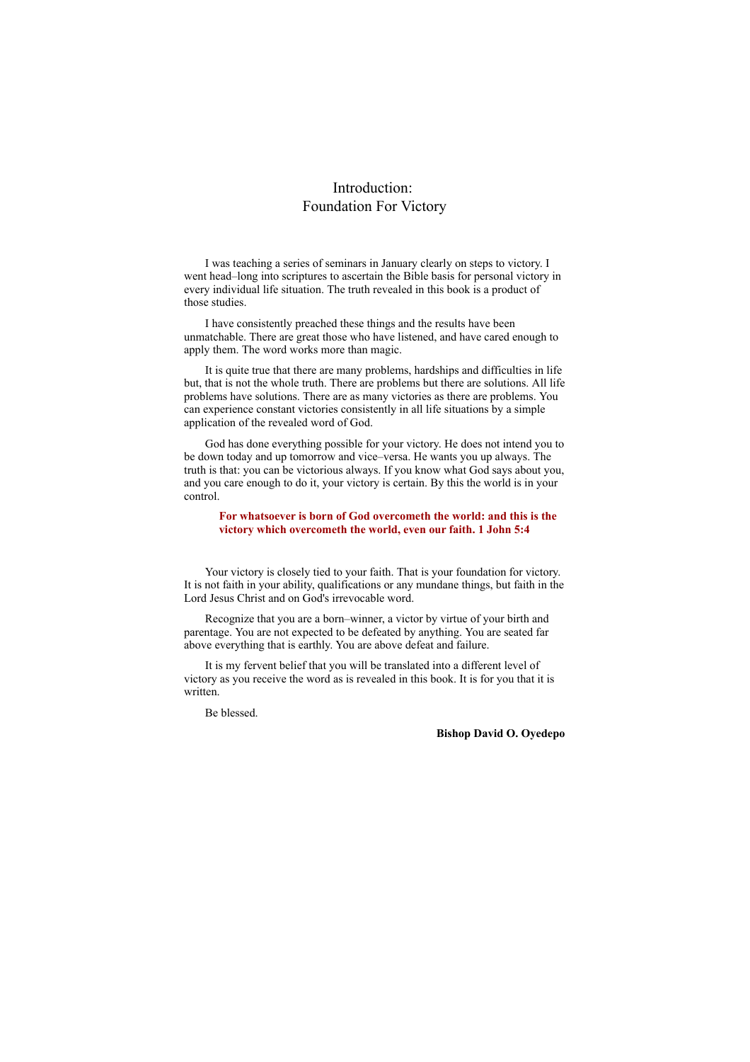# Introduction:
# Foundation For Victory

I was teaching a series of seminars in January clearly on steps to victory. I went head–long into scriptures to ascertain the Bible basis for personal victory in every individual life situation. The truth revealed in this book is a product of those studies.

I have consistently preached these things and the results have been unmatchable. There are great those who have listened, and have cared enough to apply them. The word works more than magic.

It is quite true that there are many problems, hardships and difficulties in life but, that is not the whole truth. There are problems but there are solutions. All life problems have solutions. There are as many victories as there are problems. You can experience constant victories consistently in all life situations by a simple application of the revealed word of God.

God has done everything possible for your victory. He does not intend you to be down today and up tomorrow and vice–versa. He wants you up always. The truth is that: you can be victorious always. If you know what God says about you, and you care enough to do it, your victory is certain. By this the world is in your control.

> **For whatsoever is born of God overcometh the world: and this is the victory which overcometh the world, even our faith. 1 John 5:4**

Your victory is closely tied to your faith. That is your foundation for victory. It is not faith in your ability, qualifications or any mundane things, but faith in the Lord Jesus Christ and on God's irrevocable word.

Recognize that you are a born–winner, a victor by virtue of your birth and parentage. You are not expected to be defeated by anything. You are seated far above everything that is earthly. You are above defeat and failure.

It is my fervent belief that you will be translated into a different level of victory as you receive the word as is revealed in this book. It is for you that it is written.

Be blessed.

**Bishop David O. Oyedepo**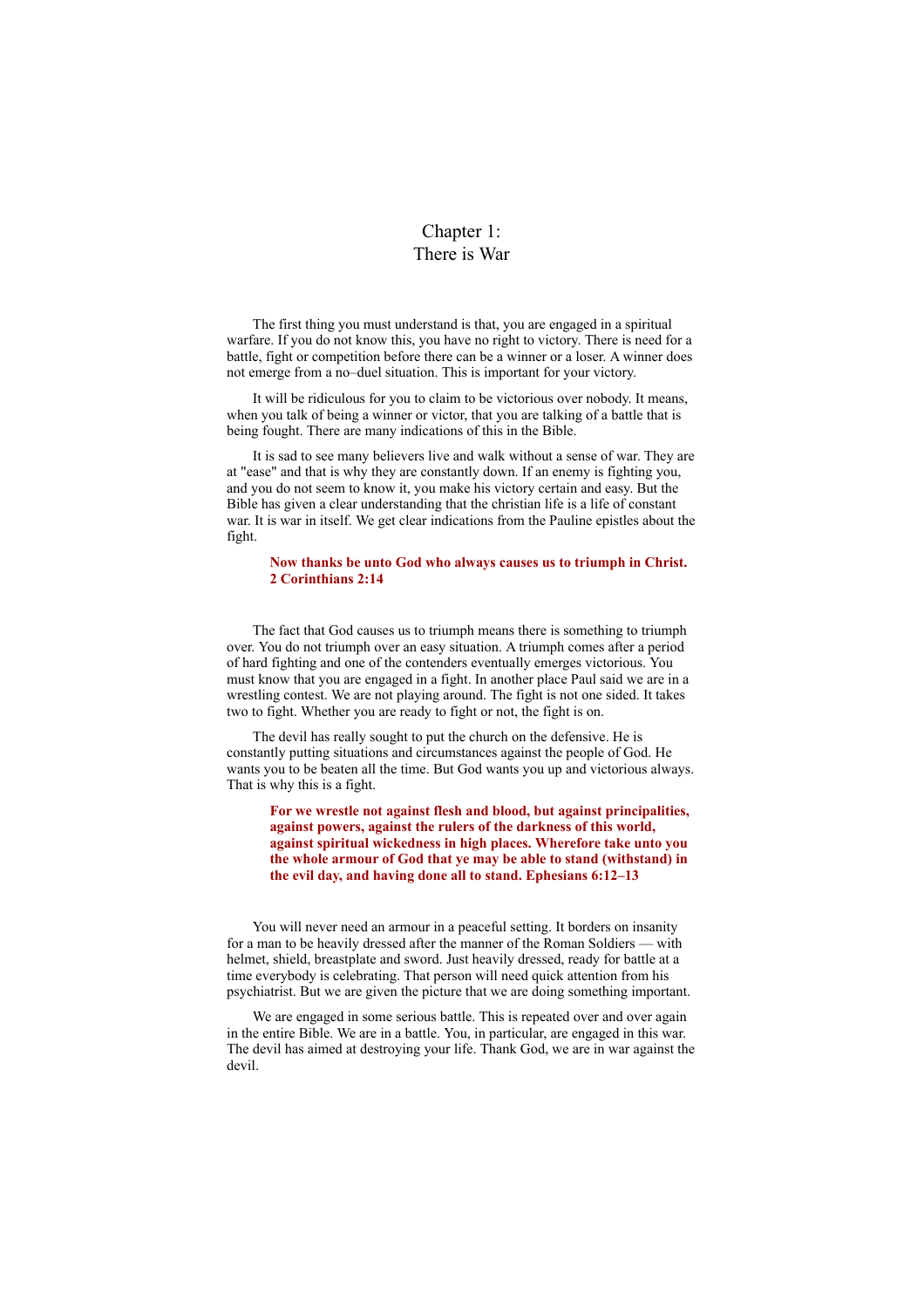# Chapter 1:
# There is War

The first thing you must understand is that, you are engaged in a spiritual warfare. If you do not know this, you have no right to victory. There is need for a battle, fight or competition before there can be a winner or a loser. A winner does not emerge from a no–duel situation. This is important for your victory.

It will be ridiculous for you to claim to be victorious over nobody. It means, when you talk of being a winner or victor, that you are talking of a battle that is being fought. There are many indications of this in the Bible.

It is sad to see many believers live and walk without a sense of war. They are at "ease" and that is why they are constantly down. If an enemy is fighting you, and you do not seem to know it, you make his victory certain and easy. But the Bible has given a clear understanding that the christian life is a life of constant war. It is war in itself. We get clear indications from the Pauline epistles about the fight.

> **Now thanks be unto God who always causes us to triumph in Christ. 2 Corinthians 2:14**

The fact that God causes us to triumph means there is something to triumph over. You do not triumph over an easy situation. A triumph comes after a period of hard fighting and one of the contenders eventually emerges victorious. You must know that you are engaged in a fight. In another place Paul said we are in a wrestling contest. We are not playing around. The fight is not one sided. It takes two to fight. Whether you are ready to fight or not, the fight is on.

The devil has really sought to put the church on the defensive. He is constantly putting situations and circumstances against the people of God. He wants you to be beaten all the time. But God wants you up and victorious always. That is why this is a fight.

> **For we wrestle not against flesh and blood, but against principalities, against powers, against the rulers of the darkness of this world, against spiritual wickedness in high places. Wherefore take unto you the whole armour of God that ye may be able to stand (withstand) in the evil day, and having done all to stand. Ephesians 6:12–13**

You will never need an armour in a peaceful setting. It borders on insanity for a man to be heavily dressed after the manner of the Roman Soldiers — with helmet, shield, breastplate and sword. Just heavily dressed, ready for battle at a time everybody is celebrating. That person will need quick attention from his psychiatrist. But we are given the picture that we are doing something important.

We are engaged in some serious battle. This is repeated over and over again in the entire Bible. We are in a battle. You, in particular, are engaged in this war. The devil has aimed at destroying your life. Thank God, we are in war against the devil.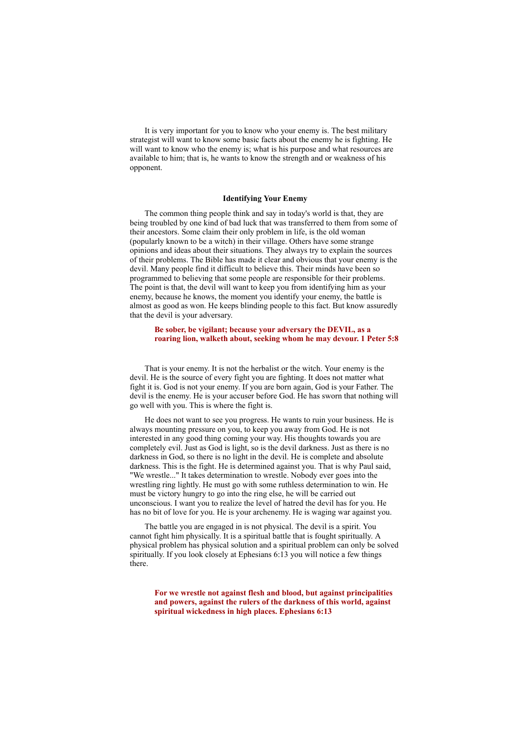It is very important for you to know who your enemy is. The best military strategist will want to know some basic facts about the enemy he is fighting. He will want to know who the enemy is; what is his purpose and what resources are available to him; that is, he wants to know the strength and or weakness of his opponent.

### Identifying Your Enemy

The common thing people think and say in today's world is that, they are being troubled by one kind of bad luck that was transferred to them from some of their ancestors. Some claim their only problem in life, is the old woman (popularly known to be a witch) in their village. Others have some strange opinions and ideas about their situations. They always try to explain the sources of their problems. The Bible has made it clear and obvious that your enemy is the devil. Many people find it difficult to believe this. Their minds have been so programmed to believing that some people are responsible for their problems. The point is that, the devil will want to keep you from identifying him as your enemy, because he knows, the moment you identify your enemy, the battle is almost as good as won. He keeps blinding people to this fact. But know assuredly that the devil is your adversary.

> **Be sober, be vigilant; because your adversary the DEVIL, as a roaring lion, walketh about, seeking whom he may devour. 1 Peter 5:8**

That is your enemy. It is not the herbalist or the witch. Your enemy is the devil. He is the source of every fight you are fighting. It does not matter what fight it is. God is not your enemy. If you are born again, God is your Father. The devil is the enemy. He is your accuser before God. He has sworn that nothing will go well with you. This is where the fight is.

He does not want to see you progress. He wants to ruin your business. He is always mounting pressure on you, to keep you away from God. He is not interested in any good thing coming your way. His thoughts towards you are completely evil. Just as God is light, so is the devil darkness. Just as there is no darkness in God, so there is no light in the devil. He is complete and absolute darkness. This is the fight. He is determined against you. That is why Paul said, "We wrestle..." It takes determination to wrestle. Nobody ever goes into the wrestling ring lightly. He must go with some ruthless determination to win. He must be victory hungry to go into the ring else, he will be carried out unconscious. I want you to realize the level of hatred the devil has for you. He has no bit of love for you. He is your archenemy. He is waging war against you.

The battle you are engaged in is not physical. The devil is a spirit. You cannot fight him physically. It is a spiritual battle that is fought spiritually. A physical problem has physical solution and a spiritual problem can only be solved spiritually. If you look closely at Ephesians 6:13 you will notice a few things there.

> **For we wrestle not against flesh and blood, but against principalities and powers, against the rulers of the darkness of this world, against spiritual wickedness in high places. Ephesians 6:13**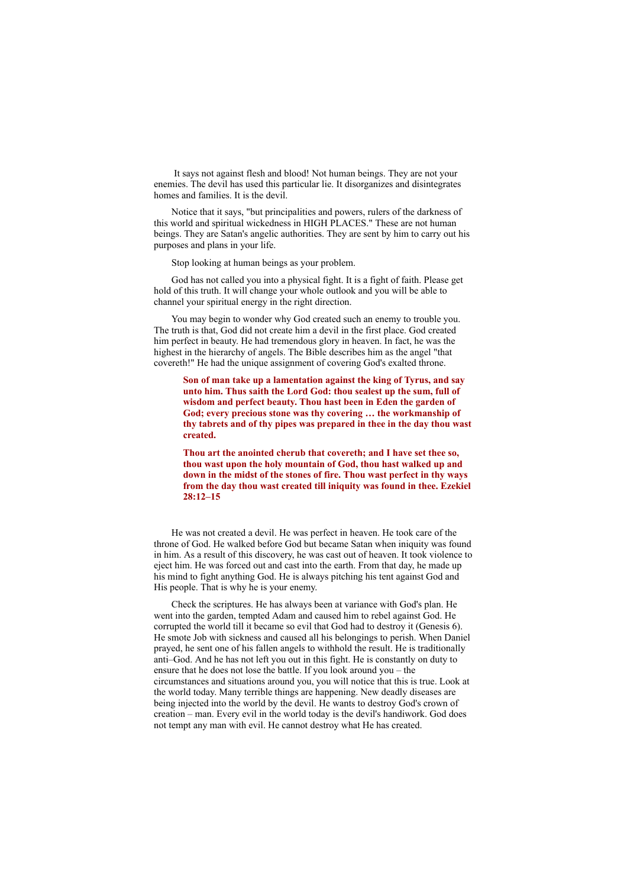It says not against flesh and blood! Not human beings. They are not your enemies. The devil has used this particular lie. It disorganizes and disintegrates homes and families. It is the devil.

Notice that it says, "but principalities and powers, rulers of the darkness of this world and spiritual wickedness in HIGH PLACES." These are not human beings. They are Satan's angelic authorities. They are sent by him to carry out his purposes and plans in your life.

Stop looking at human beings as your problem.

God has not called you into a physical fight. It is a fight of faith. Please get hold of this truth. It will change your whole outlook and you will be able to channel your spiritual energy in the right direction.

You may begin to wonder why God created such an enemy to trouble you. The truth is that, God did not create him a devil in the first place. God created him perfect in beauty. He had tremendous glory in heaven. In fact, he was the highest in the hierarchy of angels. The Bible describes him as the angel "that covereth!" He had the unique assignment of covering God's exalted throne.

> **Son of man take up a lamentation against the king of Tyrus, and say unto him. Thus saith the Lord God: thou sealest up the sum, full of wisdom and perfect beauty. Thou hast been in Eden the garden of God; every precious stone was thy covering … the workmanship of thy tabrets and of thy pipes was prepared in thee in the day thou wast created.**
>
> **Thou art the anointed cherub that covereth; and I have set thee so, thou wast upon the holy mountain of God, thou hast walked up and down in the midst of the stones of fire. Thou wast perfect in thy ways from the day thou wast created till iniquity was found in thee. Ezekiel 28:12–15**

He was not created a devil. He was perfect in heaven. He took care of the throne of God. He walked before God but became Satan when iniquity was found in him. As a result of this discovery, he was cast out of heaven. It took violence to eject him. He was forced out and cast into the earth. From that day, he made up his mind to fight anything God. He is always pitching his tent against God and His people. That is why he is your enemy.

Check the scriptures. He has always been at variance with God's plan. He went into the garden, tempted Adam and caused him to rebel against God. He corrupted the world till it became so evil that God had to destroy it (Genesis 6). He smote Job with sickness and caused all his belongings to perish. When Daniel prayed, he sent one of his fallen angels to withhold the result. He is traditionally anti–God. And he has not left you out in this fight. He is constantly on duty to ensure that he does not lose the battle. If you look around you – the circumstances and situations around you, you will notice that this is true. Look at the world today. Many terrible things are happening. New deadly diseases are being injected into the world by the devil. He wants to destroy God's crown of creation – man. Every evil in the world today is the devil's handiwork. God does not tempt any man with evil. He cannot destroy what He has created.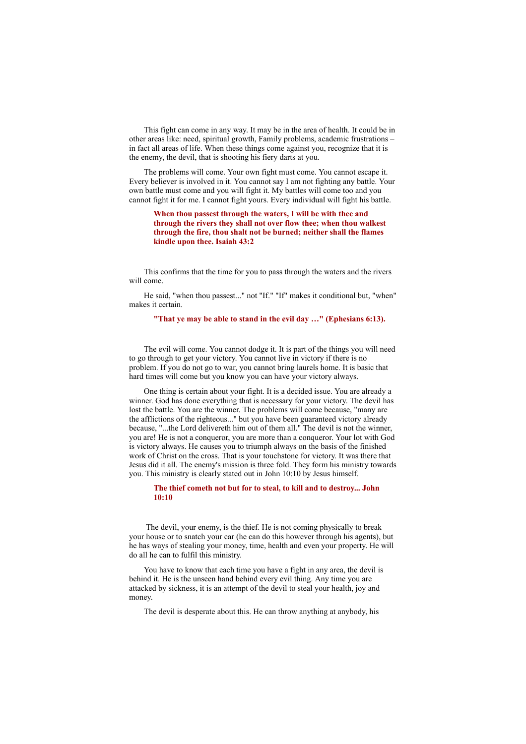This fight can come in any way. It may be in the area of health. It could be in other areas like: need, spiritual growth, Family problems, academic frustrations – in fact all areas of life. When these things come against you, recognize that it is the enemy, the devil, that is shooting his fiery darts at you.

The problems will come. Your own fight must come. You cannot escape it. Every believer is involved in it. You cannot say I am not fighting any battle. Your own battle must come and you will fight it. My battles will come too and you cannot fight it for me. I cannot fight yours. Every individual will fight his battle.

> **When thou passest through the waters, I will be with thee and through the rivers they shall not over flow thee; when thou walkest through the fire, thou shalt not be burned; neither shall the flames kindle upon thee. Isaiah 43:2**

This confirms that the time for you to pass through the waters and the rivers will come.

He said, "when thou passest..." not "If." "If" makes it conditional but, "when" makes it certain.

> **"That ye may be able to stand in the evil day …" (Ephesians 6:13).**

The evil will come. You cannot dodge it. It is part of the things you will need to go through to get your victory. You cannot live in victory if there is no problem. If you do not go to war, you cannot bring laurels home. It is basic that hard times will come but you know you can have your victory always.

One thing is certain about your fight. It is a decided issue. You are already a winner. God has done everything that is necessary for your victory. The devil has lost the battle. You are the winner. The problems will come because, "many are the afflictions of the righteous..." but you have been guaranteed victory already because, "...the Lord delivereth him out of them all." The devil is not the winner, you are! He is not a conqueror, you are more than a conqueror. Your lot with God is victory always. He causes you to triumph always on the basis of the finished work of Christ on the cross. That is your touchstone for victory. It was there that Jesus did it all. The enemy's mission is three fold. They form his ministry towards you. This ministry is clearly stated out in John 10:10 by Jesus himself.

> **The thief cometh not but for to steal, to kill and to destroy... John 10:10**

The devil, your enemy, is the thief. He is not coming physically to break your house or to snatch your car (he can do this however through his agents), but he has ways of stealing your money, time, health and even your property. He will do all he can to fulfil this ministry.

You have to know that each time you have a fight in any area, the devil is behind it. He is the unseen hand behind every evil thing. Any time you are attacked by sickness, it is an attempt of the devil to steal your health, joy and money.

The devil is desperate about this. He can throw anything at anybody, his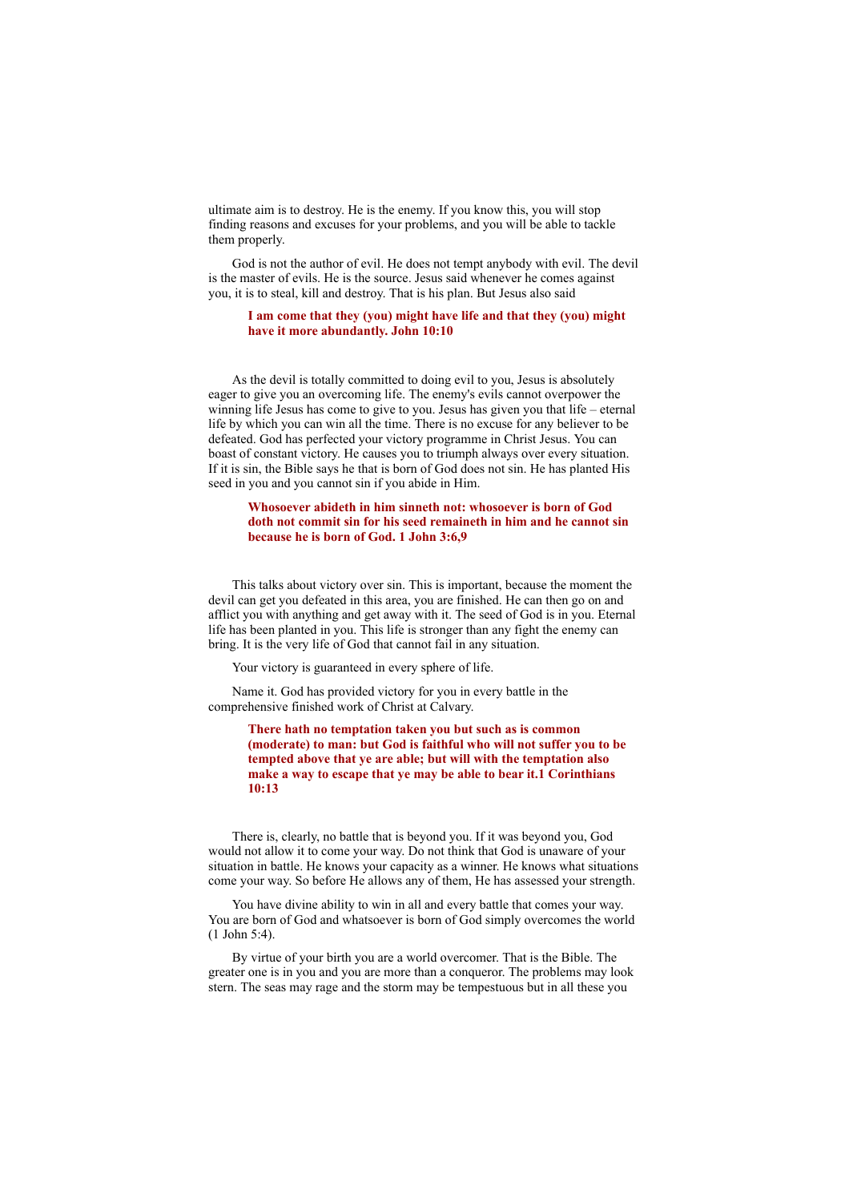ultimate aim is to destroy. He is the enemy. If you know this, you will stop finding reasons and excuses for your problems, and you will be able to tackle them properly.

God is not the author of evil. He does not tempt anybody with evil. The devil is the master of evils. He is the source. Jesus said whenever he comes against you, it is to steal, kill and destroy. That is his plan. But Jesus also said

> **I am come that they (you) might have life and that they (you) might have it more abundantly. John 10:10**

As the devil is totally committed to doing evil to you, Jesus is absolutely eager to give you an overcoming life. The enemy's evils cannot overpower the winning life Jesus has come to give to you. Jesus has given you that life – eternal life by which you can win all the time. There is no excuse for any believer to be defeated. God has perfected your victory programme in Christ Jesus. You can boast of constant victory. He causes you to triumph always over every situation. If it is sin, the Bible says he that is born of God does not sin. He has planted His seed in you and you cannot sin if you abide in Him.

> **Whosoever abideth in him sinneth not: whosoever is born of God doth not commit sin for his seed remaineth in him and he cannot sin because he is born of God. 1 John 3:6,9**

This talks about victory over sin. This is important, because the moment the devil can get you defeated in this area, you are finished. He can then go on and afflict you with anything and get away with it. The seed of God is in you. Eternal life has been planted in you. This life is stronger than any fight the enemy can bring. It is the very life of God that cannot fail in any situation.

Your victory is guaranteed in every sphere of life.

Name it. God has provided victory for you in every battle in the comprehensive finished work of Christ at Calvary.

> **There hath no temptation taken you but such as is common (moderate) to man: but God is faithful who will not suffer you to be tempted above that ye are able; but will with the temptation also make a way to escape that ye may be able to bear it.1 Corinthians 10:13**

There is, clearly, no battle that is beyond you. If it was beyond you, God would not allow it to come your way. Do not think that God is unaware of your situation in battle. He knows your capacity as a winner. He knows what situations come your way. So before He allows any of them, He has assessed your strength.

You have divine ability to win in all and every battle that comes your way. You are born of God and whatsoever is born of God simply overcomes the world (1 John 5:4).

By virtue of your birth you are a world overcomer. That is the Bible. The greater one is in you and you are more than a conqueror. The problems may look stern. The seas may rage and the storm may be tempestuous but in all these you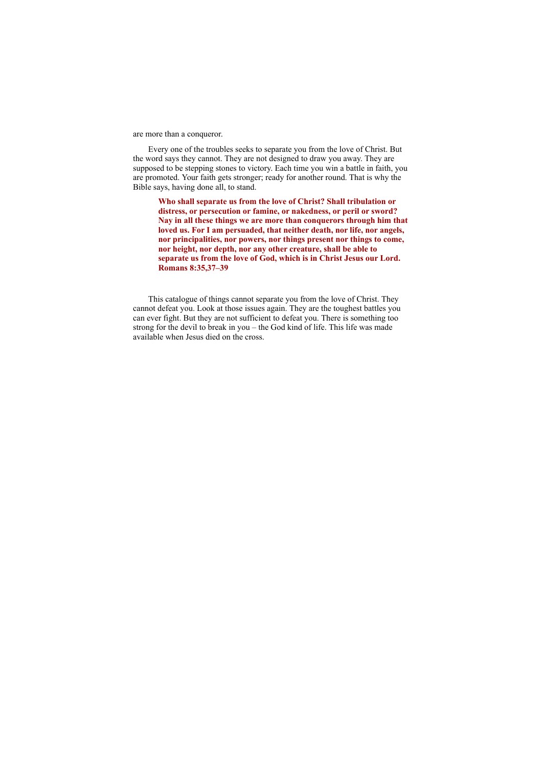are more than a conqueror.

Every one of the troubles seeks to separate you from the love of Christ. But the word says they cannot. They are not designed to draw you away. They are supposed to be stepping stones to victory. Each time you win a battle in faith, you are promoted. Your faith gets stronger; ready for another round. That is why the Bible says, having done all, to stand.

> **Who shall separate us from the love of Christ? Shall tribulation or distress, or persecution or famine, or nakedness, or peril or sword? Nay in all these things we are more than conquerors through him that loved us. For I am persuaded, that neither death, nor life, nor angels, nor principalities, nor powers, nor things present nor things to come, nor height, nor depth, nor any other creature, shall be able to separate us from the love of God, which is in Christ Jesus our Lord. Romans 8:35,37–39**

This catalogue of things cannot separate you from the love of Christ. They cannot defeat you. Look at those issues again. They are the toughest battles you can ever fight. But they are not sufficient to defeat you. There is something too strong for the devil to break in you – the God kind of life. This life was made available when Jesus died on the cross.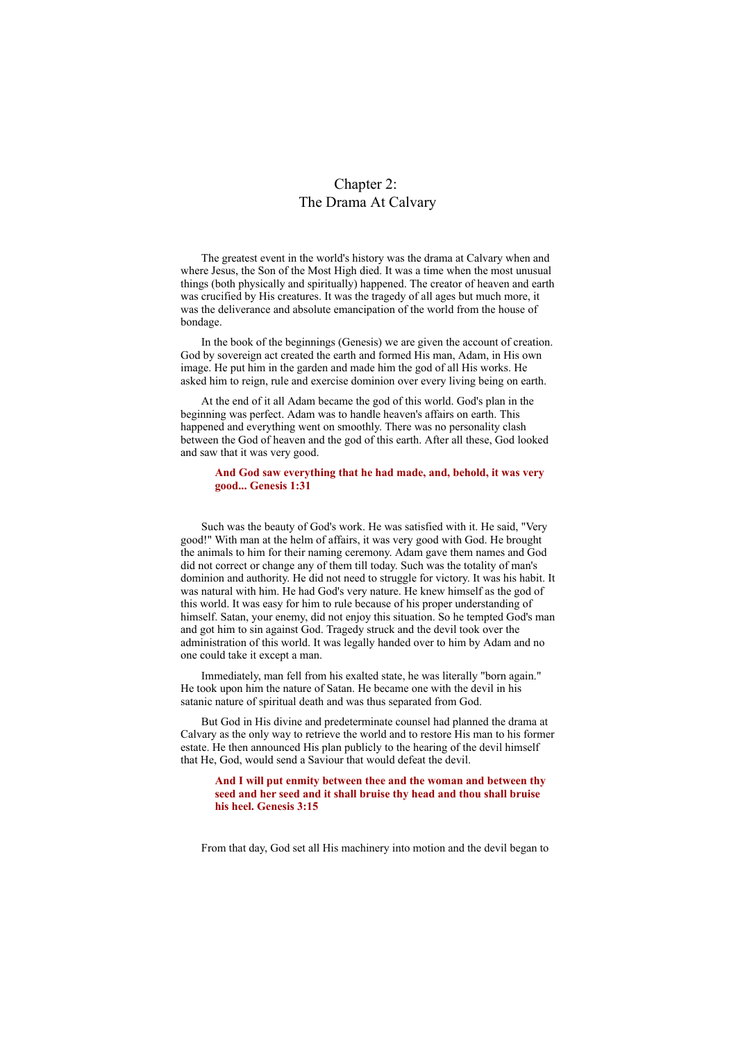# Chapter 2:
# The Drama At Calvary

The greatest event in the world's history was the drama at Calvary when and where Jesus, the Son of the Most High died. It was a time when the most unusual things (both physically and spiritually) happened. The creator of heaven and earth was crucified by His creatures. It was the tragedy of all ages but much more, it was the deliverance and absolute emancipation of the world from the house of bondage.

In the book of the beginnings (Genesis) we are given the account of creation. God by sovereign act created the earth and formed His man, Adam, in His own image. He put him in the garden and made him the god of all His works. He asked him to reign, rule and exercise dominion over every living being on earth.

At the end of it all Adam became the god of this world. God's plan in the beginning was perfect. Adam was to handle heaven's affairs on earth. This happened and everything went on smoothly. There was no personality clash between the God of heaven and the god of this earth. After all these, God looked and saw that it was very good.

> **And God saw everything that he had made, and, behold, it was very good... Genesis 1:31**

Such was the beauty of God's work. He was satisfied with it. He said, "Very good!" With man at the helm of affairs, it was very good with God. He brought the animals to him for their naming ceremony. Adam gave them names and God did not correct or change any of them till today. Such was the totality of man's dominion and authority. He did not need to struggle for victory. It was his habit. It was natural with him. He had God's very nature. He knew himself as the god of this world. It was easy for him to rule because of his proper understanding of himself. Satan, your enemy, did not enjoy this situation. So he tempted God's man and got him to sin against God. Tragedy struck and the devil took over the administration of this world. It was legally handed over to him by Adam and no one could take it except a man.

Immediately, man fell from his exalted state, he was literally "born again." He took upon him the nature of Satan. He became one with the devil in his satanic nature of spiritual death and was thus separated from God.

But God in His divine and predeterminate counsel had planned the drama at Calvary as the only way to retrieve the world and to restore His man to his former estate. He then announced His plan publicly to the hearing of the devil himself that He, God, would send a Saviour that would defeat the devil.

> **And I will put enmity between thee and the woman and between thy seed and her seed and it shall bruise thy head and thou shall bruise his heel. Genesis 3:15**

From that day, God set all His machinery into motion and the devil began to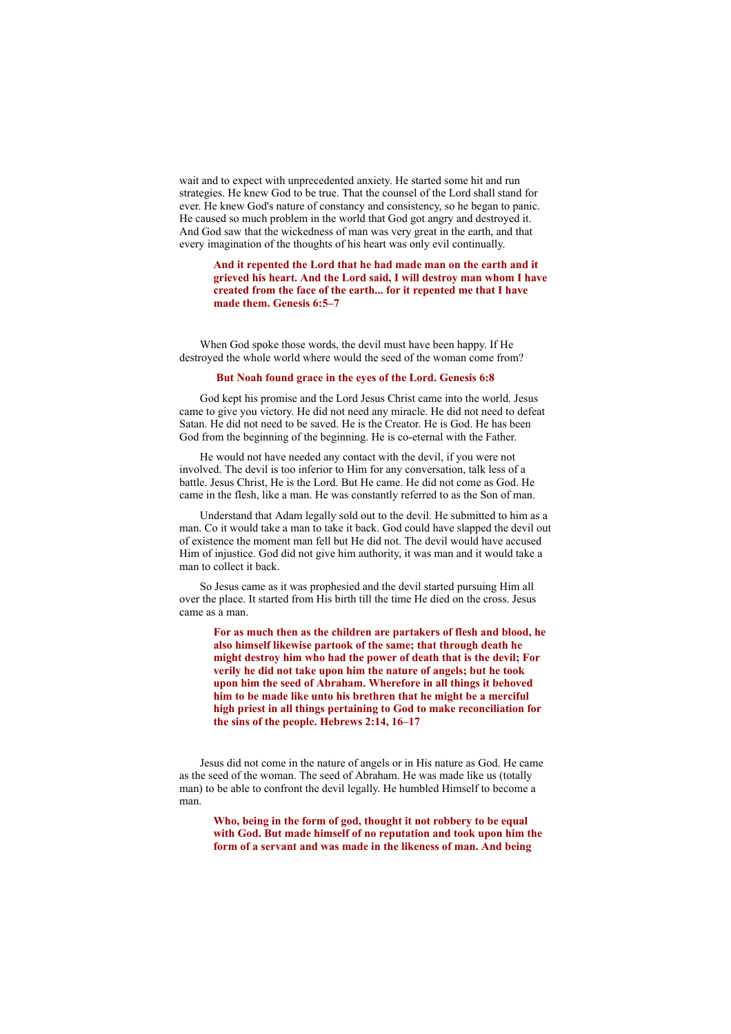wait and to expect with unprecedented anxiety. He started some hit and run strategies. He knew God to be true. That the counsel of the Lord shall stand for ever. He knew God's nature of constancy and consistency, so he began to panic. He caused so much problem in the world that God got angry and destroyed it. And God saw that the wickedness of man was very great in the earth, and that every imagination of the thoughts of his heart was only evil continually.

> **And it repented the Lord that he had made man on the earth and it grieved his heart. And the Lord said, I will destroy man whom I have created from the face of the earth... for it repented me that I have made them. Genesis 6:5–7**

When God spoke those words, the devil must have been happy. If He destroyed the whole world where would the seed of the woman come from?

> **But Noah found grace in the eyes of the Lord. Genesis 6:8**

God kept his promise and the Lord Jesus Christ came into the world. Jesus came to give you victory. He did not need any miracle. He did not need to defeat Satan. He did not need to be saved. He is the Creator. He is God. He has been God from the beginning of the beginning. He is co-eternal with the Father.

He would not have needed any contact with the devil, if you were not involved. The devil is too inferior to Him for any conversation, talk less of a battle. Jesus Christ, He is the Lord. But He came. He did not come as God. He came in the flesh, like a man. He was constantly referred to as the Son of man.

Understand that Adam legally sold out to the devil. He submitted to him as a man. Co it would take a man to take it back. God could have slapped the devil out of existence the moment man fell but He did not. The devil would have accused Him of injustice. God did not give him authority, it was man and it would take a man to collect it back.

So Jesus came as it was prophesied and the devil started pursuing Him all over the place. It started from His birth till the time He died on the cross. Jesus came as a man.

> **For as much then as the children are partakers of flesh and blood, he also himself likewise partook of the same; that through death he might destroy him who had the power of death that is the devil; For verily he did not take upon him the nature of angels; but he took upon him the seed of Abraham. Wherefore in all things it beloved him to be made like unto his brethren that he might be a merciful high priest in all things pertaining to God to make reconciliation for the sins of the people. Hebrews 2:14, 16–17**

Jesus did not come in the nature of angels or in His nature as God. He came as the seed of the woman. The seed of Abraham. He was made like us (totally man) to be able to confront the devil legally. He humbled Himself to become a man.

> **Who, being in the form of god, thought it not robbery to be equal with God. But made himself of no reputation and took upon him the form of a servant and was made in the likeness of man. And being**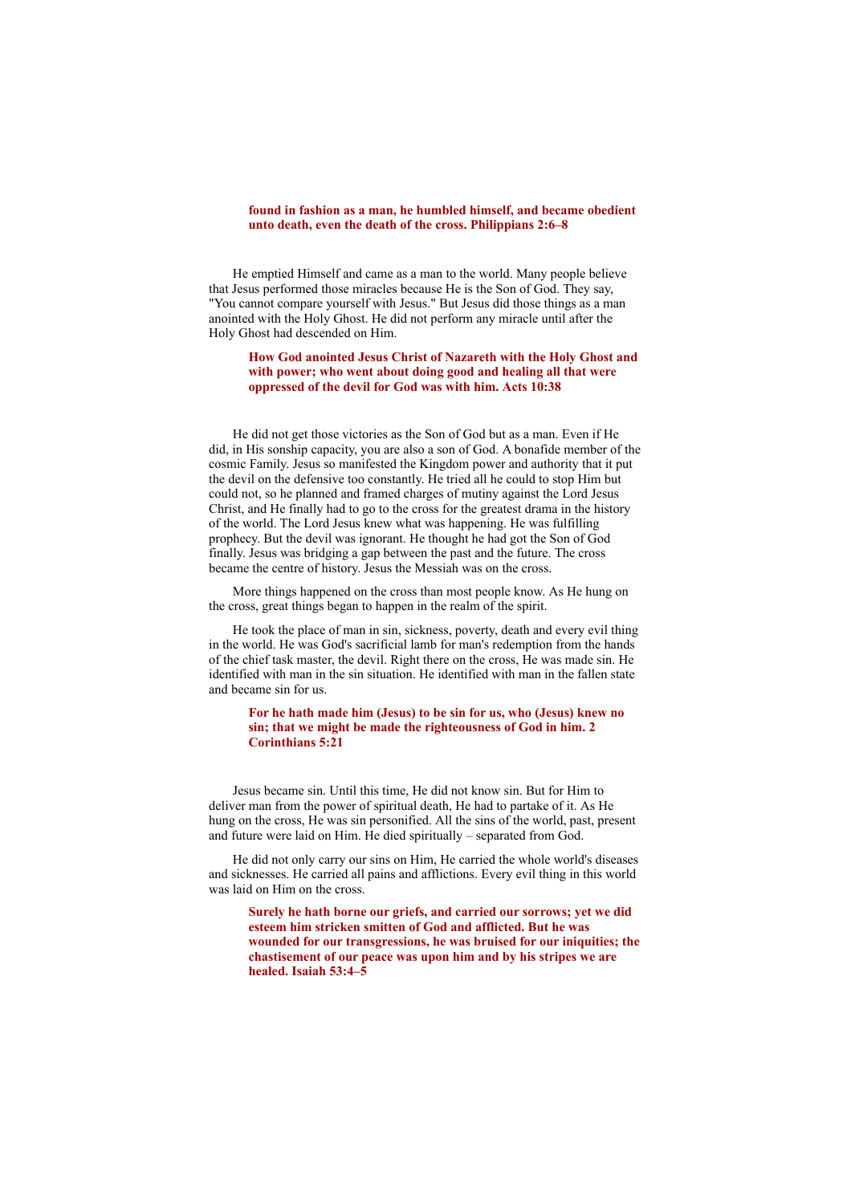> **found in fashion as a man, he humbled himself, and became obedient unto death, even the death of the cross. Philippians 2:6–8**

He emptied Himself and came as a man to the world. Many people believe that Jesus performed those miracles because He is the Son of God. They say, "You cannot compare yourself with Jesus." But Jesus did those things as a man anointed with the Holy Ghost. He did not perform any miracle until after the Holy Ghost had descended on Him.

> **How God anointed Jesus Christ of Nazareth with the Holy Ghost and with power; who went about doing good and healing all that were oppressed of the devil for God was with him. Acts 10:38**

He did not get those victories as the Son of God but as a man. Even if He did, in His sonship capacity, you are also a son of God. A bonafide member of the cosmic Family. Jesus so manifested the Kingdom power and authority that it put the devil on the defensive too constantly. He tried all he could to stop Him but could not, so he planned and framed charges of mutiny against the Lord Jesus Christ, and He finally had to go to the cross for the greatest drama in the history of the world. The Lord Jesus knew what was happening. He was fulfilling prophecy. But the devil was ignorant. He thought he had got the Son of God finally. Jesus was bridging a gap between the past and the future. The cross became the centre of history. Jesus the Messiah was on the cross.

More things happened on the cross than most people know. As He hung on the cross, great things began to happen in the realm of the spirit.

He took the place of man in sin, sickness, poverty, death and every evil thing in the world. He was God's sacrificial lamb for man's redemption from the hands of the chief task master, the devil. Right there on the cross, He was made sin. He identified with man in the sin situation. He identified with man in the fallen state and became sin for us.

> **For he hath made him (Jesus) to be sin for us, who (Jesus) knew no sin; that we might be made the righteousness of God in him. 2 Corinthians 5:21**

Jesus became sin. Until this time, He did not know sin. But for Him to deliver man from the power of spiritual death, He had to partake of it. As He hung on the cross, He was sin personified. All the sins of the world, past, present and future were laid on Him. He died spiritually – separated from God.

He did not only carry our sins on Him, He carried the whole world's diseases and sicknesses. He carried all pains and afflictions. Every evil thing in this world was laid on Him on the cross.

> **Surely he hath borne our griefs, and carried our sorrows; yet we did esteem him stricken smitten of God and afflicted. But he was wounded for our transgressions, he was bruised for our iniquities; the chastisement of our peace was upon him and by his stripes we are healed. Isaiah 53:4–5**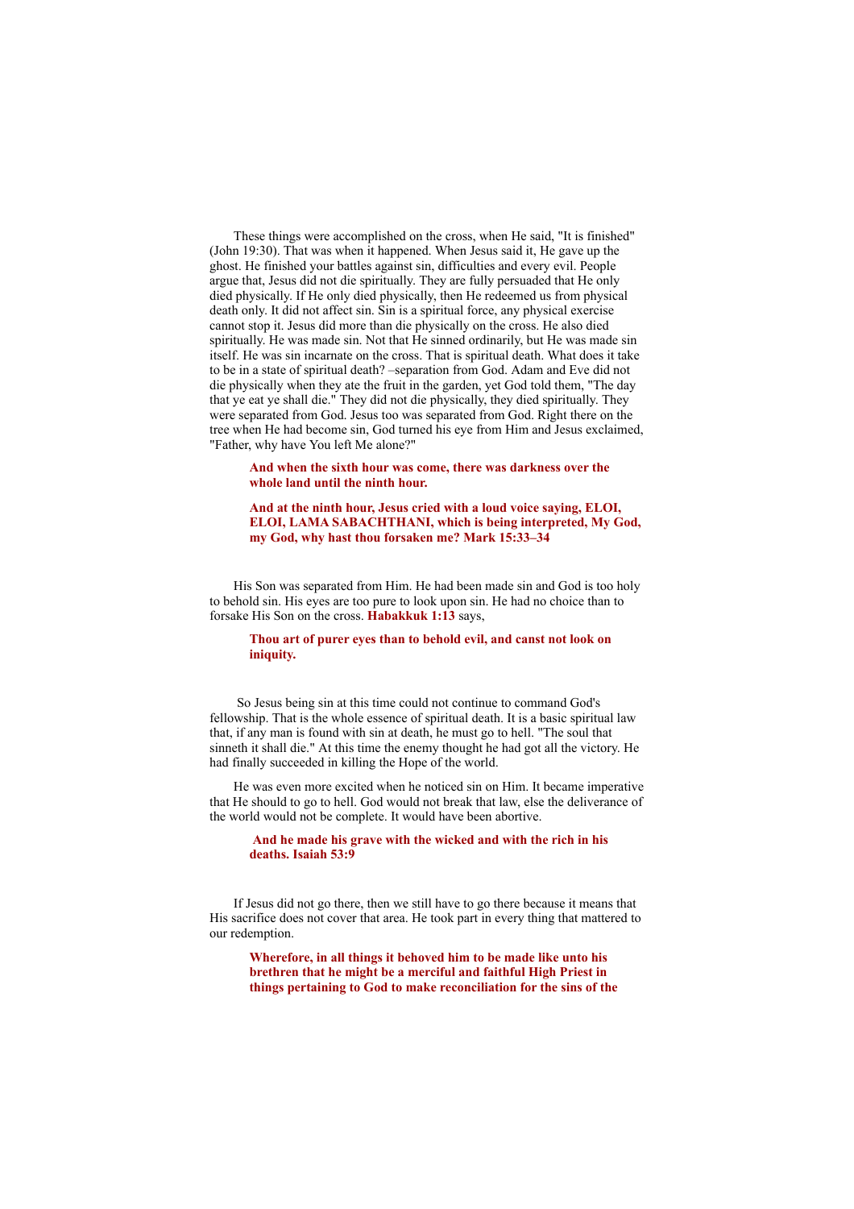These things were accomplished on the cross, when He said, "It is finished" (John 19:30). That was when it happened. When Jesus said it, He gave up the ghost. He finished your battles against sin, difficulties and every evil. People argue that, Jesus did not die spiritually. They are fully persuaded that He only died physically. If He only died physically, then He redeemed us from physical death only. It did not affect sin. Sin is a spiritual force, any physical exercise cannot stop it. Jesus did more than die physically on the cross. He also died spiritually. He was made sin. Not that He sinned ordinarily, but He was made sin itself. He was sin incarnate on the cross. That is spiritual death. What does it take to be in a state of spiritual death? –separation from God. Adam and Eve did not die physically when they ate the fruit in the garden, yet God told them, "The day that ye eat ye shall die." They did not die physically, they died spiritually. They were separated from God. Jesus too was separated from God. Right there on the tree when He had become sin, God turned his eye from Him and Jesus exclaimed, "Father, why have You left Me alone?"

> **And when the sixth hour was come, there was darkness over the whole land until the ninth hour.**
>
> **And at the ninth hour, Jesus cried with a loud voice saying, ELOI, ELOI, LAMA SABACHTHANI, which is being interpreted, My God, my God, why hast thou forsaken me? Mark 15:33–34**

His Son was separated from Him. He had been made sin and God is too holy to behold sin. His eyes are too pure to look upon sin. He had no choice than to forsake His Son on the cross. **Habakkuk 1:13** says,

> **Thou art of purer eyes than to behold evil, and canst not look on iniquity.**

So Jesus being sin at this time could not continue to command God's fellowship. That is the whole essence of spiritual death. It is a basic spiritual law that, if any man is found with sin at death, he must go to hell. "The soul that sinneth it shall die." At this time the enemy thought he had got all the victory. He had finally succeeded in killing the Hope of the world.

He was even more excited when he noticed sin on Him. It became imperative that He should to go to hell. God would not break that law, else the deliverance of the world would not be complete. It would have been abortive.

> **And he made his grave with the wicked and with the rich in his deaths. Isaiah 53:9**

If Jesus did not go there, then we still have to go there because it means that His sacrifice does not cover that area. He took part in every thing that mattered to our redemption.

> **Wherefore, in all things it behoved him to be made like unto his brethren that he might be a merciful and faithful High Priest in things pertaining to God to make reconciliation for the sins of the**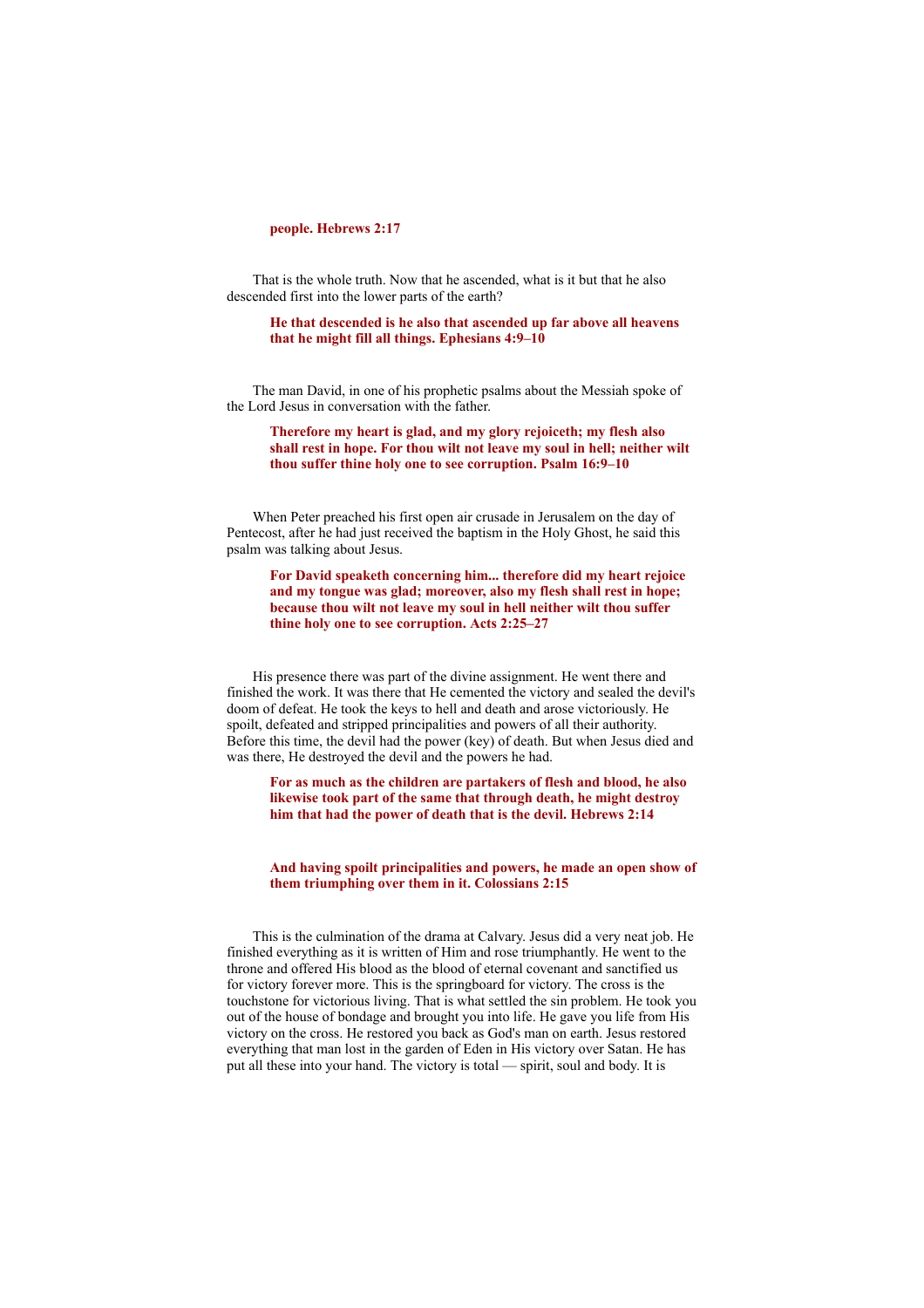**people. Hebrews 2:17**

That is the whole truth. Now that he ascended, what is it but that he also descended first into the lower parts of the earth?

> **He that descended is he also that ascended up far above all heavens that he might fill all things. Ephesians 4:9–10**

The man David, in one of his prophetic psalms about the Messiah spoke of the Lord Jesus in conversation with the father.

> **Therefore my heart is glad, and my glory rejoiceth; my flesh also shall rest in hope. For thou wilt not leave my soul in hell; neither wilt thou suffer thine holy one to see corruption. Psalm 16:9–10**

When Peter preached his first open air crusade in Jerusalem on the day of Pentecost, after he had just received the baptism in the Holy Ghost, he said this psalm was talking about Jesus.

> **For David speaketh concerning him... therefore did my heart rejoice and my tongue was glad; moreover, also my flesh shall rest in hope; because thou wilt not leave my soul in hell neither wilt thou suffer thine holy one to see corruption. Acts 2:25–27**

His presence there was part of the divine assignment. He went there and finished the work. It was there that He cemented the victory and sealed the devil's doom of defeat. He took the keys to hell and death and arose victoriously. He spoilt, defeated and stripped principalities and powers of all their authority. Before this time, the devil had the power (key) of death. But when Jesus died and was there, He destroyed the devil and the powers he had.

> **For as much as the children are partakers of flesh and blood, he also likewise took part of the same that through death, he might destroy him that had the power of death that is the devil. Hebrews 2:14**

> **And having spoilt principalities and powers, he made an open show of them triumphing over them in it. Colossians 2:15**

This is the culmination of the drama at Calvary. Jesus did a very neat job. He finished everything as it is written of Him and rose triumphantly. He went to the throne and offered His blood as the blood of eternal covenant and sanctified us for victory forever more. This is the springboard for victory. The cross is the touchstone for victorious living. That is what settled the sin problem. He took you out of the house of bondage and brought you into life. He gave you life from His victory on the cross. He restored you back as God's man on earth. Jesus restored everything that man lost in the garden of Eden in His victory over Satan. He has put all these into your hand. The victory is total — spirit, soul and body. It is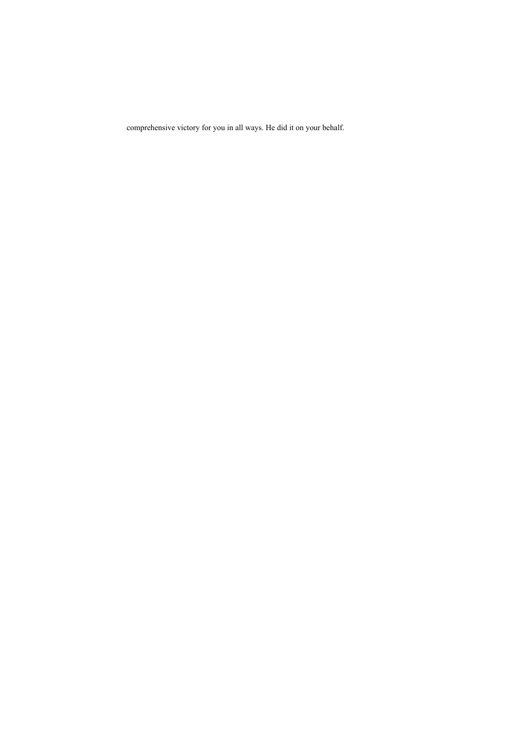comprehensive victory for you in all ways. He did it on your behalf.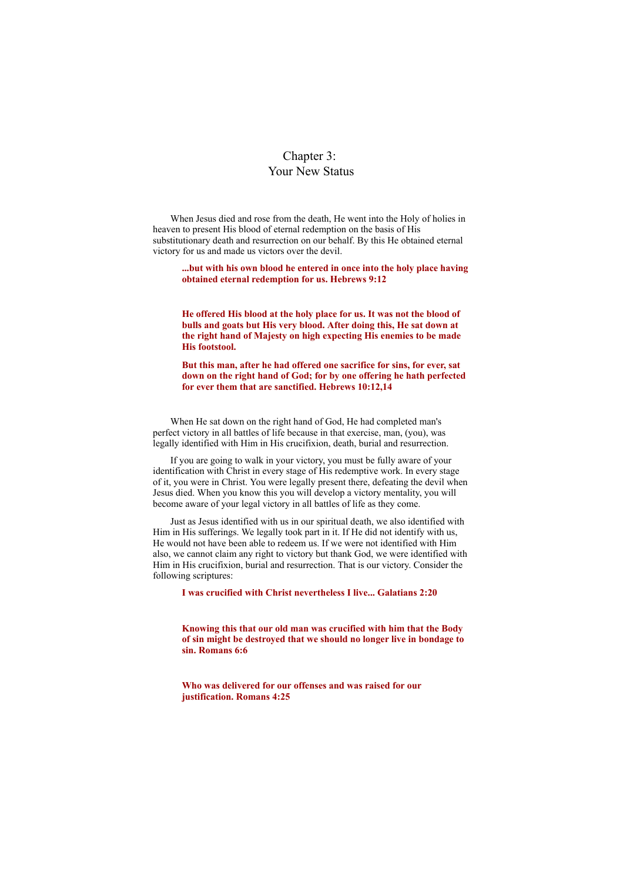# Chapter 3:
# Your New Status

When Jesus died and rose from the death, He went into the Holy of holies in heaven to present His blood of eternal redemption on the basis of His substitutionary death and resurrection on our behalf. By this He obtained eternal victory for us and made us victors over the devil.

> **...but with his own blood he entered in once into the holy place having obtained eternal redemption for us. Hebrews 9:12**

> **He offered His blood at the holy place for us. It was not the blood of bulls and goats but His very blood. After doing this, He sat down at the right hand of Majesty on high expecting His enemies to be made His footstool.**
>
> **But this man, after he had offered one sacrifice for sins, for ever, sat down on the right hand of God; for by one offering he hath perfected for ever them that are sanctified. Hebrews 10:12,14**

When He sat down on the right hand of God, He had completed man's perfect victory in all battles of life because in that exercise, man, (you), was legally identified with Him in His crucifixion, death, burial and resurrection.

If you are going to walk in your victory, you must be fully aware of your identification with Christ in every stage of His redemptive work. In every stage of it, you were in Christ. You were legally present there, defeating the devil when Jesus died. When you know this you will develop a victory mentality, you will become aware of your legal victory in all battles of life as they come.

Just as Jesus identified with us in our spiritual death, we also identified with Him in His sufferings. We legally took part in it. If He did not identify with us, He would not have been able to redeem us. If we were not identified with Him also, we cannot claim any right to victory but thank God, we were identified with Him in His crucifixion, burial and resurrection. That is our victory. Consider the following scriptures:

> **I was crucified with Christ nevertheless I live... Galatians 2:20**

> **Knowing this that our old man was crucified with him that the Body of sin might be destroyed that we should no longer live in bondage to sin. Romans 6:6**

> **Who was delivered for our offenses and was raised for our justification. Romans 4:25**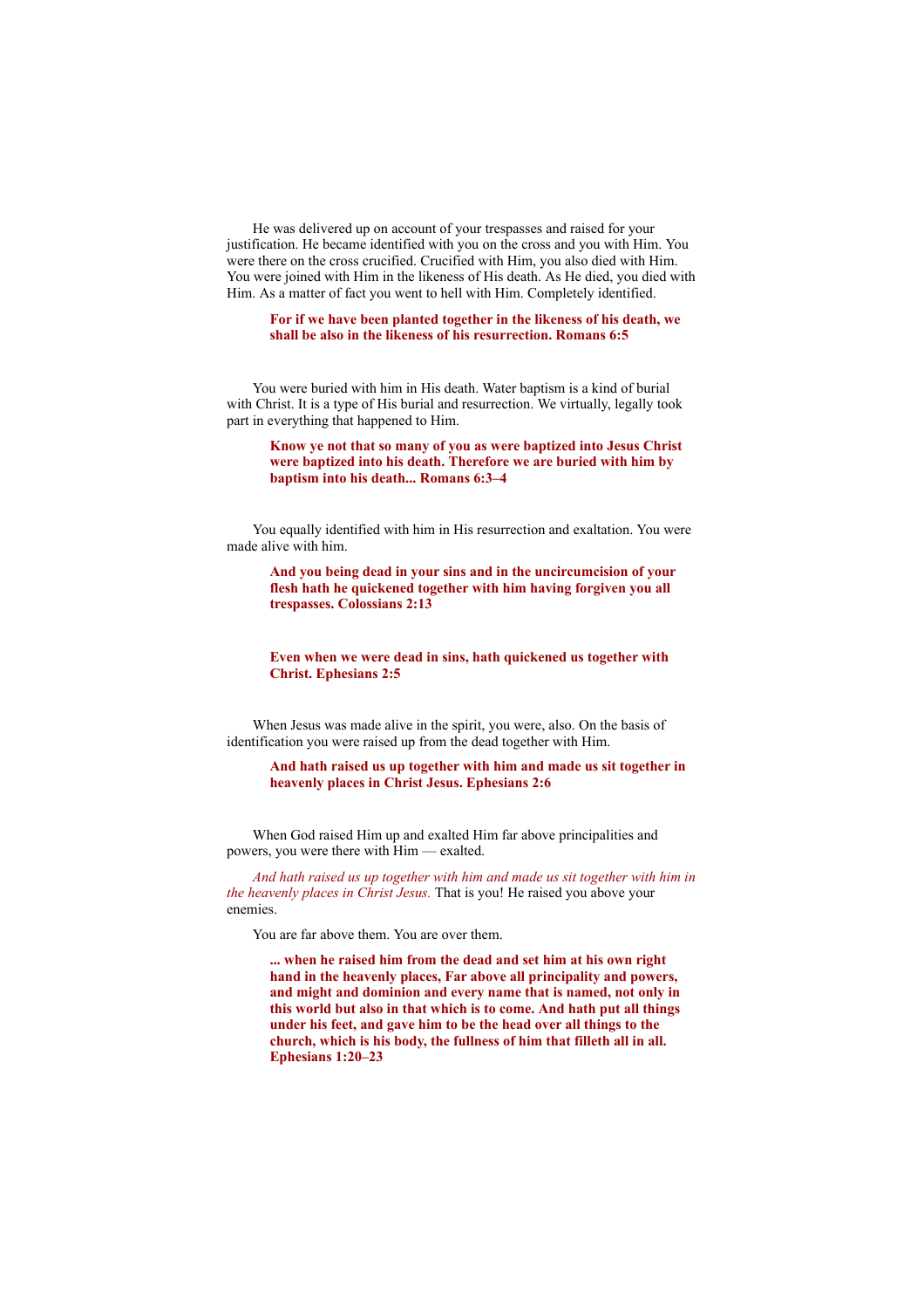He was delivered up on account of your trespasses and raised for your justification. He became identified with you on the cross and you with Him. You were there on the cross crucified. Crucified with Him, you also died with Him. You were joined with Him in the likeness of His death. As He died, you died with Him. As a matter of fact you went to hell with Him. Completely identified.

> **For if we have been planted together in the likeness of his death, we shall be also in the likeness of his resurrection. Romans 6:5**

You were buried with him in His death. Water baptism is a kind of burial with Christ. It is a type of His burial and resurrection. We virtually, legally took part in everything that happened to Him.

> **Know ye not that so many of you as were baptized into Jesus Christ were baptized into his death. Therefore we are buried with him by baptism into his death... Romans 6:3–4**

You equally identified with him in His resurrection and exaltation. You were made alive with him.

> **And you being dead in your sins and in the uncircumcision of your flesh hath he quickened together with him having forgiven you all trespasses. Colossians 2:13**

> **Even when we were dead in sins, hath quickened us together with Christ. Ephesians 2:5**

When Jesus was made alive in the spirit, you were, also. On the basis of identification you were raised up from the dead together with Him.

> **And hath raised us up together with him and made us sit together in heavenly places in Christ Jesus. Ephesians 2:6**

When God raised Him up and exalted Him far above principalities and powers, you were there with Him — exalted.

*And hath raised us up together with him and made us sit together with him in the heavenly places in Christ Jesus.* That is you! He raised you above your enemies.

You are far above them. You are over them.

> **... when he raised him from the dead and set him at his own right hand in the heavenly places, Far above all principality and powers, and might and dominion and every name that is named, not only in this world but also in that which is to come. And hath put all things under his feet, and gave him to be the head over all things to the church, which is his body, the fullness of him that filleth all in all. Ephesians 1:20–23**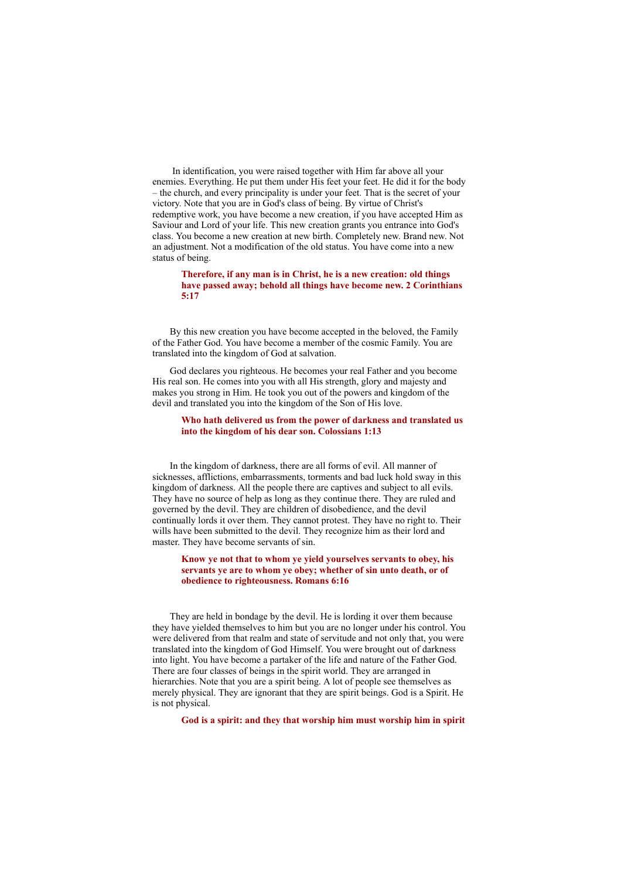In identification, you were raised together with Him far above all your enemies. Everything. He put them under His feet your feet. He did it for the body – the church, and every principality is under your feet. That is the secret of your victory. Note that you are in God's class of being. By virtue of Christ's redemptive work, you have become a new creation, if you have accepted Him as Saviour and Lord of your life. This new creation grants you entrance into God's class. You become a new creation at new birth. Completely new. Brand new. Not an adjustment. Not a modification of the old status. You have come into a new status of being.

> **Therefore, if any man is in Christ, he is a new creation: old things have passed away; behold all things have become new. 2 Corinthians 5:17**

By this new creation you have become accepted in the beloved, the Family of the Father God. You have become a member of the cosmic Family. You are translated into the kingdom of God at salvation.

God declares you righteous. He becomes your real Father and you become His real son. He comes into you with all His strength, glory and majesty and makes you strong in Him. He took you out of the powers and kingdom of the devil and translated you into the kingdom of the Son of His love.

> **Who hath delivered us from the power of darkness and translated us into the kingdom of his dear son. Colossians 1:13**

In the kingdom of darkness, there are all forms of evil. All manner of sicknesses, afflictions, embarrassments, torments and bad luck hold sway in this kingdom of darkness. All the people there are captives and subject to all evils. They have no source of help as long as they continue there. They are ruled and governed by the devil. They are children of disobedience, and the devil continually lords it over them. They cannot protest. They have no right to. Their wills have been submitted to the devil. They recognize him as their lord and master. They have become servants of sin.

> **Know ye not that to whom ye yield yourselves servants to obey, his servants ye are to whom ye obey; whether of sin unto death, or of obedience to righteousness. Romans 6:16**

They are held in bondage by the devil. He is lording it over them because they have yielded themselves to him but you are no longer under his control. You were delivered from that realm and state of servitude and not only that, you were translated into the kingdom of God Himself. You were brought out of darkness into light. You have become a partaker of the life and nature of the Father God. There are four classes of beings in the spirit world. They are arranged in hierarchies. Note that you are a spirit being. A lot of people see themselves as merely physical. They are ignorant that they are spirit beings. God is a Spirit. He is not physical.

> **God is a spirit: and they that worship him must worship him in spirit**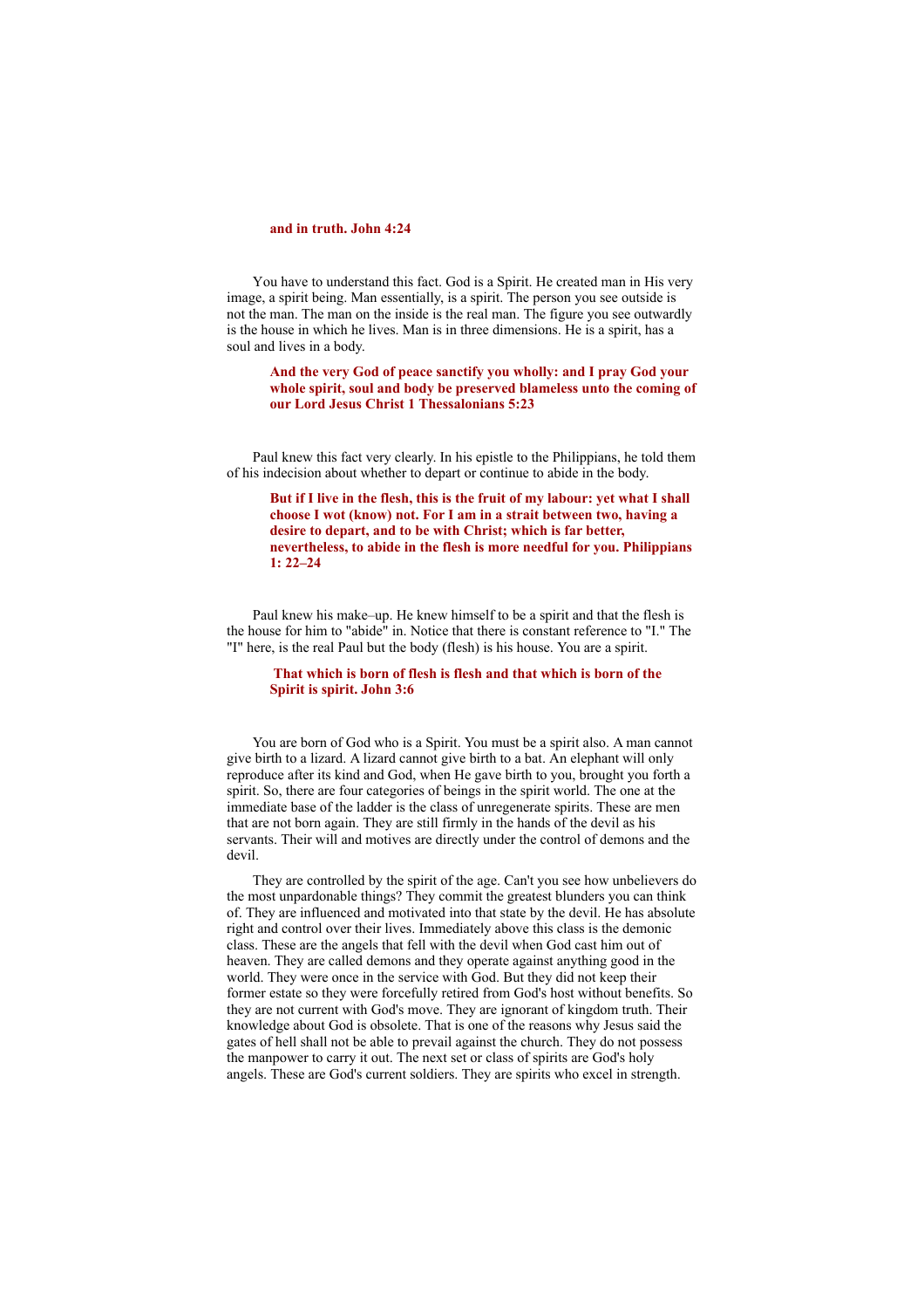**and in truth. John 4:24**

You have to understand this fact. God is a Spirit. He created man in His very image, a spirit being. Man essentially, is a spirit. The person you see outside is not the man. The man on the inside is the real man. The figure you see outwardly is the house in which he lives. Man is in three dimensions. He is a spirit, has a soul and lives in a body.

> **And the very God of peace sanctify you wholly: and I pray God your whole spirit, soul and body be preserved blameless unto the coming of our Lord Jesus Christ 1 Thessalonians 5:23**

Paul knew this fact very clearly. In his epistle to the Philippians, he told them of his indecision about whether to depart or continue to abide in the body.

> **But if I live in the flesh, this is the fruit of my labour: yet what I shall choose I wot (know) not. For I am in a strait between two, having a desire to depart, and to be with Christ; which is far better, nevertheless, to abide in the flesh is more needful for you. Philippians 1: 22–24**

Paul knew his make–up. He knew himself to be a spirit and that the flesh is the house for him to "abide" in. Notice that there is constant reference to "I." The "I" here, is the real Paul but the body (flesh) is his house. You are a spirit.

> **That which is born of flesh is flesh and that which is born of the Spirit is spirit. John 3:6**

You are born of God who is a Spirit. You must be a spirit also. A man cannot give birth to a lizard. A lizard cannot give birth to a bat. An elephant will only reproduce after its kind and God, when He gave birth to you, brought you forth a spirit. So, there are four categories of beings in the spirit world. The one at the immediate base of the ladder is the class of unregenerate spirits. These are men that are not born again. They are still firmly in the hands of the devil as his servants. Their will and motives are directly under the control of demons and the devil.

They are controlled by the spirit of the age. Can't you see how unbelievers do the most unpardonable things? They commit the greatest blunders you can think of. They are influenced and motivated into that state by the devil. He has absolute right and control over their lives. Immediately above this class is the demonic class. These are the angels that fell with the devil when God cast him out of heaven. They are called demons and they operate against anything good in the world. They were once in the service with God. But they did not keep their former estate so they were forcefully retired from God's host without benefits. So they are not current with God's move. They are ignorant of kingdom truth. Their knowledge about God is obsolete. That is one of the reasons why Jesus said the gates of hell shall not be able to prevail against the church. They do not possess the manpower to carry it out. The next set or class of spirits are God's holy angels. These are God's current soldiers. They are spirits who excel in strength.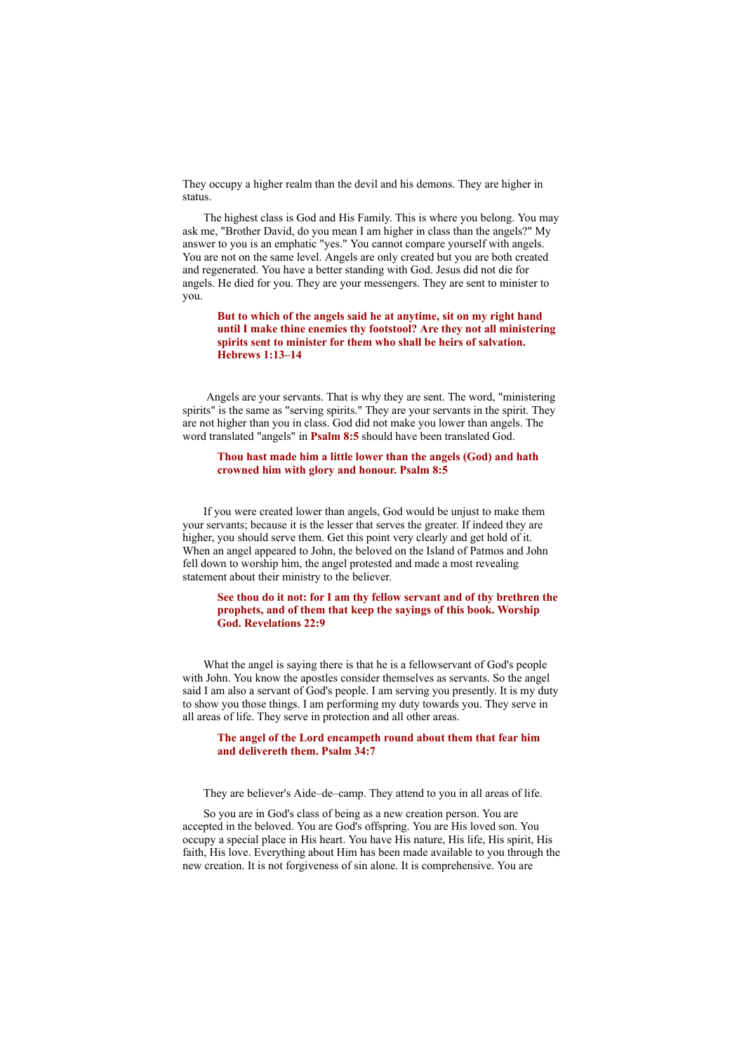They occupy a higher realm than the devil and his demons. They are higher in status.

The highest class is God and His Family. This is where you belong. You may ask me, "Brother David, do you mean I am higher in class than the angels?" My answer to you is an emphatic "yes." You cannot compare yourself with angels. You are not on the same level. Angels are only created but you are both created and regenerated. You have a better standing with God. Jesus did not die for angels. He died for you. They are your messengers. They are sent to minister to you.

> **But to which of the angels said he at anytime, sit on my right hand until I make thine enemies thy footstool? Are they not all ministering spirits sent to minister for them who shall be heirs of salvation. Hebrews 1:13–14**

Angels are your servants. That is why they are sent. The word, "ministering spirits" is the same as "serving spirits." They are your servants in the spirit. They are not higher than you in class. God did not make you lower than angels. The word translated "angels" in **Psalm 8:5** should have been translated God.

> **Thou hast made him a little lower than the angels (God) and hath crowned him with glory and honour. Psalm 8:5**

If you were created lower than angels, God would be unjust to make them your servants; because it is the lesser that serves the greater. If indeed they are higher, you should serve them. Get this point very clearly and get hold of it. When an angel appeared to John, the beloved on the Island of Patmos and John fell down to worship him, the angel protested and made a most revealing statement about their ministry to the believer.

> **See thou do it not: for I am thy fellow servant and of thy brethren the prophets, and of them that keep the sayings of this book. Worship God. Revelations 22:9**

What the angel is saying there is that he is a fellowservant of God's people with John. You know the apostles consider themselves as servants. So the angel said I am also a servant of God's people. I am serving you presently. It is my duty to show you those things. I am performing my duty towards you. They serve in all areas of life. They serve in protection and all other areas.

> **The angel of the Lord encampeth round about them that fear him and delivereth them. Psalm 34:7**

They are believer's Aide–de–camp. They attend to you in all areas of life.

So you are in God's class of being as a new creation person. You are accepted in the beloved. You are God's offspring. You are His loved son. You occupy a special place in His heart. You have His nature, His life, His spirit, His faith, His love. Everything about Him has been made available to you through the new creation. It is not forgiveness of sin alone. It is comprehensive. You are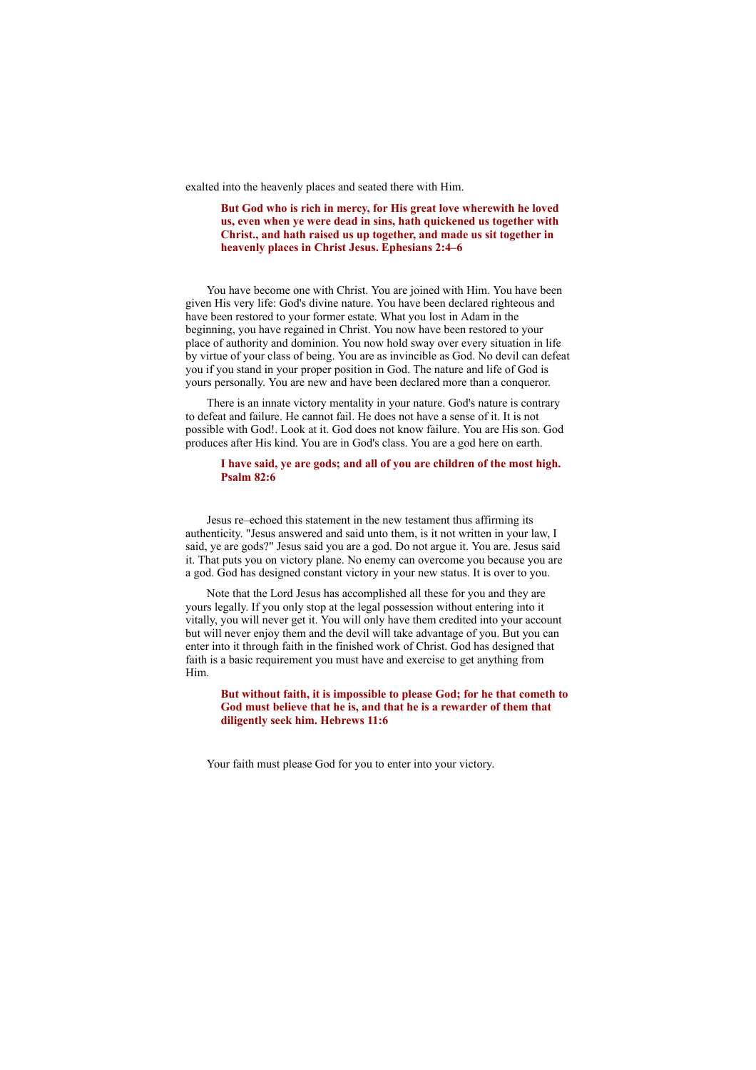exalted into the heavenly places and seated there with Him.

> **But God who is rich in mercy, for His great love wherewith he loved us, even when ye were dead in sins, hath quickened us together with Christ., and hath raised us up together, and made us sit together in heavenly places in Christ Jesus. Ephesians 2:4–6**

You have become one with Christ. You are joined with Him. You have been given His very life: God's divine nature. You have been declared righteous and have been restored to your former estate. What you lost in Adam in the beginning, you have regained in Christ. You now have been restored to your place of authority and dominion. You now hold sway over every situation in life by virtue of your class of being. You are as invincible as God. No devil can defeat you if you stand in your proper position in God. The nature and life of God is yours personally. You are new and have been declared more than a conqueror.

There is an innate victory mentality in your nature. God's nature is contrary to defeat and failure. He cannot fail. He does not have a sense of it. It is not possible with God!. Look at it. God does not know failure. You are His son. God produces after His kind. You are in God's class. You are a god here on earth.

> **I have said, ye are gods; and all of you are children of the most high. Psalm 82:6**

Jesus re–echoed this statement in the new testament thus affirming its authenticity. "Jesus answered and said unto them, is it not written in your law, I said, ye are gods?" Jesus said you are a god. Do not argue it. You are. Jesus said it. That puts you on victory plane. No enemy can overcome you because you are a god. God has designed constant victory in your new status. It is over to you.

Note that the Lord Jesus has accomplished all these for you and they are yours legally. If you only stop at the legal possession without entering into it vitally, you will never get it. You will only have them credited into your account but will never enjoy them and the devil will take advantage of you. But you can enter into it through faith in the finished work of Christ. God has designed that faith is a basic requirement you must have and exercise to get anything from Him.

> **But without faith, it is impossible to please God; for he that cometh to God must believe that he is, and that he is a rewarder of them that diligently seek him. Hebrews 11:6**

Your faith must please God for you to enter into your victory.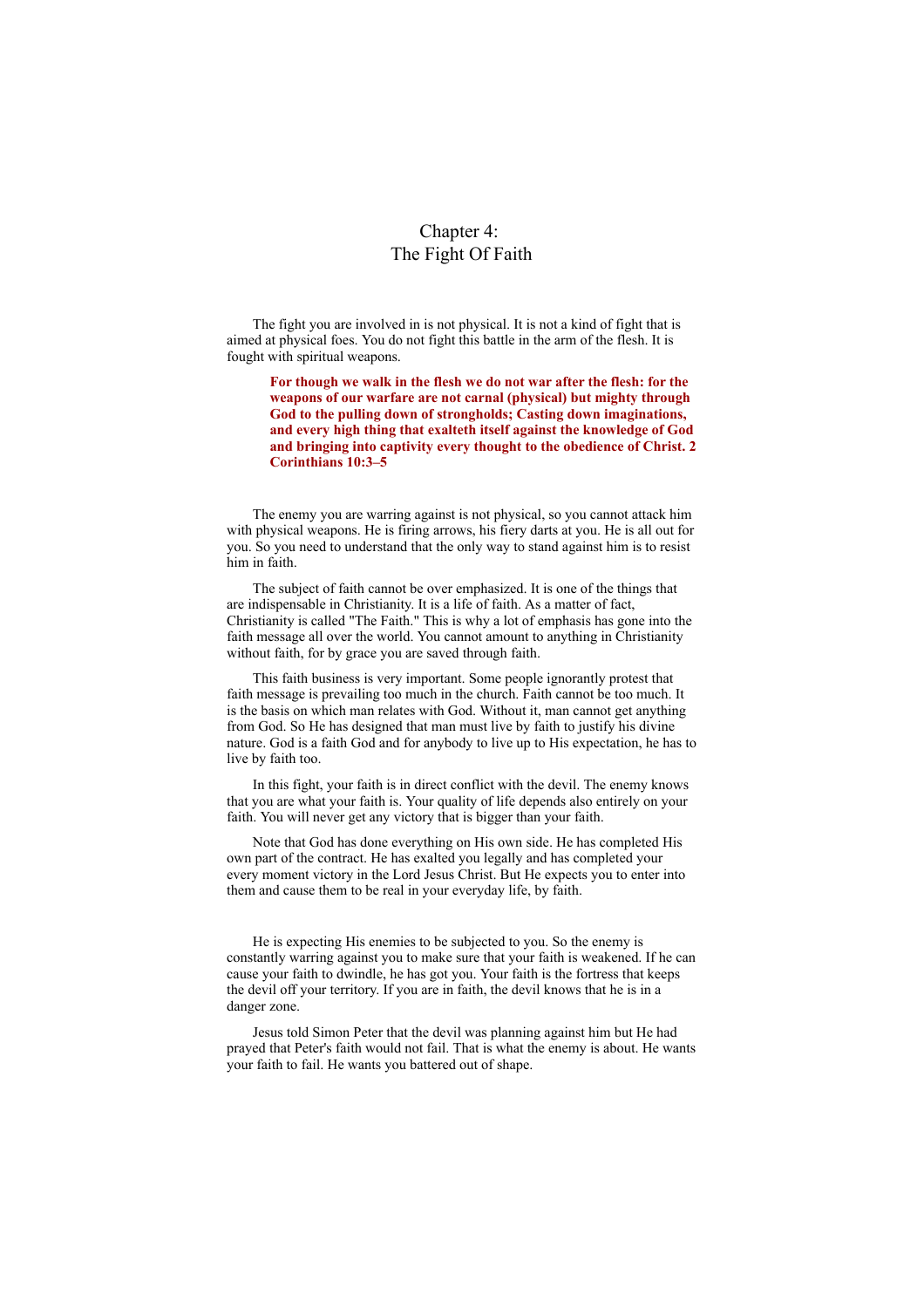# Chapter 4:
# The Fight Of Faith

The fight you are involved in is not physical. It is not a kind of fight that is aimed at physical foes. You do not fight this battle in the arm of the flesh. It is fought with spiritual weapons.

> **For though we walk in the flesh we do not war after the flesh: for the weapons of our warfare are not carnal (physical) but mighty through God to the pulling down of strongholds; Casting down imaginations, and every high thing that exalteth itself against the knowledge of God and bringing into captivity every thought to the obedience of Christ. 2 Corinthians 10:3–5**

The enemy you are warring against is not physical, so you cannot attack him with physical weapons. He is firing arrows, his fiery darts at you. He is all out for you. So you need to understand that the only way to stand against him is to resist him in faith.

The subject of faith cannot be over emphasized. It is one of the things that are indispensable in Christianity. It is a life of faith. As a matter of fact, Christianity is called "The Faith." This is why a lot of emphasis has gone into the faith message all over the world. You cannot amount to anything in Christianity without faith, for by grace you are saved through faith.

This faith business is very important. Some people ignorantly protest that faith message is prevailing too much in the church. Faith cannot be too much. It is the basis on which man relates with God. Without it, man cannot get anything from God. So He has designed that man must live by faith to justify his divine nature. God is a faith God and for anybody to live up to His expectation, he has to live by faith too.

In this fight, your faith is in direct conflict with the devil. The enemy knows that you are what your faith is. Your quality of life depends also entirely on your faith. You will never get any victory that is bigger than your faith.

Note that God has done everything on His own side. He has completed His own part of the contract. He has exalted you legally and has completed your every moment victory in the Lord Jesus Christ. But He expects you to enter into them and cause them to be real in your everyday life, by faith.

He is expecting His enemies to be subjected to you. So the enemy is constantly warring against you to make sure that your faith is weakened. If he can cause your faith to dwindle, he has got you. Your faith is the fortress that keeps the devil off your territory. If you are in faith, the devil knows that he is in a danger zone.

Jesus told Simon Peter that the devil was planning against him but He had prayed that Peter's faith would not fail. That is what the enemy is about. He wants your faith to fail. He wants you battered out of shape.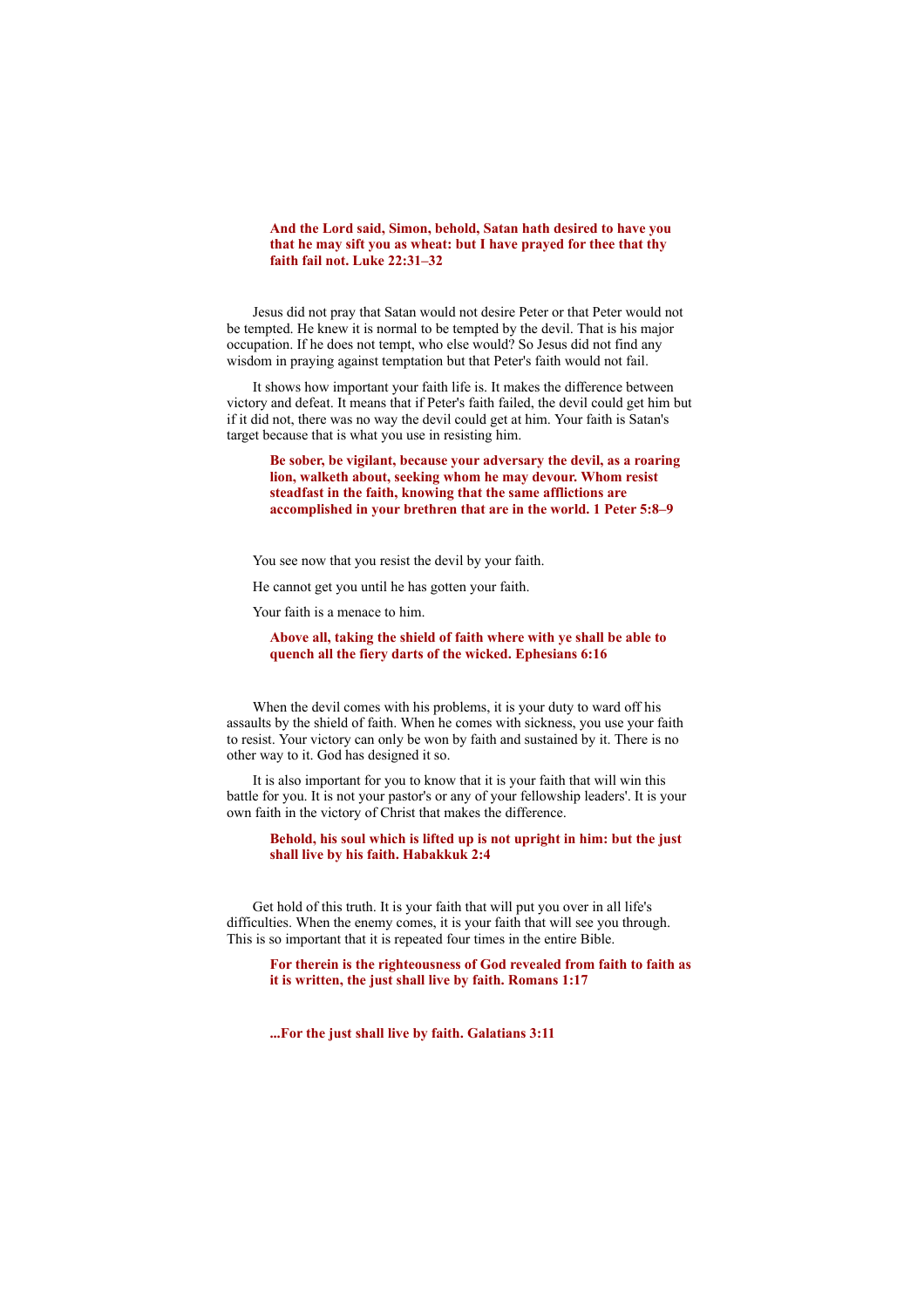> **And the Lord said, Simon, behold, Satan hath desired to have you that he may sift you as wheat: but I have prayed for thee that thy faith fail not. Luke 22:31–32**

Jesus did not pray that Satan would not desire Peter or that Peter would not be tempted. He knew it is normal to be tempted by the devil. That is his major occupation. If he does not tempt, who else would? So Jesus did not find any wisdom in praying against temptation but that Peter's faith would not fail.

It shows how important your faith life is. It makes the difference between victory and defeat. It means that if Peter's faith failed, the devil could get him but if it did not, there was no way the devil could get at him. Your faith is Satan's target because that is what you use in resisting him.

> **Be sober, be vigilant, because your adversary the devil, as a roaring lion, walketh about, seeking whom he may devour. Whom resist steadfast in the faith, knowing that the same afflictions are accomplished in your brethren that are in the world. 1 Peter 5:8–9**

You see now that you resist the devil by your faith.

He cannot get you until he has gotten your faith.

Your faith is a menace to him.

> **Above all, taking the shield of faith where with ye shall be able to quench all the fiery darts of the wicked. Ephesians 6:16**

When the devil comes with his problems, it is your duty to ward off his assaults by the shield of faith. When he comes with sickness, you use your faith to resist. Your victory can only be won by faith and sustained by it. There is no other way to it. God has designed it so.

It is also important for you to know that it is your faith that will win this battle for you. It is not your pastor's or any of your fellowship leaders'. It is your own faith in the victory of Christ that makes the difference.

> **Behold, his soul which is lifted up is not upright in him: but the just shall live by his faith. Habakkuk 2:4**

Get hold of this truth. It is your faith that will put you over in all life's difficulties. When the enemy comes, it is your faith that will see you through. This is so important that it is repeated four times in the entire Bible.

> **For therein is the righteousness of God revealed from faith to faith as it is written, the just shall live by faith. Romans 1:17**

> **...For the just shall live by faith. Galatians 3:11**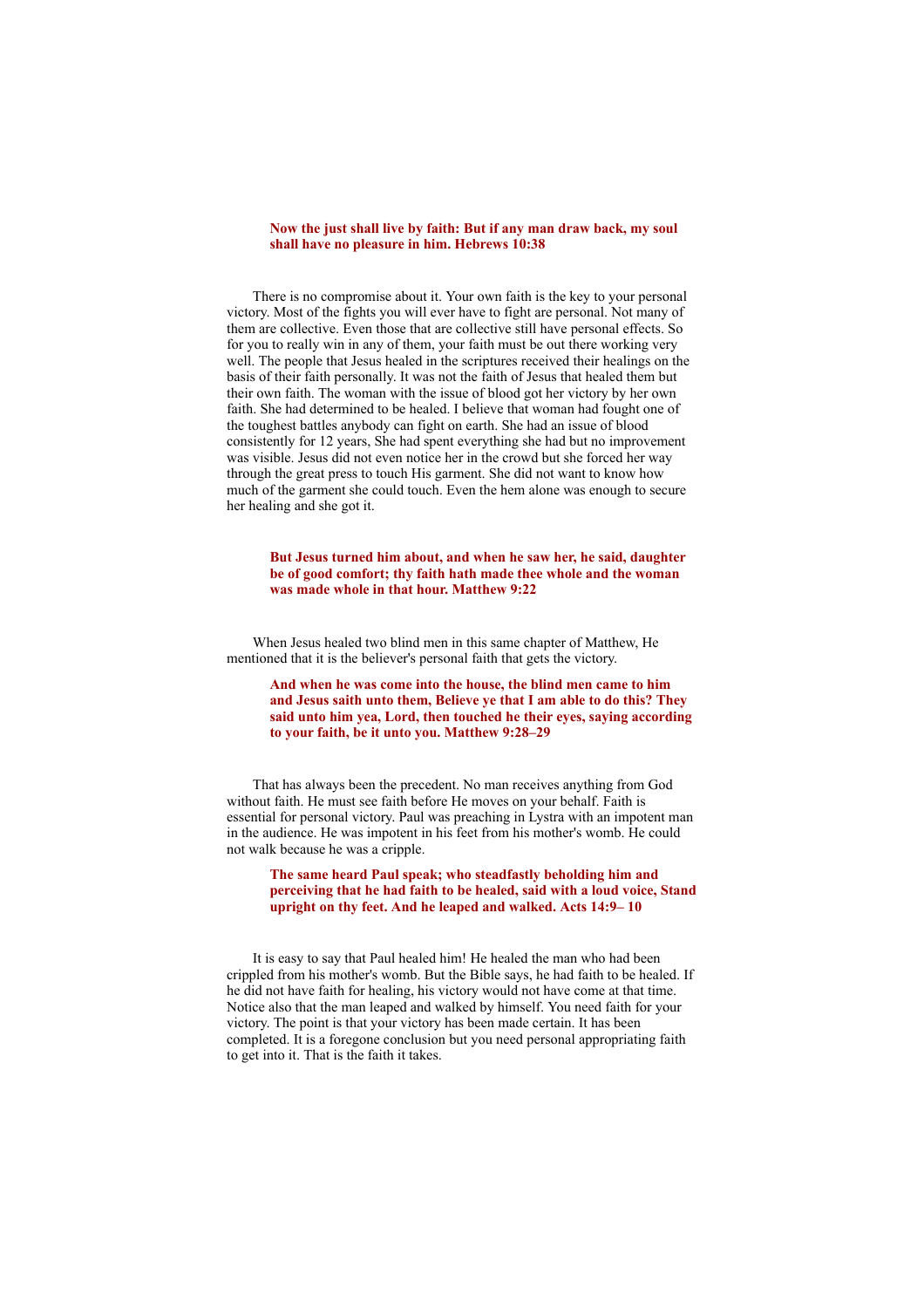**Now the just shall live by faith: But if any man draw back, my soul shall have no pleasure in him. Hebrews 10:38**

There is no compromise about it. Your own faith is the key to your personal victory. Most of the fights you will ever have to fight are personal. Not many of them are collective. Even those that are collective still have personal effects. So for you to really win in any of them, your faith must be out there working very well. The people that Jesus healed in the scriptures received their healings on the basis of their faith personally. It was not the faith of Jesus that healed them but their own faith. The woman with the issue of blood got her victory by her own faith. She had determined to be healed. I believe that woman had fought one of the toughest battles anybody can fight on earth. She had an issue of blood consistently for 12 years, She had spent everything she had but no improvement was visible. Jesus did not even notice her in the crowd but she forced her way through the great press to touch His garment. She did not want to know how much of the garment she could touch. Even the hem alone was enough to secure her healing and she got it.

**But Jesus turned him about, and when he saw her, he said, daughter be of good comfort; thy faith hath made thee whole and the woman was made whole in that hour. Matthew 9:22**

When Jesus healed two blind men in this same chapter of Matthew, He mentioned that it is the believer's personal faith that gets the victory.

**And when he was come into the house, the blind men came to him and Jesus saith unto them, Believe ye that I am able to do this? They said unto him yea, Lord, then touched he their eyes, saying according to your faith, be it unto you. Matthew 9:28–29**

That has always been the precedent. No man receives anything from God without faith. He must see faith before He moves on your behalf. Faith is essential for personal victory. Paul was preaching in Lystra with an impotent man in the audience. He was impotent in his feet from his mother's womb. He could not walk because he was a cripple.

**The same heard Paul speak; who steadfastly beholding him and perceiving that he had faith to be healed, said with a loud voice, Stand upright on thy feet. And he leaped and walked. Acts 14:9– 10**

It is easy to say that Paul healed him! He healed the man who had been crippled from his mother's womb. But the Bible says, he had faith to be healed. If he did not have faith for healing, his victory would not have come at that time. Notice also that the man leaped and walked by himself. You need faith for your victory. The point is that your victory has been made certain. It has been completed. It is a foregone conclusion but you need personal appropriating faith to get into it. That is the faith it takes.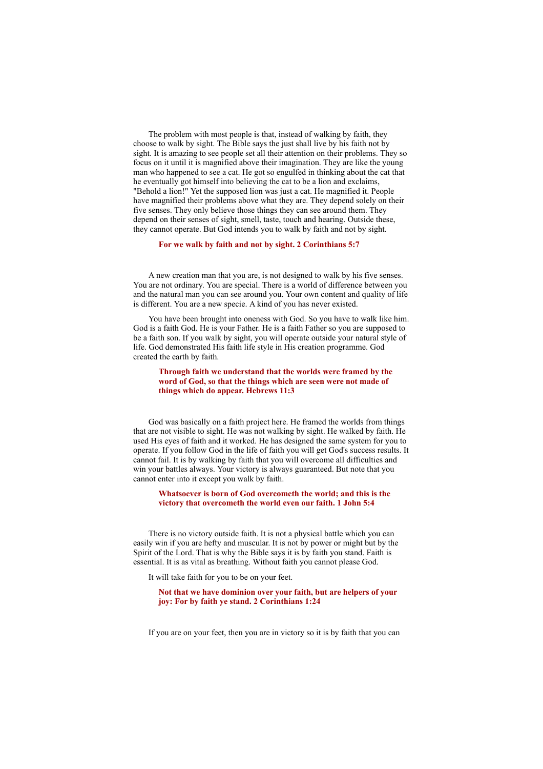The problem with most people is that, instead of walking by faith, they choose to walk by sight. The Bible says the just shall live by his faith not by sight. It is amazing to see people set all their attention on their problems. They so focus on it until it is magnified above their imagination. They are like the young man who happened to see a cat. He got so engulfed in thinking about the cat that he eventually got himself into believing the cat to be a lion and exclaims, "Behold a lion!" Yet the supposed lion was just a cat. He magnified it. People have magnified their problems above what they are. They depend solely on their five senses. They only believe those things they can see around them. They depend on their senses of sight, smell, taste, touch and hearing. Outside these, they cannot operate. But God intends you to walk by faith and not by sight.

> **For we walk by faith and not by sight. 2 Corinthians 5:7**

A new creation man that you are, is not designed to walk by his five senses. You are not ordinary. You are special. There is a world of difference between you and the natural man you can see around you. Your own content and quality of life is different. You are a new specie. A kind of you has never existed.

You have been brought into oneness with God. So you have to walk like him. God is a faith God. He is your Father. He is a faith Father so you are supposed to be a faith son. If you walk by sight, you will operate outside your natural style of life. God demonstrated His faith life style in His creation programme. God created the earth by faith.

> **Through faith we understand that the worlds were framed by the word of God, so that the things which are seen were not made of things which do appear. Hebrews 11:3**

God was basically on a faith project here. He framed the worlds from things that are not visible to sight. He was not walking by sight. He walked by faith. He used His eyes of faith and it worked. He has designed the same system for you to operate. If you follow God in the life of faith you will get God's success results. It cannot fail. It is by walking by faith that you will overcome all difficulties and win your battles always. Your victory is always guaranteed. But note that you cannot enter into it except you walk by faith.

> **Whatsoever is born of God overcometh the world; and this is the victory that overcometh the world even our faith. 1 John 5:4**

There is no victory outside faith. It is not a physical battle which you can easily win if you are hefty and muscular. It is not by power or might but by the Spirit of the Lord. That is why the Bible says it is by faith you stand. Faith is essential. It is as vital as breathing. Without faith you cannot please God.

It will take faith for you to be on your feet.

> **Not that we have dominion over your faith, but are helpers of your joy: For by faith ye stand. 2 Corinthians 1:24**

If you are on your feet, then you are in victory so it is by faith that you can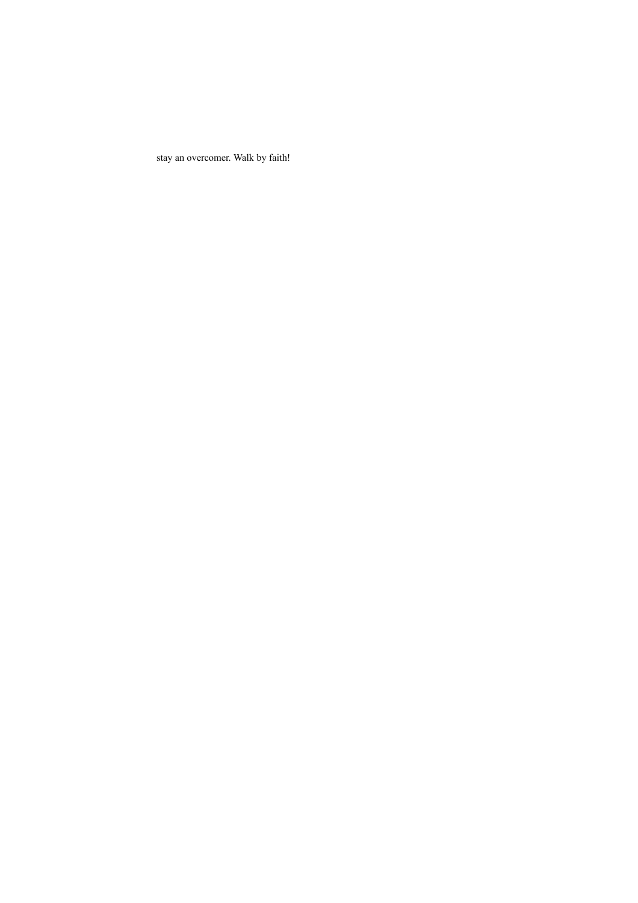stay an overcomer. Walk by faith!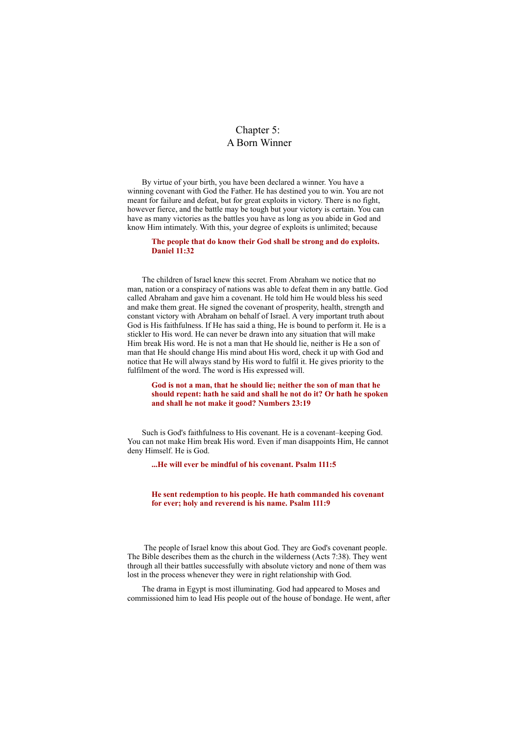# Chapter 5:
# A Born Winner

By virtue of your birth, you have been declared a winner. You have a winning covenant with God the Father. He has destined you to win. You are not meant for failure and defeat, but for great exploits in victory. There is no fight, however fierce, and the battle may be tough but your victory is certain. You can have as many victories as the battles you have as long as you abide in God and know Him intimately. With this, your degree of exploits is unlimited; because

> **The people that do know their God shall be strong and do exploits. Daniel 11:32**

The children of Israel knew this secret. From Abraham we notice that no man, nation or a conspiracy of nations was able to defeat them in any battle. God called Abraham and gave him a covenant. He told him He would bless his seed and make them great. He signed the covenant of prosperity, health, strength and constant victory with Abraham on behalf of Israel. A very important truth about God is His faithfulness. If He has said a thing, He is bound to perform it. He is a stickler to His word. He can never be drawn into any situation that will make Him break His word. He is not a man that He should lie, neither is He a son of man that He should change His mind about His word, check it up with God and notice that He will always stand by His word to fulfil it. He gives priority to the fulfilment of the word. The word is His expressed will.

> **God is not a man, that he should lie; neither the son of man that he should repent: hath he said and shall he not do it? Or hath he spoken and shall he not make it good? Numbers 23:19**

Such is God's faithfulness to His covenant. He is a covenant–keeping God. You can not make Him break His word. Even if man disappoints Him, He cannot deny Himself. He is God.

> **...He will ever be mindful of his covenant. Psalm 111:5**

> **He sent redemption to his people. He hath commanded his covenant for ever; holy and reverend is his name. Psalm 111:9**

The people of Israel know this about God. They are God's covenant people. The Bible describes them as the church in the wilderness (Acts 7:38). They went through all their battles successfully with absolute victory and none of them was lost in the process whenever they were in right relationship with God.

The drama in Egypt is most illuminating. God had appeared to Moses and commissioned him to lead His people out of the house of bondage. He went, after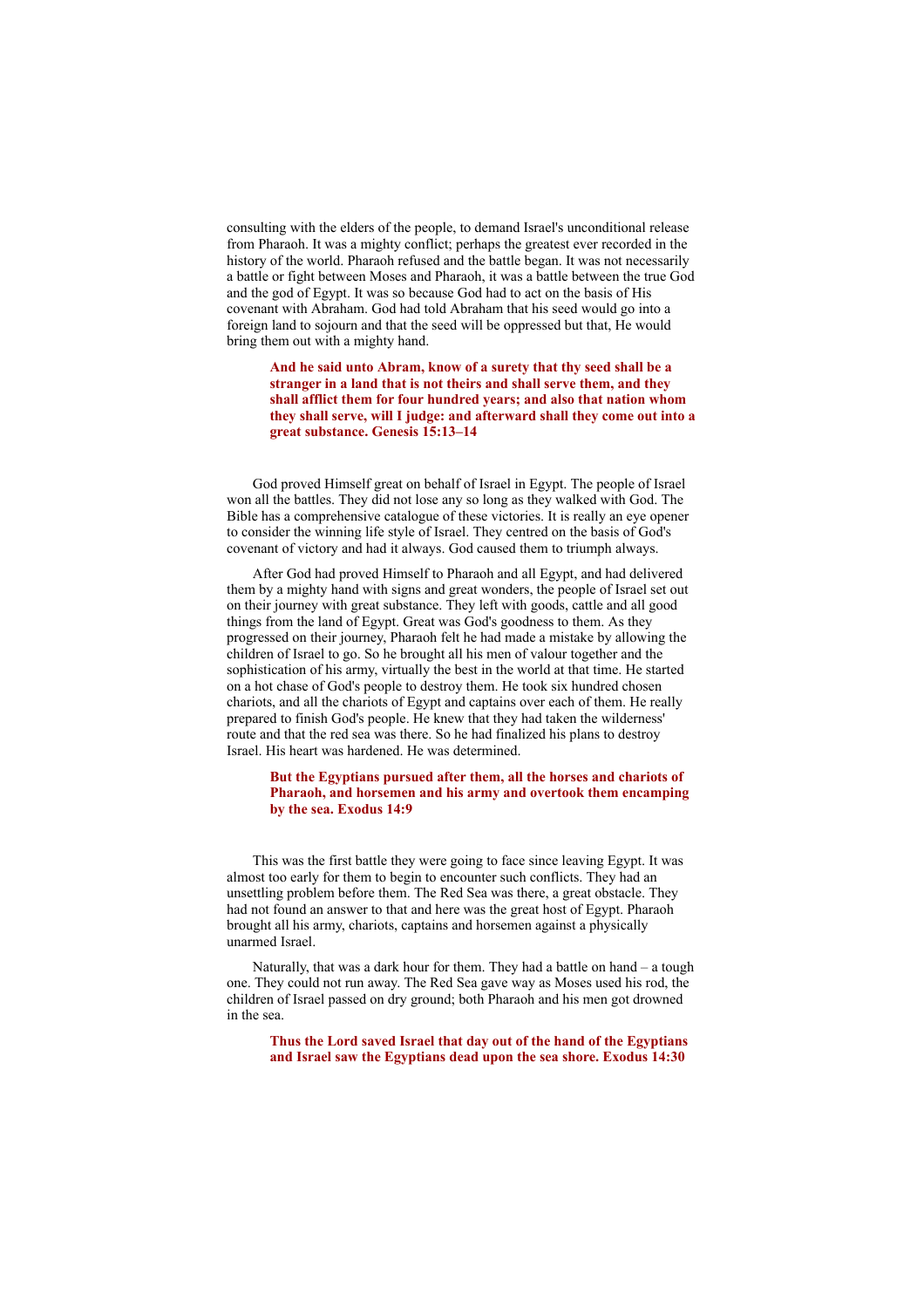consulting with the elders of the people, to demand Israel's unconditional release from Pharaoh. It was a mighty conflict; perhaps the greatest ever recorded in the history of the world. Pharaoh refused and the battle began. It was not necessarily a battle or fight between Moses and Pharaoh, it was a battle between the true God and the god of Egypt. It was so because God had to act on the basis of His covenant with Abraham. God had told Abraham that his seed would go into a foreign land to sojourn and that the seed will be oppressed but that, He would bring them out with a mighty hand.

> **And he said unto Abram, know of a surety that thy seed shall be a stranger in a land that is not theirs and shall serve them, and they shall afflict them for four hundred years; and also that nation whom they shall serve, will I judge: and afterward shall they come out into a great substance. Genesis 15:13–14**

God proved Himself great on behalf of Israel in Egypt. The people of Israel won all the battles. They did not lose any so long as they walked with God. The Bible has a comprehensive catalogue of these victories. It is really an eye opener to consider the winning life style of Israel. They centred on the basis of God's covenant of victory and had it always. God caused them to triumph always.

After God had proved Himself to Pharaoh and all Egypt, and had delivered them by a mighty hand with signs and great wonders, the people of Israel set out on their journey with great substance. They left with goods, cattle and all good things from the land of Egypt. Great was God's goodness to them. As they progressed on their journey, Pharaoh felt he had made a mistake by allowing the children of Israel to go. So he brought all his men of valour together and the sophistication of his army, virtually the best in the world at that time. He started on a hot chase of God's people to destroy them. He took six hundred chosen chariots, and all the chariots of Egypt and captains over each of them. He really prepared to finish God's people. He knew that they had taken the wilderness' route and that the red sea was there. So he had finalized his plans to destroy Israel. His heart was hardened. He was determined.

> **But the Egyptians pursued after them, all the horses and chariots of Pharaoh, and horsemen and his army and overtook them encamping by the sea. Exodus 14:9**

This was the first battle they were going to face since leaving Egypt. It was almost too early for them to begin to encounter such conflicts. They had an unsettling problem before them. The Red Sea was there, a great obstacle. They had not found an answer to that and here was the great host of Egypt. Pharaoh brought all his army, chariots, captains and horsemen against a physically unarmed Israel.

Naturally, that was a dark hour for them. They had a battle on hand – a tough one. They could not run away. The Red Sea gave way as Moses used his rod, the children of Israel passed on dry ground; both Pharaoh and his men got drowned in the sea.

> **Thus the Lord saved Israel that day out of the hand of the Egyptians and Israel saw the Egyptians dead upon the sea shore. Exodus 14:30**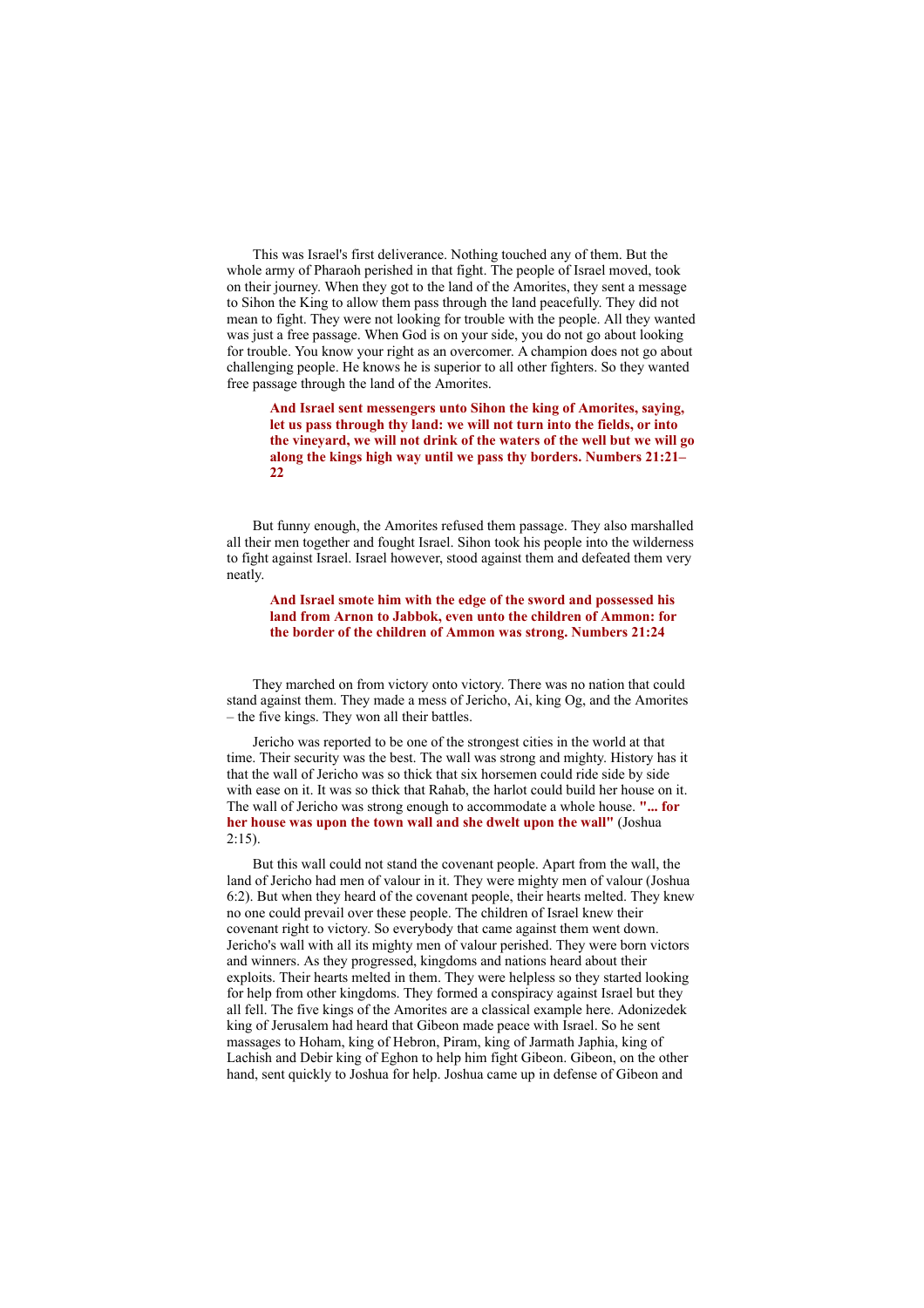This was Israel's first deliverance. Nothing touched any of them. But the whole army of Pharaoh perished in that fight. The people of Israel moved, took on their journey. When they got to the land of the Amorites, they sent a message to Sihon the King to allow them pass through the land peacefully. They did not mean to fight. They were not looking for trouble with the people. All they wanted was just a free passage. When God is on your side, you do not go about looking for trouble. You know your right as an overcomer. A champion does not go about challenging people. He knows he is superior to all other fighters. So they wanted free passage through the land of the Amorites.

> **And Israel sent messengers unto Sihon the king of Amorites, saying, let us pass through thy land: we will not turn into the fields, or into the vineyard, we will not drink of the waters of the well but we will go along the kings high way until we pass thy borders. Numbers 21:21–22**

But funny enough, the Amorites refused them passage. They also marshalled all their men together and fought Israel. Sihon took his people into the wilderness to fight against Israel. Israel however, stood against them and defeated them very neatly.

> **And Israel smote him with the edge of the sword and possessed his land from Arnon to Jabbok, even unto the children of Ammon: for the border of the children of Ammon was strong. Numbers 21:24**

They marched on from victory onto victory. There was no nation that could stand against them. They made a mess of Jericho, Ai, king Og, and the Amorites – the five kings. They won all their battles.

Jericho was reported to be one of the strongest cities in the world at that time. Their security was the best. The wall was strong and mighty. History has it that the wall of Jericho was so thick that six horsemen could ride side by side with ease on it. It was so thick that Rahab, the harlot could build her house on it. The wall of Jericho was strong enough to accommodate a whole house. **"... for her house was upon the town wall and she dwelt upon the wall"** (Joshua 2:15).

But this wall could not stand the covenant people. Apart from the wall, the land of Jericho had men of valour in it. They were mighty men of valour (Joshua 6:2). But when they heard of the covenant people, their hearts melted. They knew no one could prevail over these people. The children of Israel knew their covenant right to victory. So everybody that came against them went down. Jericho's wall with all its mighty men of valour perished. They were born victors and winners. As they progressed, kingdoms and nations heard about their exploits. Their hearts melted in them. They were helpless so they started looking for help from other kingdoms. They formed a conspiracy against Israel but they all fell. The five kings of the Amorites are a classical example here. Adonizedek king of Jerusalem had heard that Gibeon made peace with Israel. So he sent massages to Hoham, king of Hebron, Piram, king of Jarmath Japhia, king of Lachish and Debir king of Eghon to help him fight Gibeon. Gibeon, on the other hand, sent quickly to Joshua for help. Joshua came up in defense of Gibeon and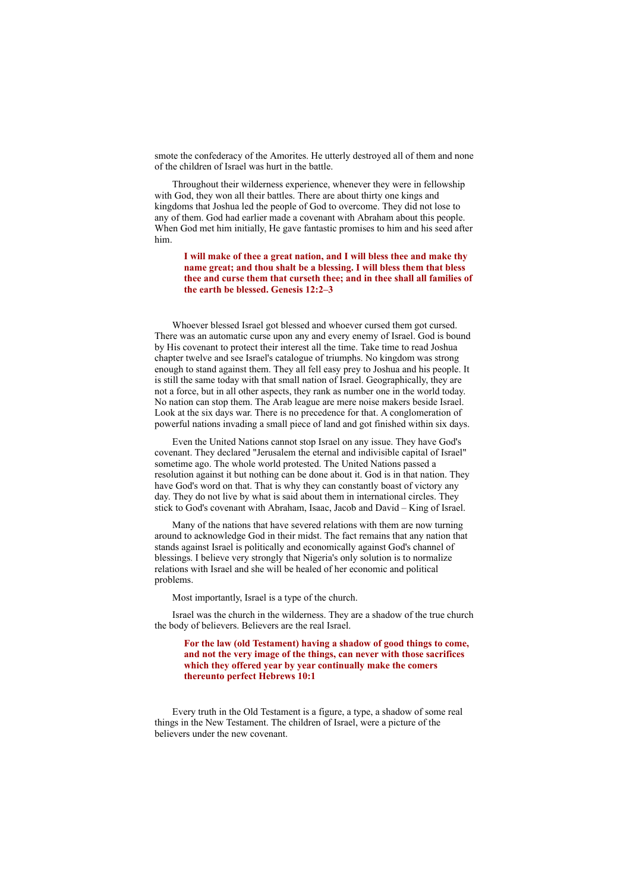smote the confederacy of the Amorites. He utterly destroyed all of them and none of the children of Israel was hurt in the battle.

Throughout their wilderness experience, whenever they were in fellowship with God, they won all their battles. There are about thirty one kings and kingdoms that Joshua led the people of God to overcome. They did not lose to any of them. God had earlier made a covenant with Abraham about this people. When God met him initially, He gave fantastic promises to him and his seed after him.

> **I will make of thee a great nation, and I will bless thee and make thy name great; and thou shalt be a blessing. I will bless them that bless thee and curse them that curseth thee; and in thee shall all families of the earth be blessed. Genesis 12:2–3**

Whoever blessed Israel got blessed and whoever cursed them got cursed. There was an automatic curse upon any and every enemy of Israel. God is bound by His covenant to protect their interest all the time. Take time to read Joshua chapter twelve and see Israel's catalogue of triumphs. No kingdom was strong enough to stand against them. They all fell easy prey to Joshua and his people. It is still the same today with that small nation of Israel. Geographically, they are not a force, but in all other aspects, they rank as number one in the world today. No nation can stop them. The Arab league are mere noise makers beside Israel. Look at the six days war. There is no precedence for that. A conglomeration of powerful nations invading a small piece of land and got finished within six days.

Even the United Nations cannot stop Israel on any issue. They have God's covenant. They declared "Jerusalem the eternal and indivisible capital of Israel" sometime ago. The whole world protested. The United Nations passed a resolution against it but nothing can be done about it. God is in that nation. They have God's word on that. That is why they can constantly boast of victory any day. They do not live by what is said about them in international circles. They stick to God's covenant with Abraham, Isaac, Jacob and David – King of Israel.

Many of the nations that have severed relations with them are now turning around to acknowledge God in their midst. The fact remains that any nation that stands against Israel is politically and economically against God's channel of blessings. I believe very strongly that Nigeria's only solution is to normalize relations with Israel and she will be healed of her economic and political problems.

Most importantly, Israel is a type of the church.

Israel was the church in the wilderness. They are a shadow of the true church the body of believers. Believers are the real Israel.

> **For the law (old Testament) having a shadow of good things to come, and not the very image of the things, can never with those sacrifices which they offered year by year continually make the comers thereunto perfect Hebrews 10:1**

Every truth in the Old Testament is a figure, a type, a shadow of some real things in the New Testament. The children of Israel, were a picture of the believers under the new covenant.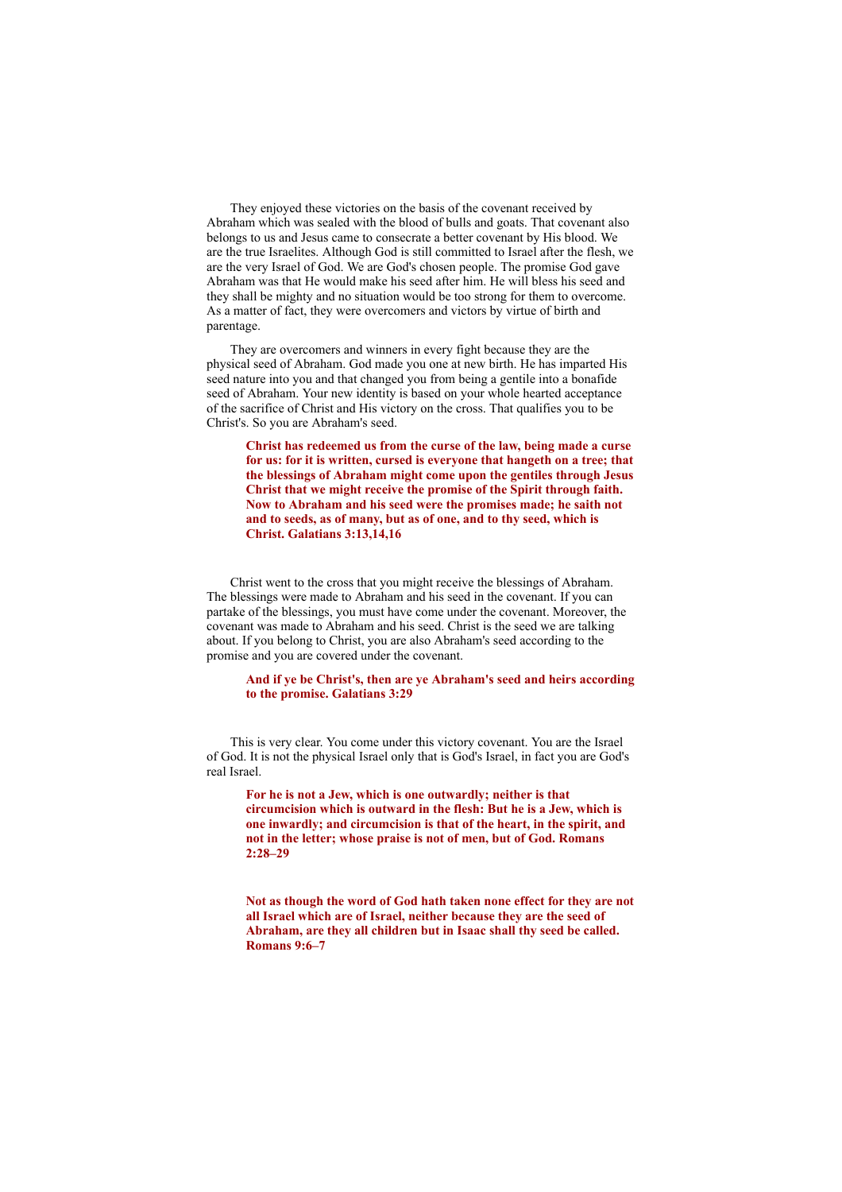They enjoyed these victories on the basis of the covenant received by Abraham which was sealed with the blood of bulls and goats. That covenant also belongs to us and Jesus came to consecrate a better covenant by His blood. We are the true Israelites. Although God is still committed to Israel after the flesh, we are the very Israel of God. We are God's chosen people. The promise God gave Abraham was that He would make his seed after him. He will bless his seed and they shall be mighty and no situation would be too strong for them to overcome. As a matter of fact, they were overcomers and victors by virtue of birth and parentage.

They are overcomers and winners in every fight because they are the physical seed of Abraham. God made you one at new birth. He has imparted His seed nature into you and that changed you from being a gentile into a bonafide seed of Abraham. Your new identity is based on your whole hearted acceptance of the sacrifice of Christ and His victory on the cross. That qualifies you to be Christ's. So you are Abraham's seed.

> **Christ has redeemed us from the curse of the law, being made a curse for us: for it is written, cursed is everyone that hangeth on a tree; that the blessings of Abraham might come upon the gentiles through Jesus Christ that we might receive the promise of the Spirit through faith. Now to Abraham and his seed were the promises made; he saith not and to seeds, as of many, but as of one, and to thy seed, which is Christ. Galatians 3:13,14,16**

Christ went to the cross that you might receive the blessings of Abraham. The blessings were made to Abraham and his seed in the covenant. If you can partake of the blessings, you must have come under the covenant. Moreover, the covenant was made to Abraham and his seed. Christ is the seed we are talking about. If you belong to Christ, you are also Abraham's seed according to the promise and you are covered under the covenant.

> **And if ye be Christ's, then are ye Abraham's seed and heirs according to the promise. Galatians 3:29**

This is very clear. You come under this victory covenant. You are the Israel of God. It is not the physical Israel only that is God's Israel, in fact you are God's real Israel.

> **For he is not a Jew, which is one outwardly; neither is that circumcision which is outward in the flesh: But he is a Jew, which is one inwardly; and circumcision is that of the heart, in the spirit, and not in the letter; whose praise is not of men, but of God. Romans 2:28–29**

> **Not as though the word of God hath taken none effect for they are not all Israel which are of Israel, neither because they are the seed of Abraham, are they all children but in Isaac shall thy seed be called. Romans 9:6–7**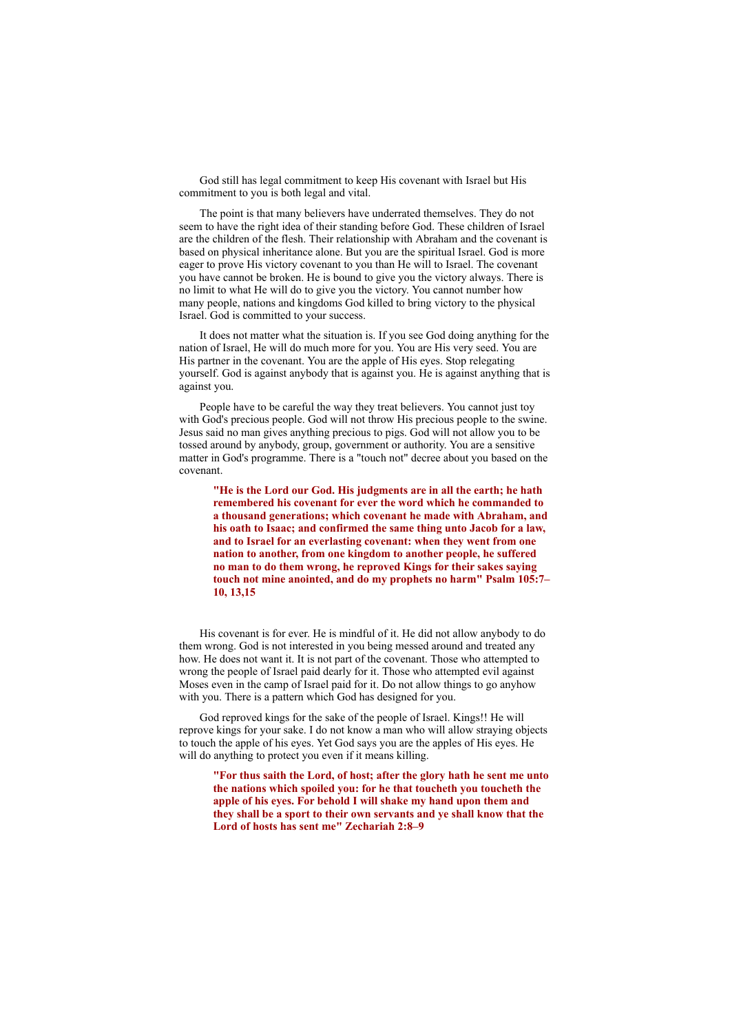God still has legal commitment to keep His covenant with Israel but His commitment to you is both legal and vital.

The point is that many believers have underrated themselves. They do not seem to have the right idea of their standing before God. These children of Israel are the children of the flesh. Their relationship with Abraham and the covenant is based on physical inheritance alone. But you are the spiritual Israel. God is more eager to prove His victory covenant to you than He will to Israel. The covenant you have cannot be broken. He is bound to give you the victory always. There is no limit to what He will do to give you the victory. You cannot number how many people, nations and kingdoms God killed to bring victory to the physical Israel. God is committed to your success.

It does not matter what the situation is. If you see God doing anything for the nation of Israel, He will do much more for you. You are His very seed. You are His partner in the covenant. You are the apple of His eyes. Stop relegating yourself. God is against anybody that is against you. He is against anything that is against you.

People have to be careful the way they treat believers. You cannot just toy with God's precious people. God will not throw His precious people to the swine. Jesus said no man gives anything precious to pigs. God will not allow you to be tossed around by anybody, group, government or authority. You are a sensitive matter in God's programme. There is a "touch not" decree about you based on the covenant.

> **"He is the Lord our God. His judgments are in all the earth; he hath remembered his covenant for ever the word which he commanded to a thousand generations; which covenant he made with Abraham, and his oath to Isaac; and confirmed the same thing unto Jacob for a law, and to Israel for an everlasting covenant: when they went from one nation to another, from one kingdom to another people, he suffered no man to do them wrong, he reproved Kings for their sakes saying touch not mine anointed, and do my prophets no harm" Psalm 105:7–10, 13,15**

His covenant is for ever. He is mindful of it. He did not allow anybody to do them wrong. God is not interested in you being messed around and treated any how. He does not want it. It is not part of the covenant. Those who attempted to wrong the people of Israel paid dearly for it. Those who attempted evil against Moses even in the camp of Israel paid for it. Do not allow things to go anyhow with you. There is a pattern which God has designed for you.

God reproved kings for the sake of the people of Israel. Kings!! He will reprove kings for your sake. I do not know a man who will allow straying objects to touch the apple of his eyes. Yet God says you are the apples of His eyes. He will do anything to protect you even if it means killing.

> **"For thus saith the Lord, of host; after the glory hath he sent me unto the nations which spoiled you: for he that toucheth you toucheth the apple of his eyes. For behold I will shake my hand upon them and they shall be a sport to their own servants and ye shall know that the Lord of hosts has sent me" Zechariah 2:8–9**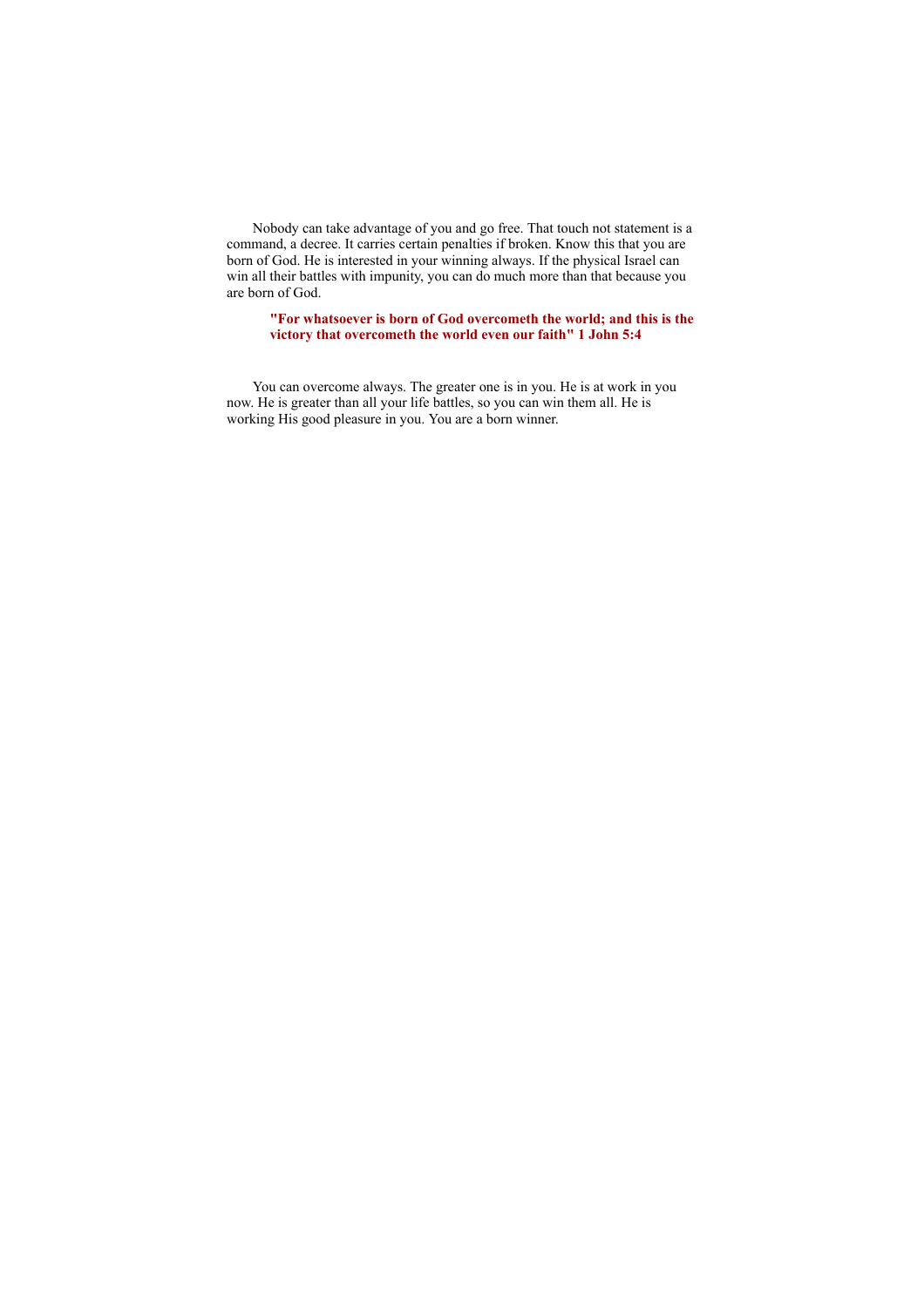Nobody can take advantage of you and go free. That touch not statement is a command, a decree. It carries certain penalties if broken. Know this that you are born of God. He is interested in your winning always. If the physical Israel can win all their battles with impunity, you can do much more than that because you are born of God.

> **"For whatsoever is born of God overcometh the world; and this is the victory that overcometh the world even our faith" 1 John 5:4**

You can overcome always. The greater one is in you. He is at work in you now. He is greater than all your life battles, so you can win them all. He is working His good pleasure in you. You are a born winner.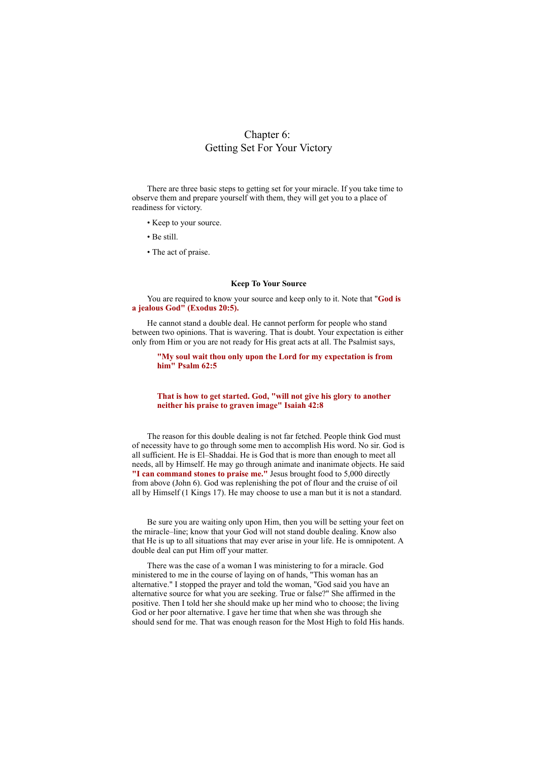# Chapter 6:
# Getting Set For Your Victory

There are three basic steps to getting set for your miracle. If you take time to observe them and prepare yourself with them, they will get you to a place of readiness for victory.

- Keep to your source.
- Be still.
- The act of praise.

### Keep To Your Source

You are required to know your source and keep only to it. Note that "**God is a jealous God" (Exodus 20:5).**

He cannot stand a double deal. He cannot perform for people who stand between two opinions. That is wavering. That is doubt. Your expectation is either only from Him or you are not ready for His great acts at all. The Psalmist says,

> **"My soul wait thou only upon the Lord for my expectation is from him" Psalm 62:5**
>
> **That is how to get started. God, "will not give his glory to another neither his praise to graven image" Isaiah 42:8**

The reason for this double dealing is not far fetched. People think God must of necessity have to go through some men to accomplish His word. No sir. God is all sufficient. He is El–Shaddai. He is God that is more than enough to meet all needs, all by Himself. He may go through animate and inanimate objects. He said **"I can command stones to praise me."** Jesus brought food to 5,000 directly from above (John 6). God was replenishing the pot of flour and the cruise of oil all by Himself (1 Kings 17). He may choose to use a man but it is not a standard.

Be sure you are waiting only upon Him, then you will be setting your feet on the miracle–line; know that your God will not stand double dealing. Know also that He is up to all situations that may ever arise in your life. He is omnipotent. A double deal can put Him off your matter.

There was the case of a woman I was ministering to for a miracle. God ministered to me in the course of laying on of hands, "This woman has an alternative." I stopped the prayer and told the woman, "God said you have an alternative source for what you are seeking. True or false?" She affirmed in the positive. Then I told her she should make up her mind who to choose; the living God or her poor alternative. I gave her time that when she was through she should send for me. That was enough reason for the Most High to fold His hands.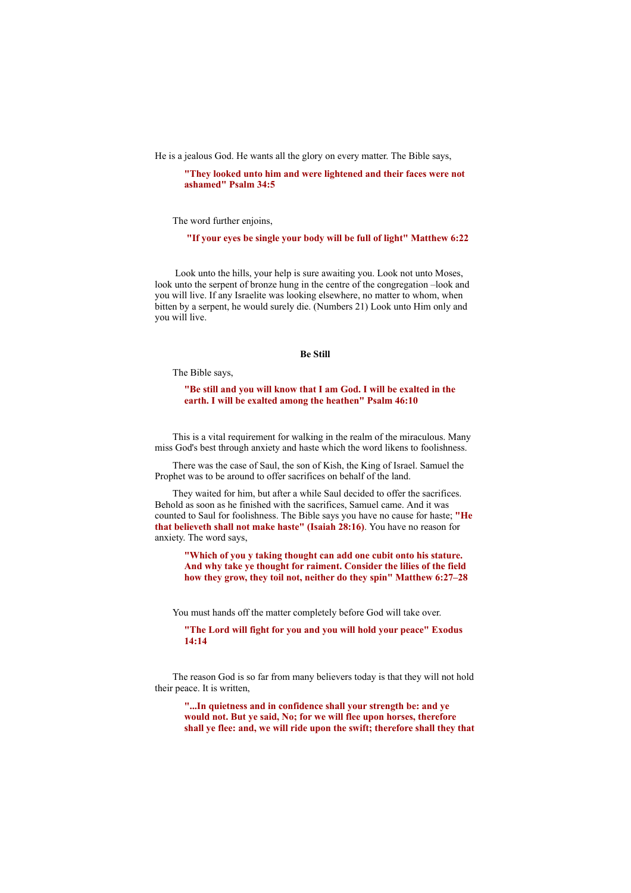He is a jealous God. He wants all the glory on every matter. The Bible says,

> **"They looked unto him and were lightened and their faces were not ashamed" Psalm 34:5**

The word further enjoins,

> **"If your eyes be single your body will be full of light" Matthew 6:22**

Look unto the hills, your help is sure awaiting you. Look not unto Moses, look unto the serpent of bronze hung in the centre of the congregation –look and you will live. If any Israelite was looking elsewhere, no matter to whom, when bitten by a serpent, he would surely die. (Numbers 21) Look unto Him only and you will live.

### Be Still

The Bible says,

> **"Be still and you will know that I am God. I will be exalted in the earth. I will be exalted among the heathen" Psalm 46:10**

This is a vital requirement for walking in the realm of the miraculous. Many miss God's best through anxiety and haste which the word likens to foolishness.

There was the case of Saul, the son of Kish, the King of Israel. Samuel the Prophet was to be around to offer sacrifices on behalf of the land.

They waited for him, but after a while Saul decided to offer the sacrifices. Behold as soon as he finished with the sacrifices, Samuel came. And it was counted to Saul for foolishness. The Bible says you have no cause for haste; **"He that believeth shall not make haste" (Isaiah 28:16)**. You have no reason for anxiety. The word says,

> **"Which of you y taking thought can add one cubit onto his stature. And why take ye thought for raiment. Consider the lilies of the field how they grow, they toil not, neither do they spin" Matthew 6:27–28**

You must hands off the matter completely before God will take over.

> **"The Lord will fight for you and you will hold your peace" Exodus 14:14**

The reason God is so far from many believers today is that they will not hold their peace. It is written,

> **"...In quietness and in confidence shall your strength be: and ye would not. But ye said, No; for we will flee upon horses, therefore shall ye flee: and, we will ride upon the swift; therefore shall they that**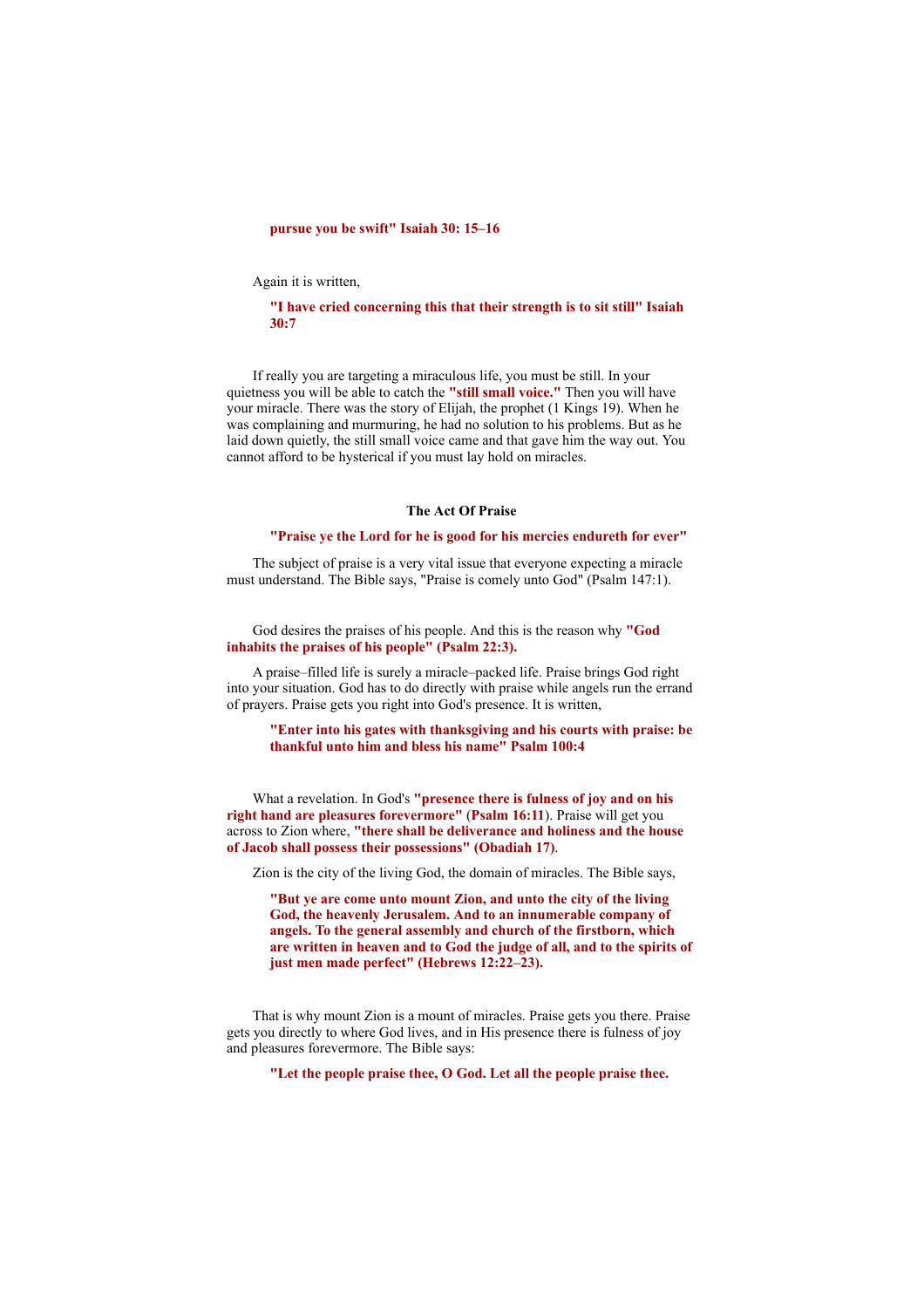**pursue you be swift" Isaiah 30: 15–16**

Again it is written,

> **"I have cried concerning this that their strength is to sit still" Isaiah 30:7**

If really you are targeting a miraculous life, you must be still. In your quietness you will be able to catch the **"still small voice."** Then you will have your miracle. There was the story of Elijah, the prophet (1 Kings 19). When he was complaining and murmuring, he had no solution to his problems. But as he laid down quietly, the still small voice came and that gave him the way out. You cannot afford to be hysterical if you must lay hold on miracles.

### The Act Of Praise

> **"Praise ye the Lord for he is good for his mercies endureth for ever"**

The subject of praise is a very vital issue that everyone expecting a miracle must understand. The Bible says, "Praise is comely unto God" (Psalm 147:1).

God desires the praises of his people. And this is the reason why **"God inhabits the praises of his people" (Psalm 22:3).**

A praise–filled life is surely a miracle–packed life. Praise brings God right into your situation. God has to do directly with praise while angels run the errand of prayers. Praise gets you right into God's presence. It is written,

> **"Enter into his gates with thanksgiving and his courts with praise: be thankful unto him and bless his name" Psalm 100:4**

What a revelation. In God's **"presence there is fulness of joy and on his right hand are pleasures forevermore"** (**Psalm 16:11**). Praise will get you across to Zion where, **"there shall be deliverance and holiness and the house of Jacob shall possess their possessions" (Obadiah 17)**.

Zion is the city of the living God, the domain of miracles. The Bible says,

> **"But ye are come unto mount Zion, and unto the city of the living God, the heavenly Jerusalem. And to an innumerable company of angels. To the general assembly and church of the firstborn, which are written in heaven and to God the judge of all, and to the spirits of just men made perfect" (Hebrews 12:22–23).**

That is why mount Zion is a mount of miracles. Praise gets you there. Praise gets you directly to where God lives, and in His presence there is fulness of joy and pleasures forevermore. The Bible says:

> **"Let the people praise thee, O God. Let all the people praise thee.**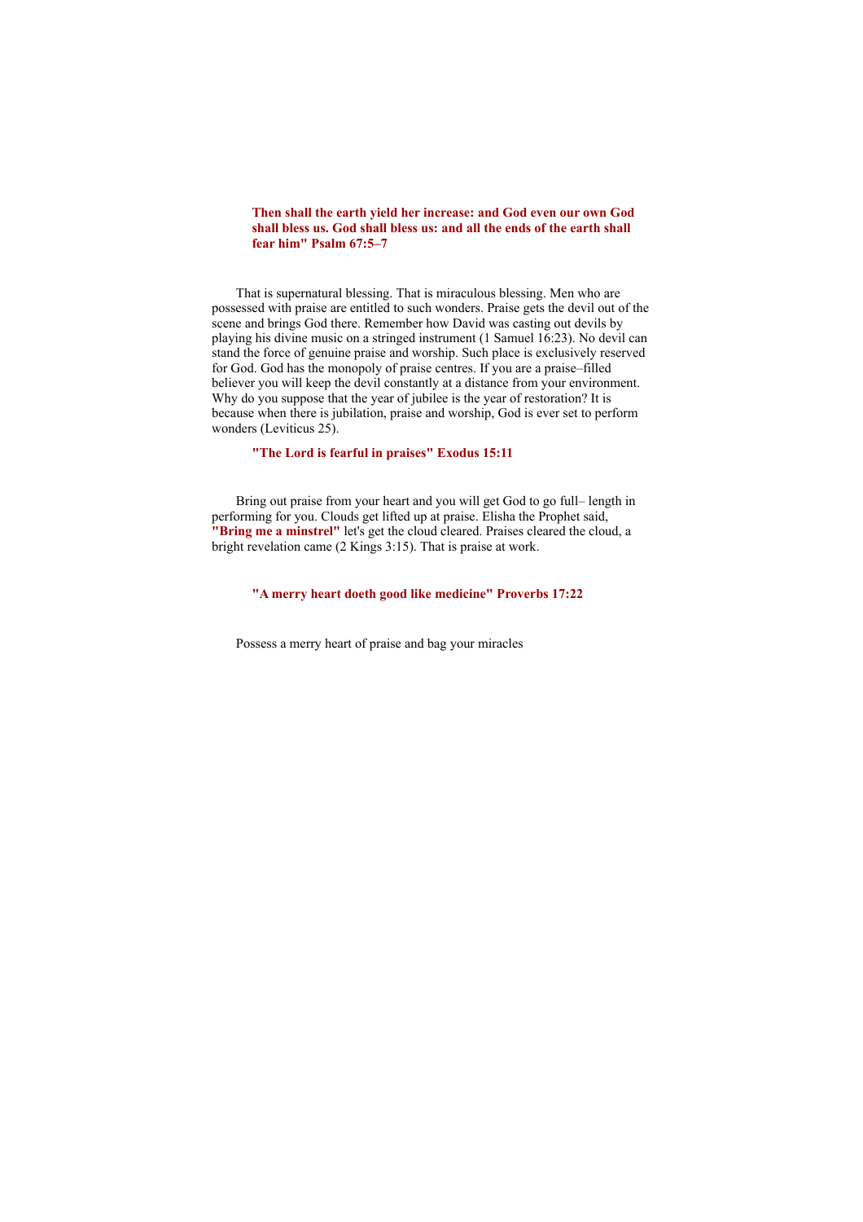**Then shall the earth yield her increase: and God even our own God shall bless us. God shall bless us: and all the ends of the earth shall fear him" Psalm 67:5–7**

That is supernatural blessing. That is miraculous blessing. Men who are possessed with praise are entitled to such wonders. Praise gets the devil out of the scene and brings God there. Remember how David was casting out devils by playing his divine music on a stringed instrument (1 Samuel 16:23). No devil can stand the force of genuine praise and worship. Such place is exclusively reserved for God. God has the monopoly of praise centres. If you are a praise–filled believer you will keep the devil constantly at a distance from your environment. Why do you suppose that the year of jubilee is the year of restoration? It is because when there is jubilation, praise and worship, God is ever set to perform wonders (Leviticus 25).

**"The Lord is fearful in praises" Exodus 15:11**

Bring out praise from your heart and you will get God to go full– length in performing for you. Clouds get lifted up at praise. Elisha the Prophet said, **"Bring me a minstrel"** let's get the cloud cleared. Praises cleared the cloud, a bright revelation came (2 Kings 3:15). That is praise at work.

**"A merry heart doeth good like medicine" Proverbs 17:22**

Possess a merry heart of praise and bag your miracles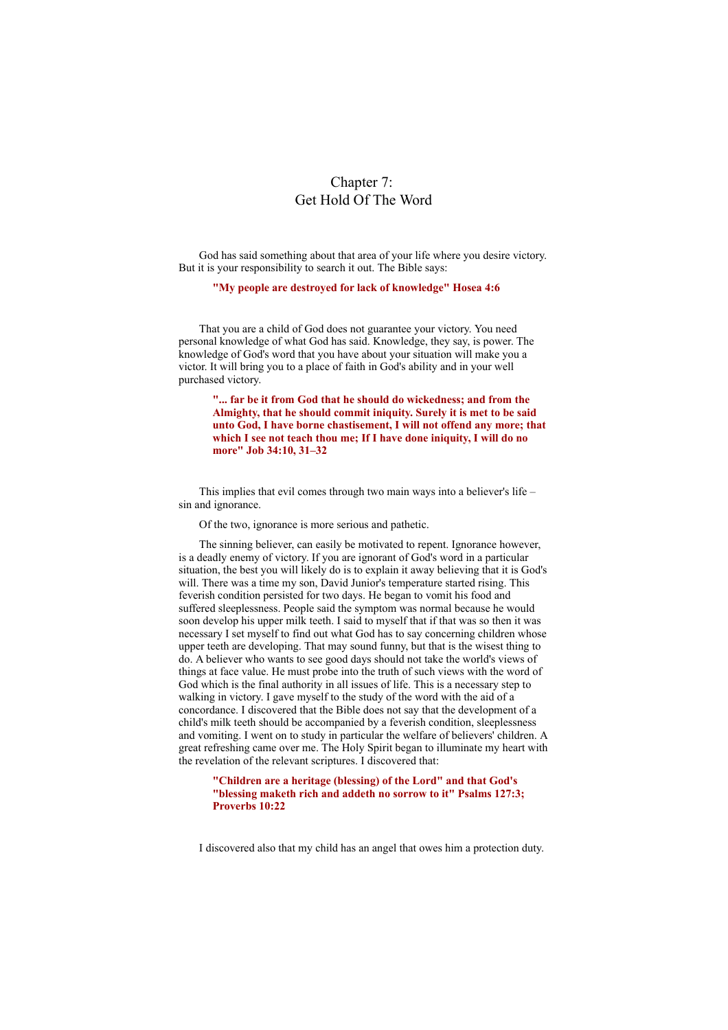# Chapter 7:
# Get Hold Of The Word

God has said something about that area of your life where you desire victory. But it is your responsibility to search it out. The Bible says:

> **"My people are destroyed for lack of knowledge" Hosea 4:6**

That you are a child of God does not guarantee your victory. You need personal knowledge of what God has said. Knowledge, they say, is power. The knowledge of God's word that you have about your situation will make you a victor. It will bring you to a place of faith in God's ability and in your well purchased victory.

> **"... far be it from God that he should do wickedness; and from the Almighty, that he should commit iniquity. Surely it is met to be said unto God, I have borne chastisement, I will not offend any more; that which I see not teach thou me; If I have done iniquity, I will do no more" Job 34:10, 31–32**

This implies that evil comes through two main ways into a believer's life – sin and ignorance.

Of the two, ignorance is more serious and pathetic.

The sinning believer, can easily be motivated to repent. Ignorance however, is a deadly enemy of victory. If you are ignorant of God's word in a particular situation, the best you will likely do is to explain it away believing that it is God's will. There was a time my son, David Junior's temperature started rising. This feverish condition persisted for two days. He began to vomit his food and suffered sleeplessness. People said the symptom was normal because he would soon develop his upper milk teeth. I said to myself that if that was so then it was necessary I set myself to find out what God has to say concerning children whose upper teeth are developing. That may sound funny, but that is the wisest thing to do. A believer who wants to see good days should not take the world's views of things at face value. He must probe into the truth of such views with the word of God which is the final authority in all issues of life. This is a necessary step to walking in victory. I gave myself to the study of the word with the aid of a concordance. I discovered that the Bible does not say that the development of a child's milk teeth should be accompanied by a feverish condition, sleeplessness and vomiting. I went on to study in particular the welfare of believers' children. A great refreshing came over me. The Holy Spirit began to illuminate my heart with the revelation of the relevant scriptures. I discovered that:

> **"Children are a heritage (blessing) of the Lord" and that God's "blessing maketh rich and addeth no sorrow to it" Psalms 127:3; Proverbs 10:22**

I discovered also that my child has an angel that owes him a protection duty.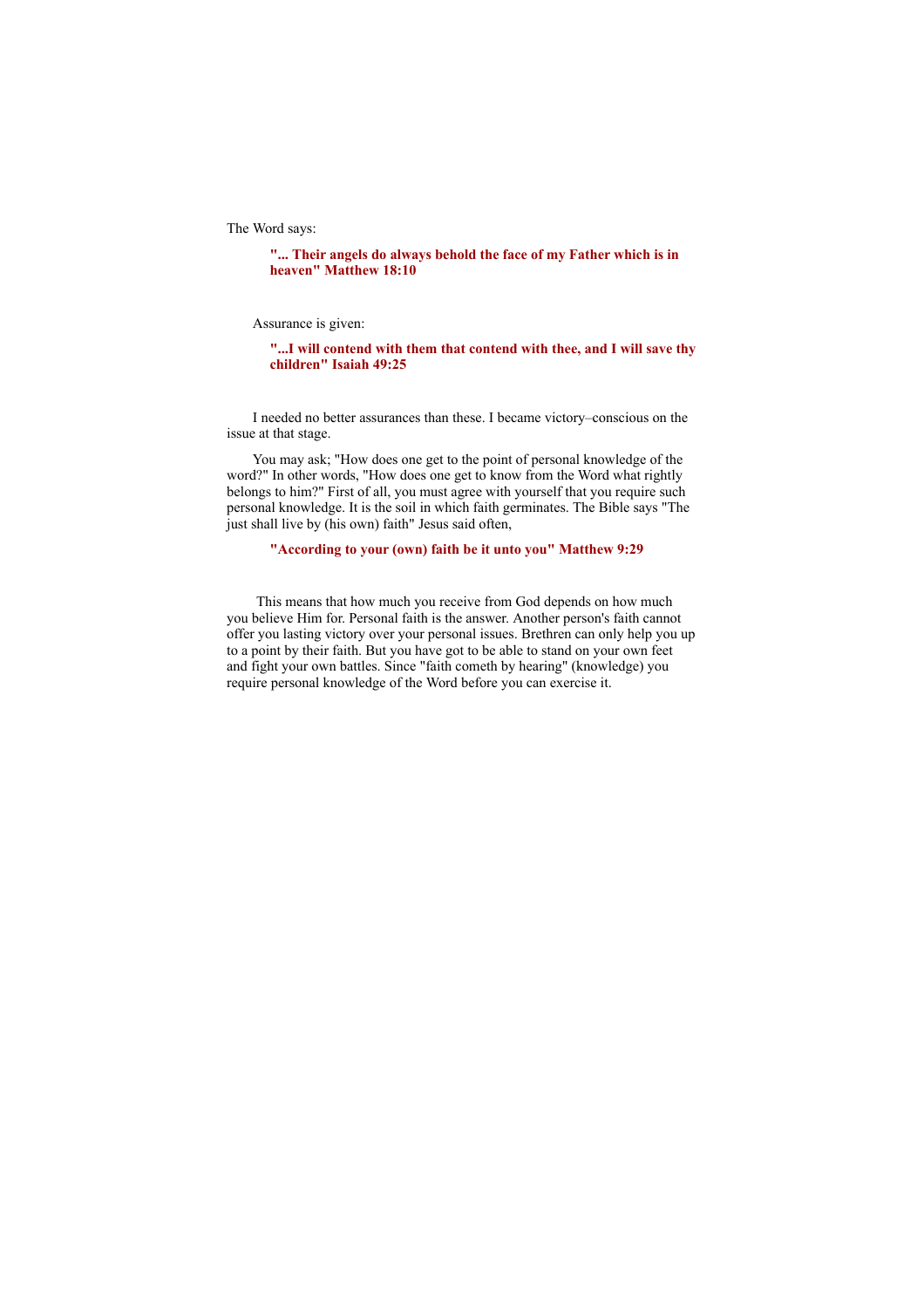The Word says:

> **"... Their angels do always behold the face of my Father which is in heaven" Matthew 18:10**

Assurance is given:

> **"...I will contend with them that contend with thee, and I will save thy children" Isaiah 49:25**

I needed no better assurances than these. I became victory–conscious on the issue at that stage.

You may ask; "How does one get to the point of personal knowledge of the word?" In other words, "How does one get to know from the Word what rightly belongs to him?" First of all, you must agree with yourself that you require such personal knowledge. It is the soil in which faith germinates. The Bible says "The just shall live by (his own) faith" Jesus said often,

> **"According to your (own) faith be it unto you" Matthew 9:29**

This means that how much you receive from God depends on how much you believe Him for. Personal faith is the answer. Another person's faith cannot offer you lasting victory over your personal issues. Brethren can only help you up to a point by their faith. But you have got to be able to stand on your own feet and fight your own battles. Since "faith cometh by hearing" (knowledge) you require personal knowledge of the Word before you can exercise it.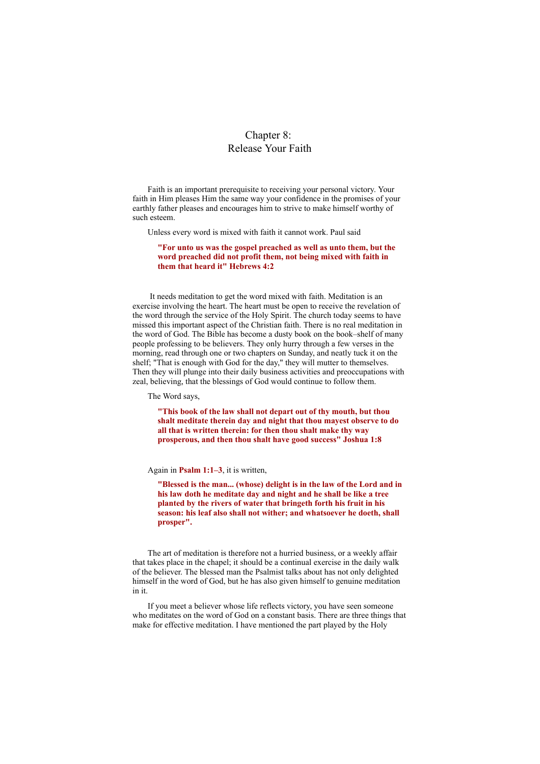# Chapter 8: Release Your Faith

Faith is an important prerequisite to receiving your personal victory. Your faith in Him pleases Him the same way your confidence in the promises of your earthly father pleases and encourages him to strive to make himself worthy of such esteem.

Unless every word is mixed with faith it cannot work. Paul said

> **"For unto us was the gospel preached as well as unto them, but the word preached did not profit them, not being mixed with faith in them that heard it" Hebrews 4:2**

It needs meditation to get the word mixed with faith. Meditation is an exercise involving the heart. The heart must be open to receive the revelation of the word through the service of the Holy Spirit. The church today seems to have missed this important aspect of the Christian faith. There is no real meditation in the word of God. The Bible has become a dusty book on the book–shelf of many people professing to be believers. They only hurry through a few verses in the morning, read through one or two chapters on Sunday, and neatly tuck it on the shelf; "That is enough with God for the day," they will mutter to themselves. Then they will plunge into their daily business activities and preoccupations with zeal, believing, that the blessings of God would continue to follow them.

The Word says,

> **"This book of the law shall not depart out of thy mouth, but thou shalt meditate therein day and night that thou mayest observe to do all that is written therein: for then thou shalt make thy way prosperous, and then thou shalt have good success" Joshua 1:8**

Again in **Psalm 1:1–3**, it is written,

> **"Blessed is the man... (whose) delight is in the law of the Lord and in his law doth he meditate day and night and he shall be like a tree planted by the rivers of water that bringeth forth his fruit in his season: his leaf also shall not wither; and whatsoever he doeth, shall prosper".**

The art of meditation is therefore not a hurried business, or a weekly affair that takes place in the chapel; it should be a continual exercise in the daily walk of the believer. The blessed man the Psalmist talks about has not only delighted himself in the word of God, but he has also given himself to genuine meditation in it.

If you meet a believer whose life reflects victory, you have seen someone who meditates on the word of God on a constant basis. There are three things that make for effective meditation. I have mentioned the part played by the Holy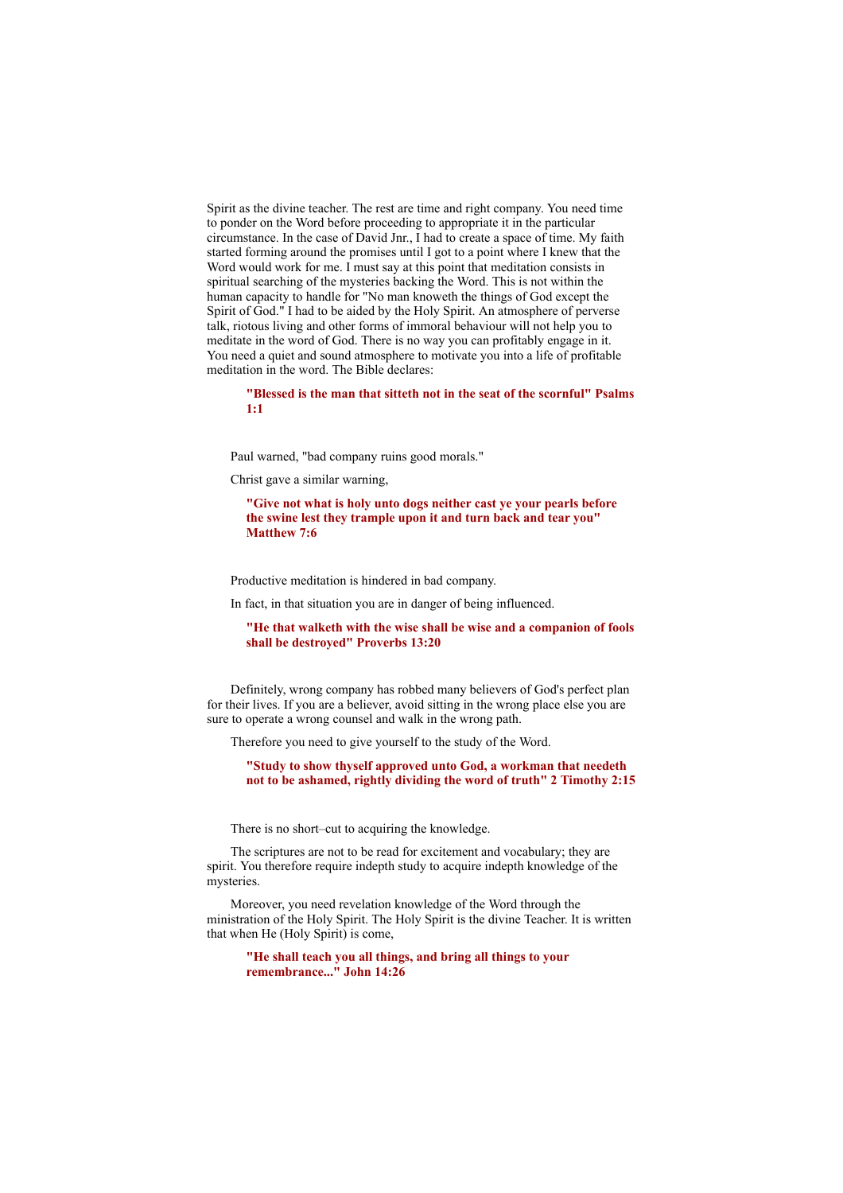Spirit as the divine teacher. The rest are time and right company. You need time to ponder on the Word before proceeding to appropriate it in the particular circumstance. In the case of David Jnr., I had to create a space of time. My faith started forming around the promises until I got to a point where I knew that the Word would work for me. I must say at this point that meditation consists in spiritual searching of the mysteries backing the Word. This is not within the human capacity to handle for "No man knoweth the things of God except the Spirit of God." I had to be aided by the Holy Spirit. An atmosphere of perverse talk, riotous living and other forms of immoral behaviour will not help you to meditate in the word of God. There is no way you can profitably engage in it. You need a quiet and sound atmosphere to motivate you into a life of profitable meditation in the word. The Bible declares:

> **"Blessed is the man that sitteth not in the seat of the scornful" Psalms 1:1**

Paul warned, "bad company ruins good morals."

Christ gave a similar warning,

> **"Give not what is holy unto dogs neither cast ye your pearls before the swine lest they trample upon it and turn back and tear you" Matthew 7:6**

Productive meditation is hindered in bad company.

In fact, in that situation you are in danger of being influenced.

> **"He that walketh with the wise shall be wise and a companion of fools shall be destroyed" Proverbs 13:20**

Definitely, wrong company has robbed many believers of God's perfect plan for their lives. If you are a believer, avoid sitting in the wrong place else you are sure to operate a wrong counsel and walk in the wrong path.

Therefore you need to give yourself to the study of the Word.

> **"Study to show thyself approved unto God, a workman that needeth not to be ashamed, rightly dividing the word of truth" 2 Timothy 2:15**

There is no short–cut to acquiring the knowledge.

The scriptures are not to be read for excitement and vocabulary; they are spirit. You therefore require indepth study to acquire indepth knowledge of the mysteries.

Moreover, you need revelation knowledge of the Word through the ministration of the Holy Spirit. The Holy Spirit is the divine Teacher. It is written that when He (Holy Spirit) is come,

> **"He shall teach you all things, and bring all things to your remembrance..." John 14:26**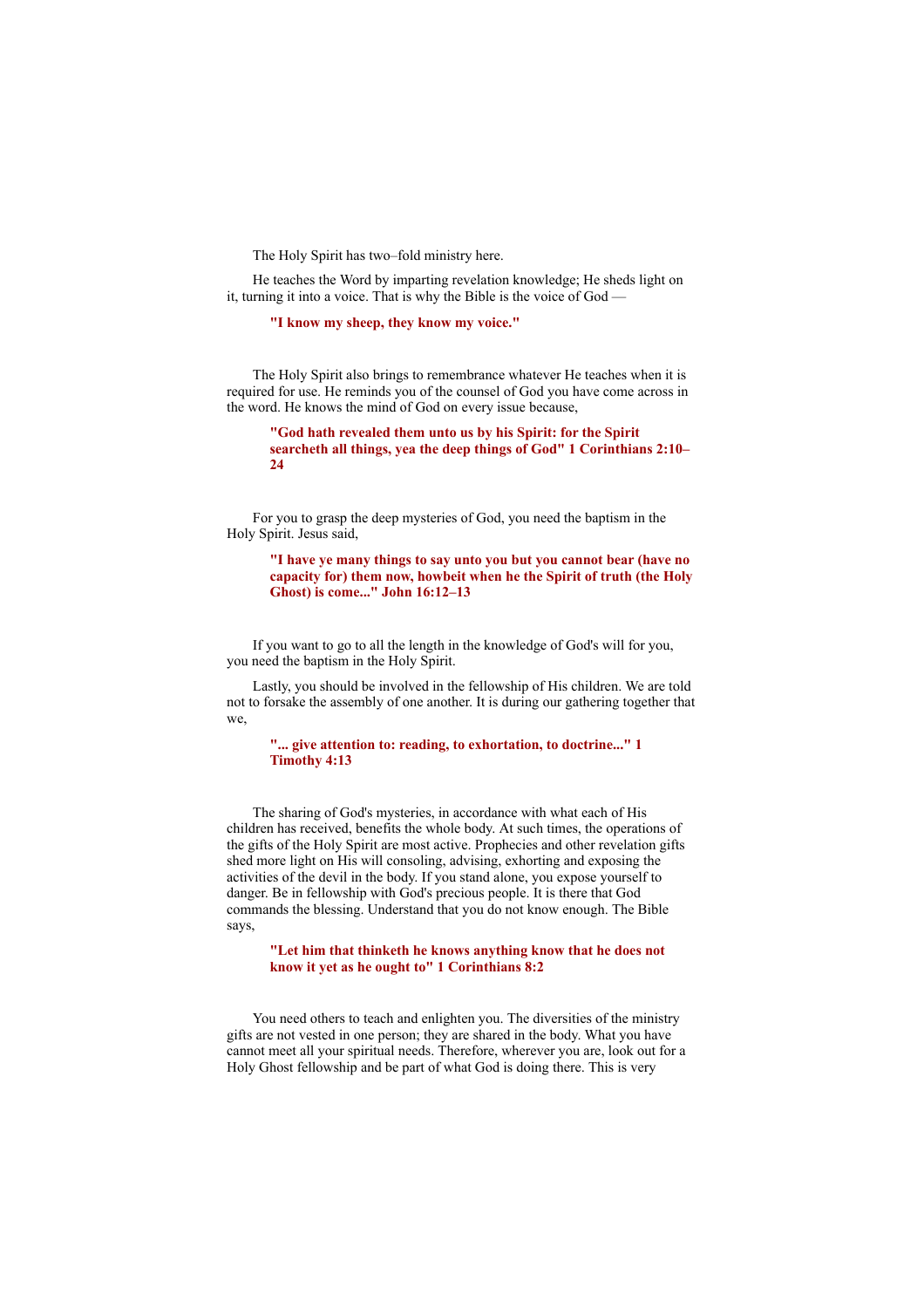The Holy Spirit has two–fold ministry here.

He teaches the Word by imparting revelation knowledge; He sheds light on it, turning it into a voice. That is why the Bible is the voice of God —

> **"I know my sheep, they know my voice."**

The Holy Spirit also brings to remembrance whatever He teaches when it is required for use. He reminds you of the counsel of God you have come across in the word. He knows the mind of God on every issue because,

> **"God hath revealed them unto us by his Spirit: for the Spirit searcheth all things, yea the deep things of God" 1 Corinthians 2:10–24**

For you to grasp the deep mysteries of God, you need the baptism in the Holy Spirit. Jesus said,

> **"I have ye many things to say unto you but you cannot bear (have no capacity for) them now, howbeit when he the Spirit of truth (the Holy Ghost) is come..." John 16:12–13**

If you want to go to all the length in the knowledge of God's will for you, you need the baptism in the Holy Spirit.

Lastly, you should be involved in the fellowship of His children. We are told not to forsake the assembly of one another. It is during our gathering together that we,

> **"... give attention to: reading, to exhortation, to doctrine..." 1 Timothy 4:13**

The sharing of God's mysteries, in accordance with what each of His children has received, benefits the whole body. At such times, the operations of the gifts of the Holy Spirit are most active. Prophecies and other revelation gifts shed more light on His will consoling, advising, exhorting and exposing the activities of the devil in the body. If you stand alone, you expose yourself to danger. Be in fellowship with God's precious people. It is there that God commands the blessing. Understand that you do not know enough. The Bible says,

> **"Let him that thinketh he knows anything know that he does not know it yet as he ought to" 1 Corinthians 8:2**

You need others to teach and enlighten you. The diversities of the ministry gifts are not vested in one person; they are shared in the body. What you have cannot meet all your spiritual needs. Therefore, wherever you are, look out for a Holy Ghost fellowship and be part of what God is doing there. This is very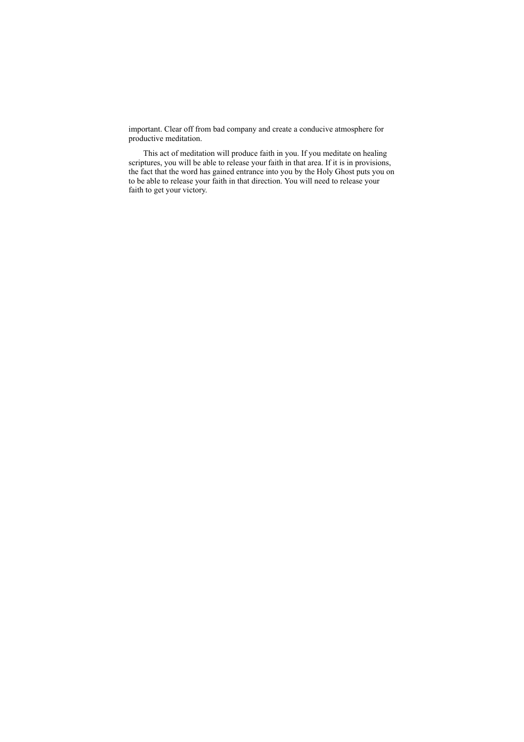important. Clear off from bad company and create a conducive atmosphere for productive meditation.

This act of meditation will produce faith in you. If you meditate on healing scriptures, you will be able to release your faith in that area. If it is in provisions, the fact that the word has gained entrance into you by the Holy Ghost puts you on to be able to release your faith in that direction. You will need to release your faith to get your victory.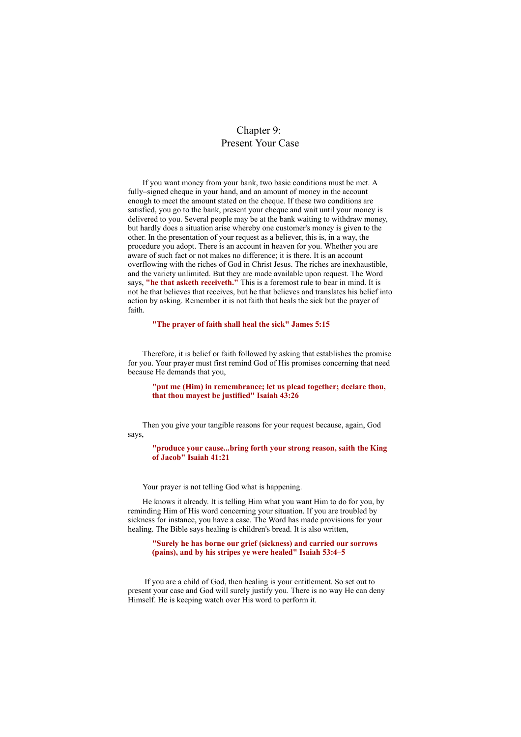# Chapter 9:
# Present Your Case

If you want money from your bank, two basic conditions must be met. A fully–signed cheque in your hand, and an amount of money in the account enough to meet the amount stated on the cheque. If these two conditions are satisfied, you go to the bank, present your cheque and wait until your money is delivered to you. Several people may be at the bank waiting to withdraw money, but hardly does a situation arise whereby one customer's money is given to the other. In the presentation of your request as a believer, this is, in a way, the procedure you adopt. There is an account in heaven for you. Whether you are aware of such fact or not makes no difference; it is there. It is an account overflowing with the riches of God in Christ Jesus. The riches are inexhaustible, and the variety unlimited. But they are made available upon request. The Word says, **"he that asketh receiveth."** This is a foremost rule to bear in mind. It is not he that believes that receives, but he that believes and translates his belief into action by asking. Remember it is not faith that heals the sick but the prayer of faith.

> **"The prayer of faith shall heal the sick" James 5:15**

Therefore, it is belief or faith followed by asking that establishes the promise for you. Your prayer must first remind God of His promises concerning that need because He demands that you,

> **"put me (Him) in remembrance; let us plead together; declare thou, that thou mayest be justified" Isaiah 43:26**

Then you give your tangible reasons for your request because, again, God says,

> **"produce your cause...bring forth your strong reason, saith the King of Jacob" Isaiah 41:21**

Your prayer is not telling God what is happening.

He knows it already. It is telling Him what you want Him to do for you, by reminding Him of His word concerning your situation. If you are troubled by sickness for instance, you have a case. The Word has made provisions for your healing. The Bible says healing is children's bread. It is also written,

> **"Surely he has borne our grief (sickness) and carried our sorrows (pains), and by his stripes ye were healed" Isaiah 53:4–5**

If you are a child of God, then healing is your entitlement. So set out to present your case and God will surely justify you. There is no way He can deny Himself. He is keeping watch over His word to perform it.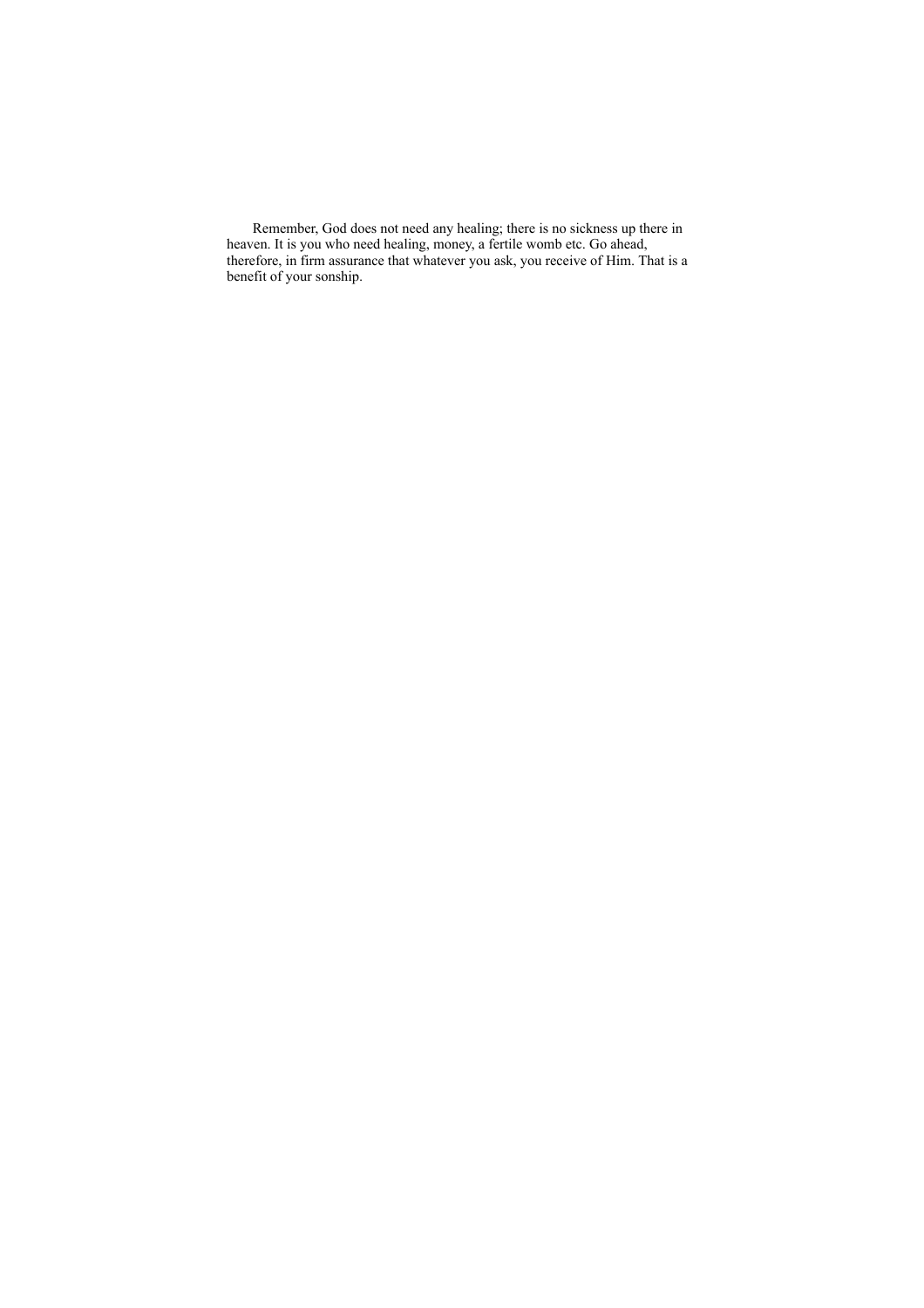Remember, God does not need any healing; there is no sickness up there in heaven. It is you who need healing, money, a fertile womb etc. Go ahead, therefore, in firm assurance that whatever you ask, you receive of Him. That is a benefit of your sonship.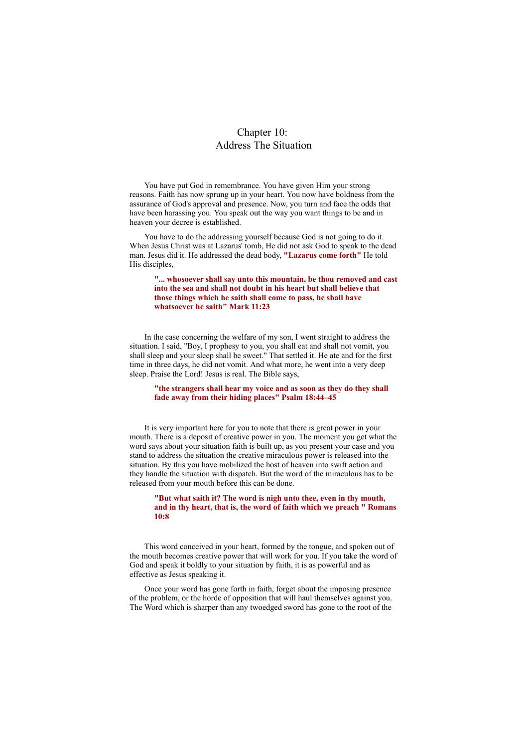# Chapter 10:
# Address The Situation

You have put God in remembrance. You have given Him your strong reasons. Faith has now sprung up in your heart. You now have boldness from the assurance of God's approval and presence. Now, you turn and face the odds that have been harassing you. You speak out the way you want things to be and in heaven your decree is established.

You have to do the addressing yourself because God is not going to do it. When Jesus Christ was at Lazarus' tomb, He did not ask God to speak to the dead man. Jesus did it. He addressed the dead body, **"Lazarus come forth"** He told His disciples,

> **"... whosoever shall say unto this mountain, be thou removed and cast into the sea and shall not doubt in his heart but shall believe that those things which he saith shall come to pass, he shall have whatsoever he saith" Mark 11:23**

In the case concerning the welfare of my son, I went straight to address the situation. I said, "Boy, I prophesy to you, you shall eat and shall not vomit, you shall sleep and your sleep shall be sweet." That settled it. He ate and for the first time in three days, he did not vomit. And what more, he went into a very deep sleep. Praise the Lord! Jesus is real. The Bible says,

> **"the strangers shall hear my voice and as soon as they do they shall fade away from their hiding places" Psalm 18:44–45**

It is very important here for you to note that there is great power in your mouth. There is a deposit of creative power in you. The moment you get what the word says about your situation faith is built up, as you present your case and you stand to address the situation the creative miraculous power is released into the situation. By this you have mobilized the host of heaven into swift action and they handle the situation with dispatch. But the word of the miraculous has to be released from your mouth before this can be done.

> **"But what saith it? The word is nigh unto thee, even in thy mouth, and in thy heart, that is, the word of faith which we preach " Romans 10:8**

This word conceived in your heart, formed by the tongue, and spoken out of the mouth becomes creative power that will work for you. If you take the word of God and speak it boldly to your situation by faith, it is as powerful and as effective as Jesus speaking it.

Once your word has gone forth in faith, forget about the imposing presence of the problem, or the horde of opposition that will haul themselves against you. The Word which is sharper than any twoedged sword has gone to the root of the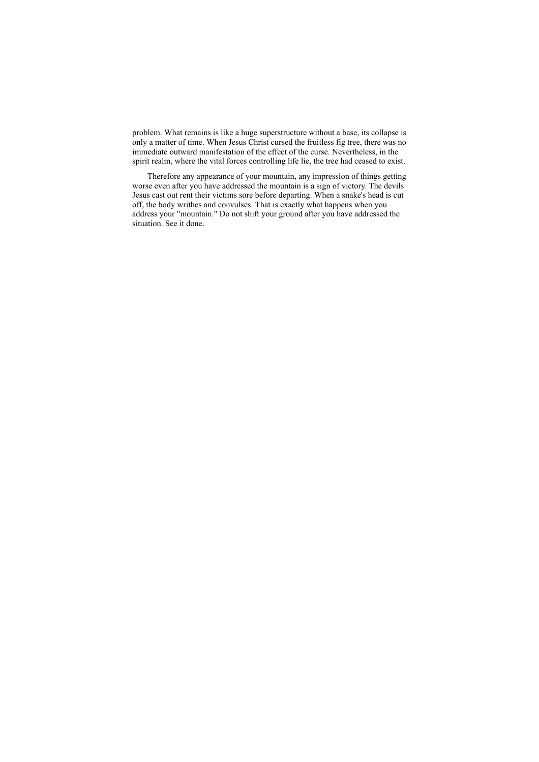problem. What remains is like a huge superstructure without a base, its collapse is only a matter of time. When Jesus Christ cursed the fruitless fig tree, there was no immediate outward manifestation of the effect of the curse. Nevertheless, in the spirit realm, where the vital forces controlling life lie, the tree had ceased to exist.

Therefore any appearance of your mountain, any impression of things getting worse even after you have addressed the mountain is a sign of victory. The devils Jesus cast out rent their victims sore before departing. When a snake's head is cut off, the body writhes and convulses. That is exactly what happens when you address your "mountain." Do not shift your ground after you have addressed the situation. See it done.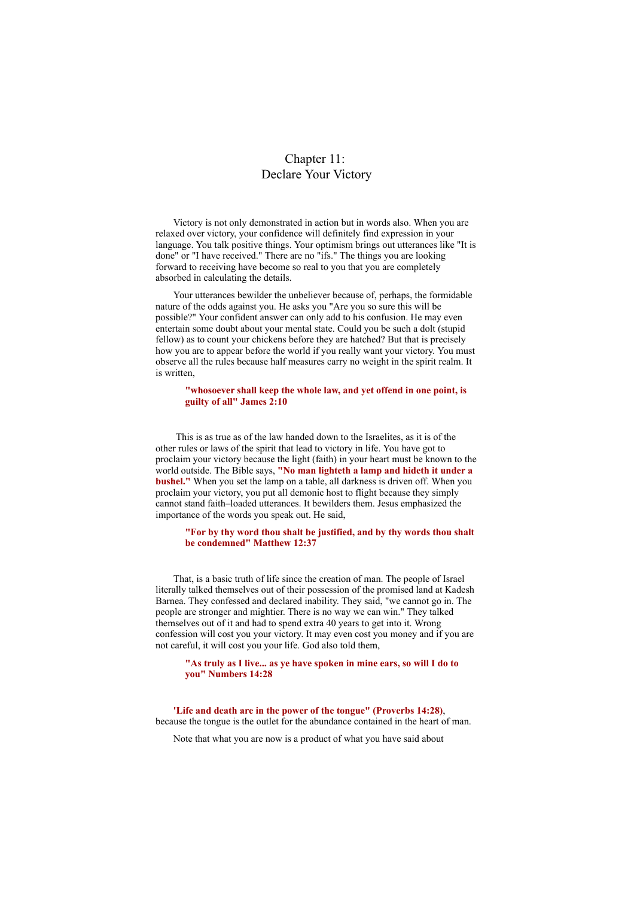# Chapter 11: Declare Your Victory

Victory is not only demonstrated in action but in words also. When you are relaxed over victory, your confidence will definitely find expression in your language. You talk positive things. Your optimism brings out utterances like "It is done" or "I have received." There are no "ifs." The things you are looking forward to receiving have become so real to you that you are completely absorbed in calculating the details.

Your utterances bewilder the unbeliever because of, perhaps, the formidable nature of the odds against you. He asks you "Are you so sure this will be possible?" Your confident answer can only add to his confusion. He may even entertain some doubt about your mental state. Could you be such a dolt (stupid fellow) as to count your chickens before they are hatched? But that is precisely how you are to appear before the world if you really want your victory. You must observe all the rules because half measures carry no weight in the spirit realm. It is written,

> **"whosoever shall keep the whole law, and yet offend in one point, is guilty of all" James 2:10**

This is as true as of the law handed down to the Israelites, as it is of the other rules or laws of the spirit that lead to victory in life. You have got to proclaim your victory because the light (faith) in your heart must be known to the world outside. The Bible says, **"No man lighteth a lamp and hideth it under a bushel."** When you set the lamp on a table, all darkness is driven off. When you proclaim your victory, you put all demonic host to flight because they simply cannot stand faith–loaded utterances. It bewilders them. Jesus emphasized the importance of the words you speak out. He said,

> **"For by thy word thou shalt be justified, and by thy words thou shalt be condemned" Matthew 12:37**

That, is a basic truth of life since the creation of man. The people of Israel literally talked themselves out of their possession of the promised land at Kadesh Barnea. They confessed and declared inability. They said, "we cannot go in. The people are stronger and mightier. There is no way we can win." They talked themselves out of it and had to spend extra 40 years to get into it. Wrong confession will cost you your victory. It may even cost you money and if you are not careful, it will cost you your life. God also told them,

> **"As truly as I live... as ye have spoken in mine ears, so will I do to you" Numbers 14:28**

**'Life and death are in the power of the tongue" (Proverbs 14:28)**, because the tongue is the outlet for the abundance contained in the heart of man.

Note that what you are now is a product of what you have said about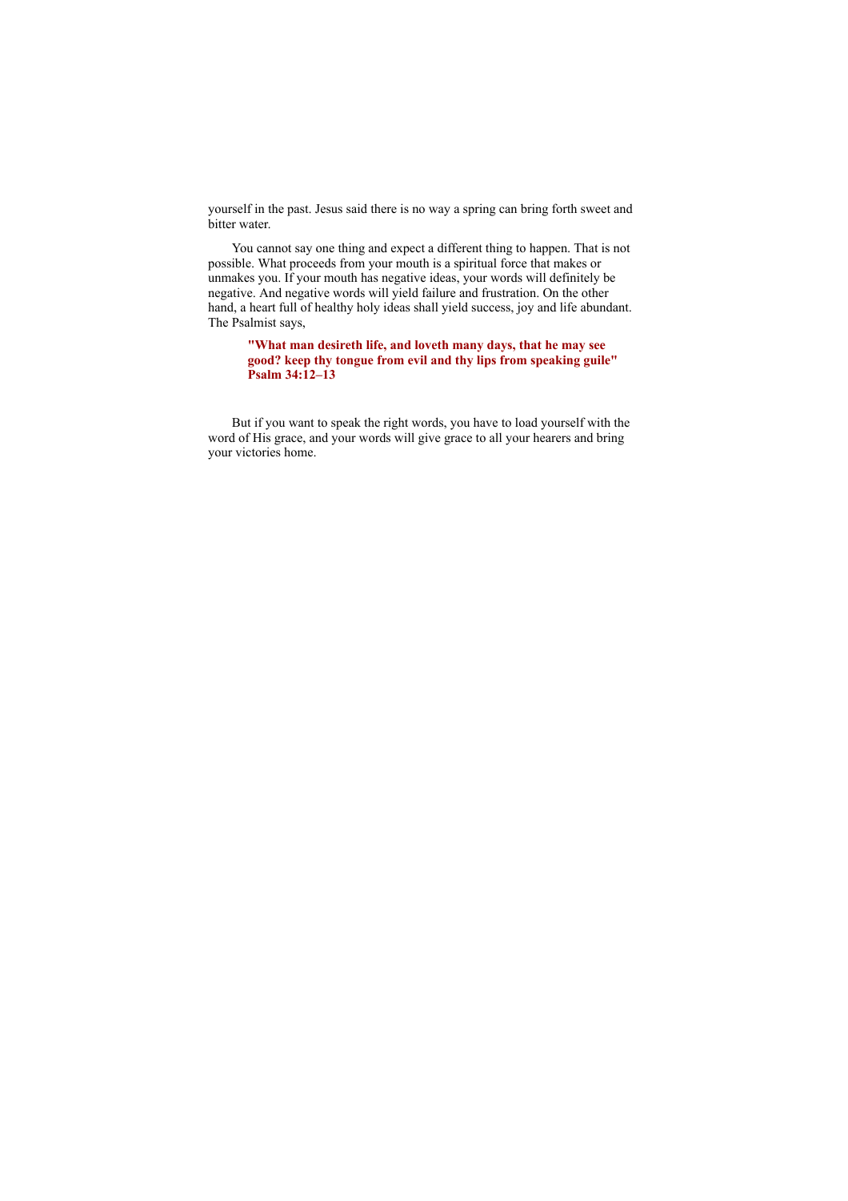yourself in the past. Jesus said there is no way a spring can bring forth sweet and bitter water.

You cannot say one thing and expect a different thing to happen. That is not possible. What proceeds from your mouth is a spiritual force that makes or unmakes you. If your mouth has negative ideas, your words will definitely be negative. And negative words will yield failure and frustration. On the other hand, a heart full of healthy holy ideas shall yield success, joy and life abundant. The Psalmist says,

> **"What man desireth life, and loveth many days, that he may see good? keep thy tongue from evil and thy lips from speaking guile" Psalm 34:12–13**

But if you want to speak the right words, you have to load yourself with the word of His grace, and your words will give grace to all your hearers and bring your victories home.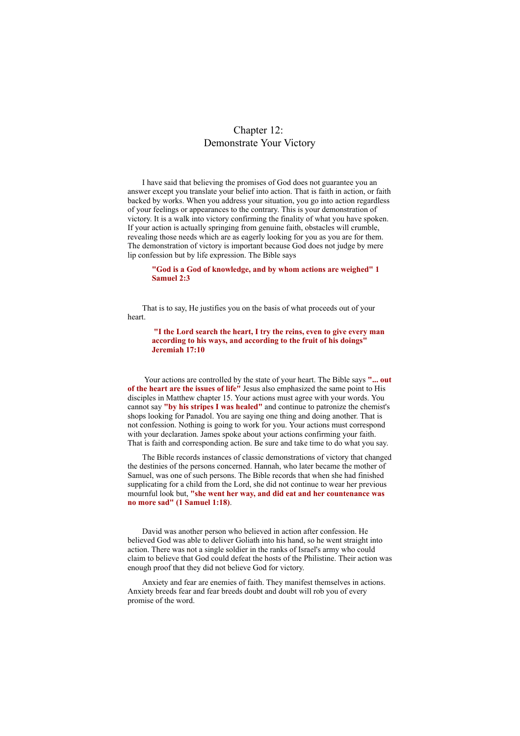# Chapter 12:
# Demonstrate Your Victory

I have said that believing the promises of God does not guarantee you an answer except you translate your belief into action. That is faith in action, or faith backed by works. When you address your situation, you go into action regardless of your feelings or appearances to the contrary. This is your demonstration of victory. It is a walk into victory confirming the finality of what you have spoken. If your action is actually springing from genuine faith, obstacles will crumble, revealing those needs which are as eagerly looking for you as you are for them. The demonstration of victory is important because God does not judge by mere lip confession but by life expression. The Bible says

> **"God is a God of knowledge, and by whom actions are weighed" 1 Samuel 2:3**

That is to say, He justifies you on the basis of what proceeds out of your heart.

> **"I the Lord search the heart, I try the reins, even to give every man according to his ways, and according to the fruit of his doings" Jeremiah 17:10**

Your actions are controlled by the state of your heart. The Bible says **"... out of the heart are the issues of life"** Jesus also emphasized the same point to His disciples in Matthew chapter 15. Your actions must agree with your words. You cannot say **"by his stripes I was healed"** and continue to patronize the chemist's shops looking for Panadol. You are saying one thing and doing another. That is not confession. Nothing is going to work for you. Your actions must correspond with your declaration. James spoke about your actions confirming your faith. That is faith and corresponding action. Be sure and take time to do what you say.

The Bible records instances of classic demonstrations of victory that changed the destinies of the persons concerned. Hannah, who later became the mother of Samuel, was one of such persons. The Bible records that when she had finished supplicating for a child from the Lord, she did not continue to wear her previous mournful look but, **"she went her way, and did eat and her countenance was no more sad" (1 Samuel 1:18)**.

David was another person who believed in action after confession. He believed God was able to deliver Goliath into his hand, so he went straight into action. There was not a single soldier in the ranks of Israel's army who could claim to believe that God could defeat the hosts of the Philistine. Their action was enough proof that they did not believe God for victory.

Anxiety and fear are enemies of faith. They manifest themselves in actions. Anxiety breeds fear and fear breeds doubt and doubt will rob you of every promise of the word.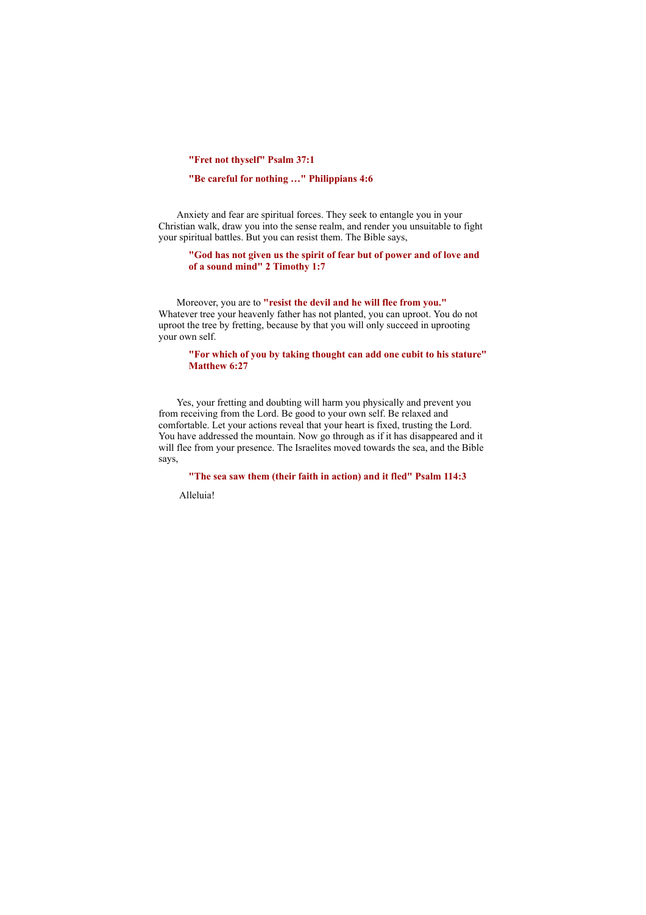**"Fret not thyself" Psalm 37:1**

**"Be careful for nothing …" Philippians 4:6**

Anxiety and fear are spiritual forces. They seek to entangle you in your Christian walk, draw you into the sense realm, and render you unsuitable to fight your spiritual battles. But you can resist them. The Bible says,

> **"God has not given us the spirit of fear but of power and of love and of a sound mind" 2 Timothy 1:7**

Moreover, you are to **"resist the devil and he will flee from you."** Whatever tree your heavenly father has not planted, you can uproot. You do not uproot the tree by fretting, because by that you will only succeed in uprooting your own self.

> **"For which of you by taking thought can add one cubit to his stature" Matthew 6:27**

Yes, your fretting and doubting will harm you physically and prevent you from receiving from the Lord. Be good to your own self. Be relaxed and comfortable. Let your actions reveal that your heart is fixed, trusting the Lord. You have addressed the mountain. Now go through as if it has disappeared and it will flee from your presence. The Israelites moved towards the sea, and the Bible says,

> **"The sea saw them (their faith in action) and it fled" Psalm 114:3**

Alleluia!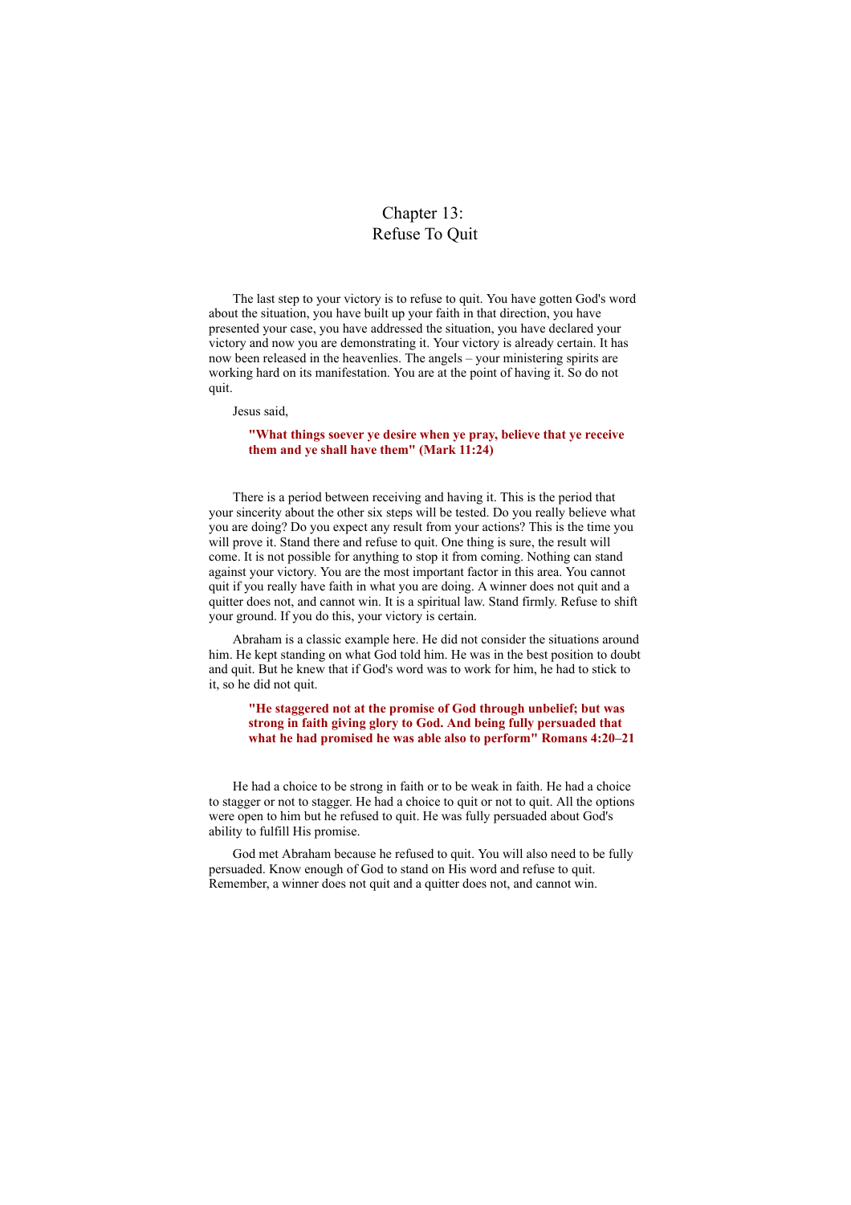# Chapter 13: Refuse To Quit

The last step to your victory is to refuse to quit. You have gotten God's word about the situation, you have built up your faith in that direction, you have presented your case, you have addressed the situation, you have declared your victory and now you are demonstrating it. Your victory is already certain. It has now been released in the heavenlies. The angels – your ministering spirits are working hard on its manifestation. You are at the point of having it. So do not quit.

Jesus said,

> **"What things soever ye desire when ye pray, believe that ye receive them and ye shall have them" (Mark 11:24)**

There is a period between receiving and having it. This is the period that your sincerity about the other six steps will be tested. Do you really believe what you are doing? Do you expect any result from your actions? This is the time you will prove it. Stand there and refuse to quit. One thing is sure, the result will come. It is not possible for anything to stop it from coming. Nothing can stand against your victory. You are the most important factor in this area. You cannot quit if you really have faith in what you are doing. A winner does not quit and a quitter does not, and cannot win. It is a spiritual law. Stand firmly. Refuse to shift your ground. If you do this, your victory is certain.

Abraham is a classic example here. He did not consider the situations around him. He kept standing on what God told him. He was in the best position to doubt and quit. But he knew that if God's word was to work for him, he had to stick to it, so he did not quit.

> **"He staggered not at the promise of God through unbelief; but was strong in faith giving glory to God. And being fully persuaded that what he had promised he was able also to perform" Romans 4:20–21**

He had a choice to be strong in faith or to be weak in faith. He had a choice to stagger or not to stagger. He had a choice to quit or not to quit. All the options were open to him but he refused to quit. He was fully persuaded about God's ability to fulfill His promise.

God met Abraham because he refused to quit. You will also need to be fully persuaded. Know enough of God to stand on His word and refuse to quit. Remember, a winner does not quit and a quitter does not, and cannot win.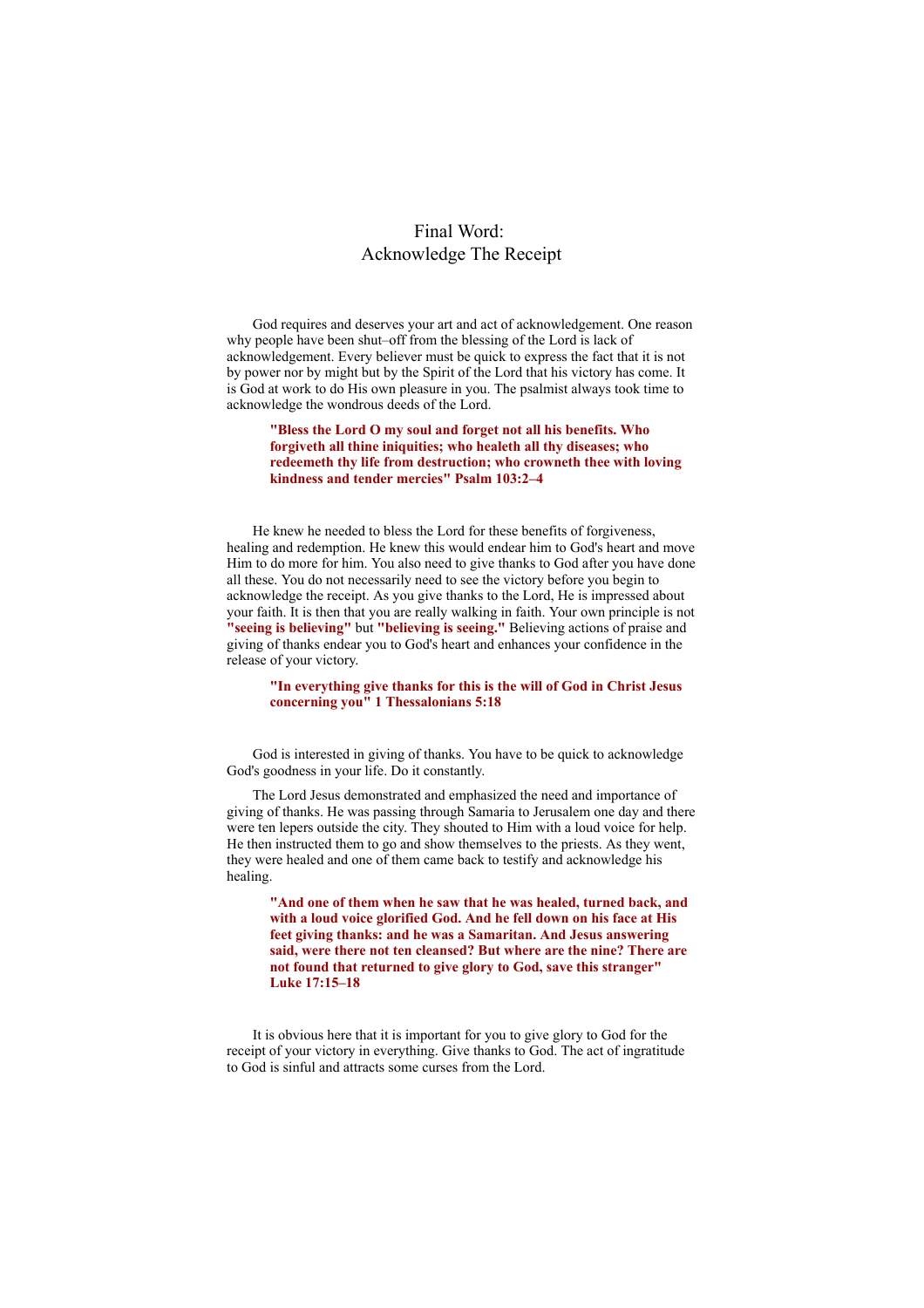# Final Word:
# Acknowledge The Receipt

God requires and deserves your art and act of acknowledgement. One reason why people have been shut–off from the blessing of the Lord is lack of acknowledgement. Every believer must be quick to express the fact that it is not by power nor by might but by the Spirit of the Lord that his victory has come. It is God at work to do His own pleasure in you. The psalmist always took time to acknowledge the wondrous deeds of the Lord.

> **"Bless the Lord O my soul and forget not all his benefits. Who forgiveth all thine iniquities; who healeth all thy diseases; who redeemeth thy life from destruction; who crowneth thee with loving kindness and tender mercies" Psalm 103:2–4**

He knew he needed to bless the Lord for these benefits of forgiveness, healing and redemption. He knew this would endear him to God's heart and move Him to do more for him. You also need to give thanks to God after you have done all these. You do not necessarily need to see the victory before you begin to acknowledge the receipt. As you give thanks to the Lord, He is impressed about your faith. It is then that you are really walking in faith. Your own principle is not **"seeing is believing"** but **"believing is seeing."** Believing actions of praise and giving of thanks endear you to God's heart and enhances your confidence in the release of your victory.

> **"In everything give thanks for this is the will of God in Christ Jesus concerning you" 1 Thessalonians 5:18**

God is interested in giving of thanks. You have to be quick to acknowledge God's goodness in your life. Do it constantly.

The Lord Jesus demonstrated and emphasized the need and importance of giving of thanks. He was passing through Samaria to Jerusalem one day and there were ten lepers outside the city. They shouted to Him with a loud voice for help. He then instructed them to go and show themselves to the priests. As they went, they were healed and one of them came back to testify and acknowledge his healing.

> **"And one of them when he saw that he was healed, turned back, and with a loud voice glorified God. And he fell down on his face at His feet giving thanks: and he was a Samaritan. And Jesus answering said, were there not ten cleansed? But where are the nine? There are not found that returned to give glory to God, save this stranger" Luke 17:15–18**

It is obvious here that it is important for you to give glory to God for the receipt of your victory in everything. Give thanks to God. The act of ingratitude to God is sinful and attracts some curses from the Lord.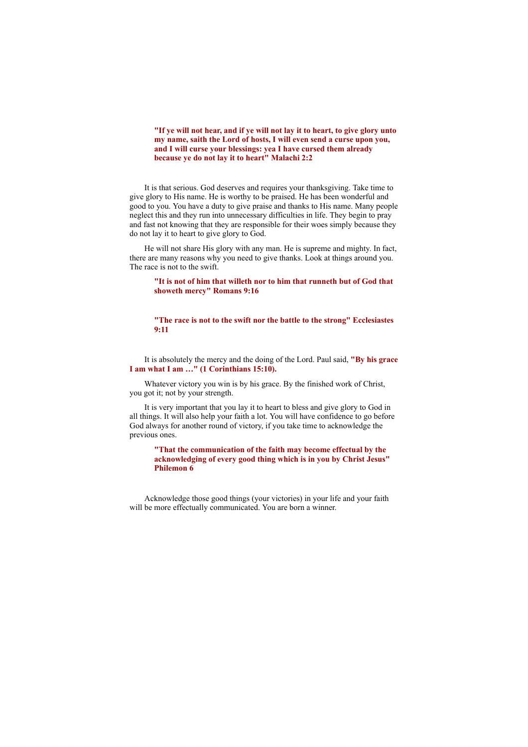> **"If ye will not hear, and if ye will not lay it to heart, to give glory unto my name, saith the Lord of hosts, I will even send a curse upon you, and I will curse your blessings: yea I have cursed them already because ye do not lay it to heart" Malachi 2:2**

It is that serious. God deserves and requires your thanksgiving. Take time to give glory to His name. He is worthy to be praised. He has been wonderful and good to you. You have a duty to give praise and thanks to His name. Many people neglect this and they run into unnecessary difficulties in life. They begin to pray and fast not knowing that they are responsible for their woes simply because they do not lay it to heart to give glory to God.

He will not share His glory with any man. He is supreme and mighty. In fact, there are many reasons why you need to give thanks. Look at things around you. The race is not to the swift.

> **"It is not of him that willeth nor to him that runneth but of God that showeth mercy" Romans 9:16**

> **"The race is not to the swift nor the battle to the strong" Ecclesiastes 9:11**

It is absolutely the mercy and the doing of the Lord. Paul said, **"By his grace I am what I am …" (1 Corinthians 15:10).**

Whatever victory you win is by his grace. By the finished work of Christ, you got it; not by your strength.

It is very important that you lay it to heart to bless and give glory to God in all things. It will also help your faith a lot. You will have confidence to go before God always for another round of victory, if you take time to acknowledge the previous ones.

> **"That the communication of the faith may become effectual by the acknowledging of every good thing which is in you by Christ Jesus" Philemon 6**

Acknowledge those good things (your victories) in your life and your faith will be more effectually communicated. You are born a winner.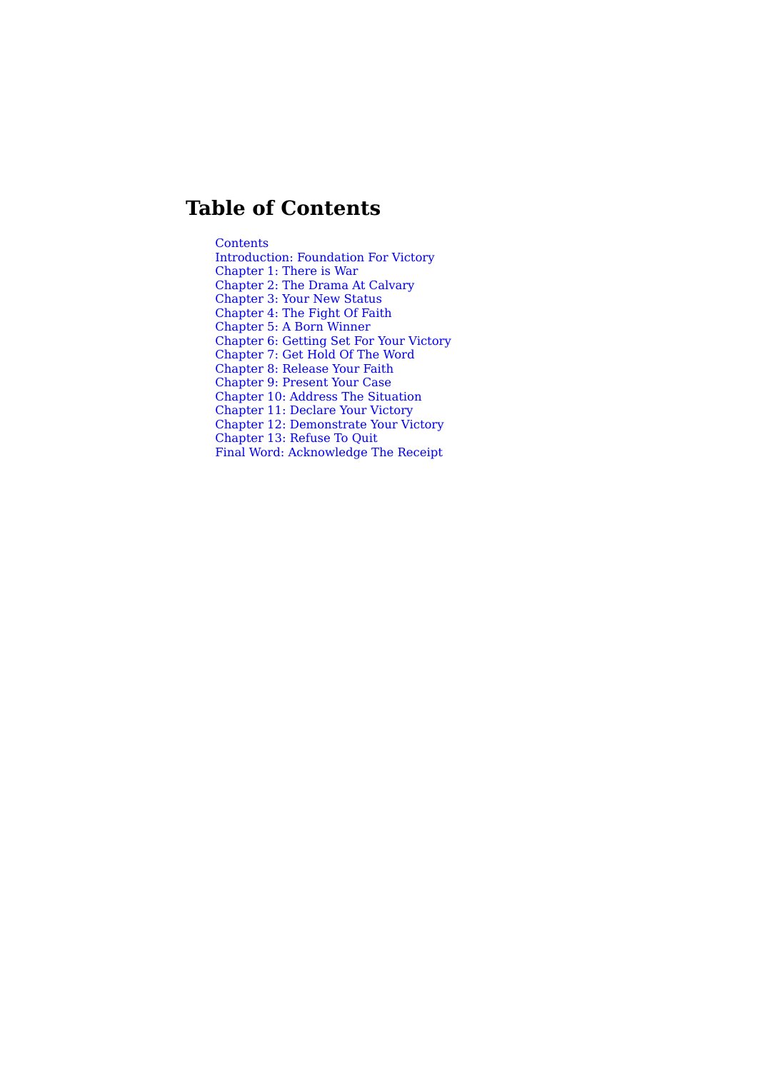# Table of Contents

- Contents
- Introduction: Foundation For Victory
- Chapter 1: There is War
- Chapter 2: The Drama At Calvary
- Chapter 3: Your New Status
- Chapter 4: The Fight Of Faith
- Chapter 5: A Born Winner
- Chapter 6: Getting Set For Your Victory
- Chapter 7: Get Hold Of The Word
- Chapter 8: Release Your Faith
- Chapter 9: Present Your Case
- Chapter 10: Address The Situation
- Chapter 11: Declare Your Victory
- Chapter 12: Demonstrate Your Victory
- Chapter 13: Refuse To Quit
- Final Word: Acknowledge The Receipt